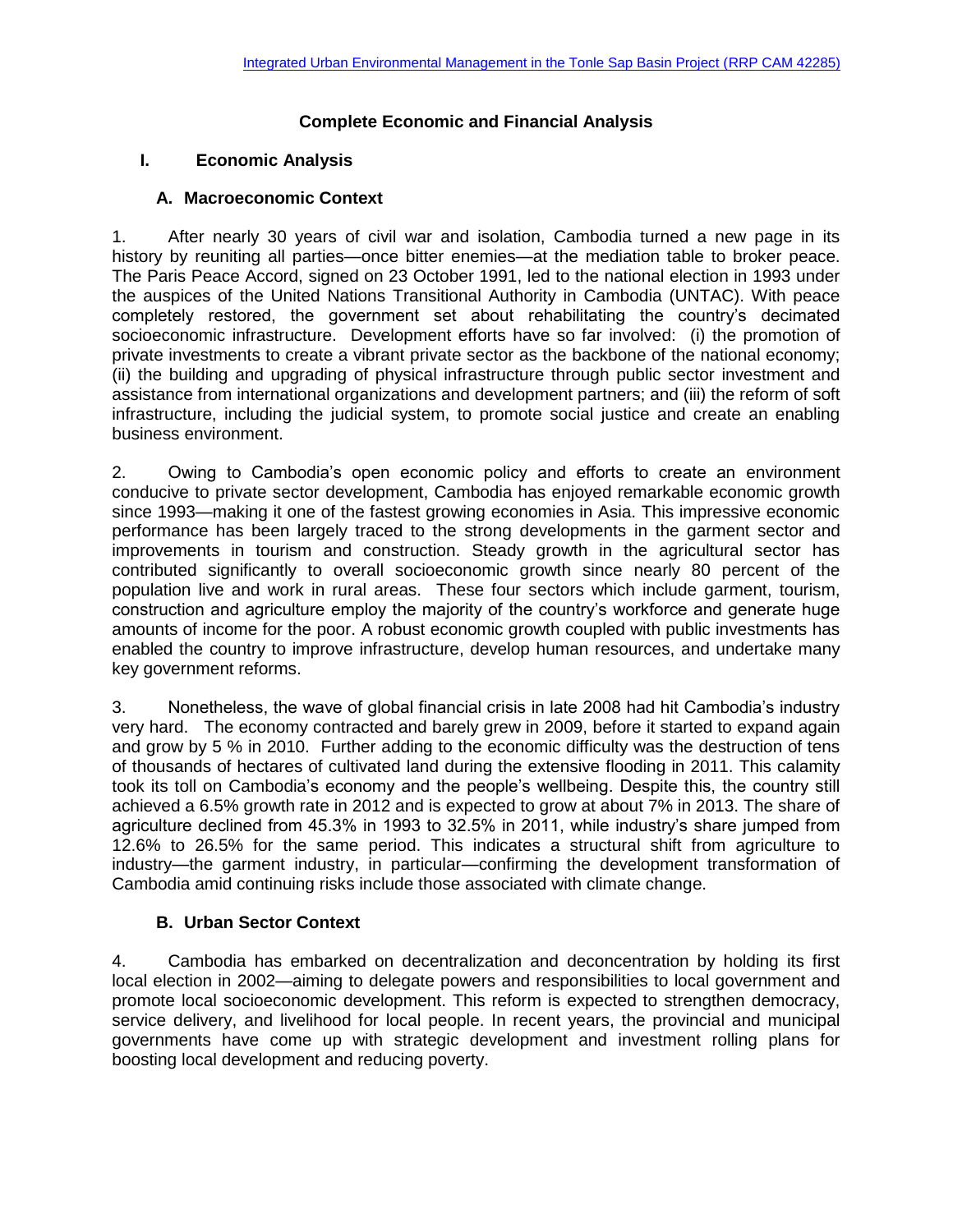# Complete Economic and Financial Analysis

## I. Economic Analysis

### A. Macroeconomic Context

1. After nearly 30 years of civil war and isolation, Cambodia turned a new page in its history by reuniting all parties—once bitter enemies—at the mediation table to broker peace. The Paris Peace Accord, signed on 23 October 1991, led to the national election in 1993 under the auspices of the United Nations Transitional Authority in Cambodia (UNTAC). With peace completely restored, the government set about rehabilitating the country's decimated socioeconomic infrastructure. Development efforts have so far involved: (i) the promotion of private investments to create a vibrant private sector as the backbone of the national economy; (ii) the building and upgrading of physical infrastructure through public sector investment and assistance from international organizations and development partners; and (iii) the reform of soft infrastructure, including the judicial system, to promote social justice and create an enabling business environment.

2. Owing to Cambodia's open economic policy and efforts to create an environment conducive to private sector development, Cambodia has enjoyed remarkable economic growth since 1993—making it one of the fastest growing economies in Asia. This impressive economic performance has been largely traced to the strong developments in the garment sector and improvements in tourism and construction. Steady growth in the agricultural sector has contributed significantly to overall socioeconomic growth since nearly 80 percent of the population live and work in rural areas. These four sectors which include garment, tourism, construction and agriculture employ the majority of the country's workforce and generate huge amounts of income for the poor. A robust economic growth coupled with public investments has enabled the country to improve infrastructure, develop human resources, and undertake many key government reforms.

3. Nonetheless, the wave of global financial crisis in late 2008 had hit Cambodia's industry very hard. The economy contracted and barely grew in 2009, before it started to expand again and grow by 5 % in 2010. Further adding to the economic difficulty was the destruction of tens of thousands of hectares of cultivated land during the extensive flooding in 2011. This calamity took its toll on Cambodia's economy and the people's wellbeing. Despite this, the country still achieved a 6.5% growth rate in 2012 and is expected to grow at about 7% in 2013. The share of agriculture declined from 45.3% in 1993 to 32.5% in 2011, while industry's share jumped from 12.6% to 26.5% for the same period. This indicates a structural shift from agriculture to industry—the garment industry, in particular—confirming the development transformation of Cambodia amid continuing risks include those associated with climate change.

### B. Urban Sector Context

4. Cambodia has embarked on decentralization and deconcentration by holding its first local election in 2002—aiming to delegate powers and responsibilities to local government and promote local socioeconomic development. This reform is expected to strengthen democracy, service delivery, and livelihood for local people. In recent years, the provincial and municipal governments have come up with strategic development and investment rolling plans for boosting local development and reducing poverty.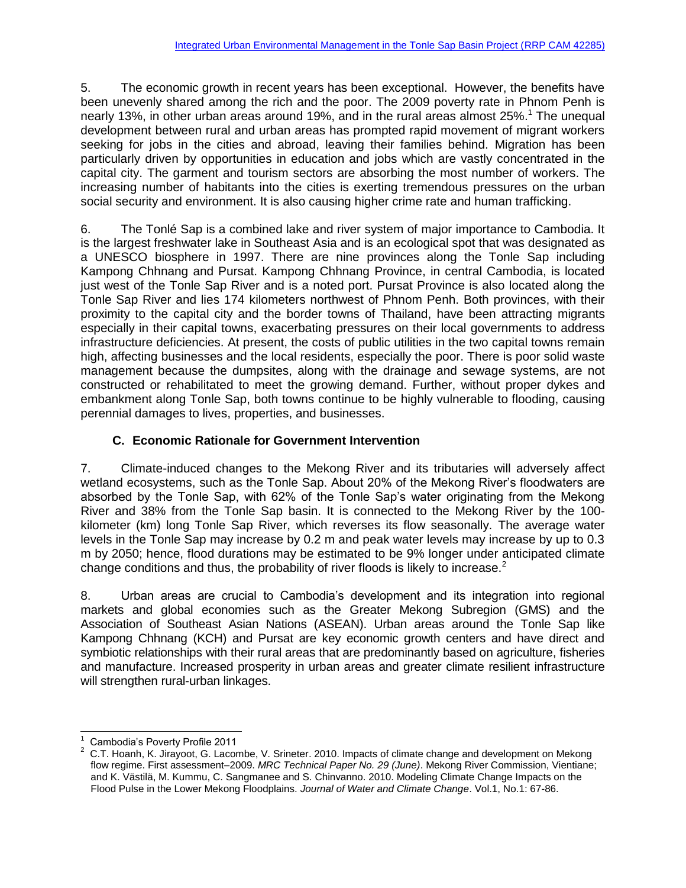5. The economic growth in recent years has been exceptional. However, the benefits have been unevenly shared among the rich and the poor. The 2009 poverty rate in Phnom Penh is nearly 13%, in other urban areas around 19%, and in the rural areas almost 25%.[1] The unequal development between rural and urban areas has prompted rapid movement of migrant workers seeking for jobs in the cities and abroad, leaving their families behind. Migration has been particularly driven by opportunities in education and jobs which are vastly concentrated in the capital city. The garment and tourism sectors are absorbing the most number of workers. The increasing number of habitants into the cities is exerting tremendous pressures on the urban social security and environment. It is also causing higher crime rate and human trafficking.

6. The Tonlé Sap is a combined lake and river system of major importance to Cambodia. It is the largest freshwater lake in Southeast Asia and is an ecological spot that was designated as a UNESCO biosphere in 1997. There are nine provinces along the Tonle Sap including Kampong Chhnang and Pursat. Kampong Chhnang Province, in central Cambodia, is located just west of the Tonle Sap River and is a noted port. Pursat Province is also located along the Tonle Sap River and lies 174 kilometers northwest of Phnom Penh. Both provinces, with their proximity to the capital city and the border towns of Thailand, have been attracting migrants especially in their capital towns, exacerbating pressures on their local governments to address infrastructure deficiencies. At present, the costs of public utilities in the two capital towns remain high, affecting businesses and the local residents, especially the poor. There is poor solid waste management because the dumpsites, along with the drainage and sewage systems, are not constructed or rehabilitated to meet the growing demand. Further, without proper dykes and embankment along Tonle Sap, both towns continue to be highly vulnerable to flooding, causing perennial damages to lives, properties, and businesses.

### C. Economic Rationale for Government Intervention

7. Climate-induced changes to the Mekong River and its tributaries will adversely affect wetland ecosystems, such as the Tonle Sap. About 20% of the Mekong River's floodwaters are absorbed by the Tonle Sap, with 62% of the Tonle Sap's water originating from the Mekong River and 38% from the Tonle Sap basin. It is connected to the Mekong River by the 100-kilometer (km) long Tonle Sap River, which reverses its flow seasonally. The average water levels in the Tonle Sap may increase by 0.2 m and peak water levels may increase by up to 0.3 m by 2050; hence, flood durations may be estimated to be 9% longer under anticipated climate change conditions and thus, the probability of river floods is likely to increase.[2]

8. Urban areas are crucial to Cambodia's development and its integration into regional markets and global economies such as the Greater Mekong Subregion (GMS) and the Association of Southeast Asian Nations (ASEAN). Urban areas around the Tonle Sap like Kampong Chhnang (KCH) and Pursat are key economic growth centers and have direct and symbiotic relationships with their rural areas that are predominantly based on agriculture, fisheries and manufacture. Increased prosperity in urban areas and greater climate resilient infrastructure will strengthen rural-urban linkages.

---

[1] Cambodia's Poverty Profile 2011

[2] C.T. Hoanh, K. Jirayoot, G. Lacombe, V. Srineter. 2010. Impacts of climate change and development on Mekong flow regime. First assessment–2009. *MRC Technical Paper No. 29 (June)*. Mekong River Commission, Vientiane; and K. Västilä, M. Kummu, C. Sangmanee and S. Chinvanno. 2010. Modeling Climate Change Impacts on the Flood Pulse in the Lower Mekong Floodplains. *Journal of Water and Climate Change*. Vol.1, No.1: 67-86.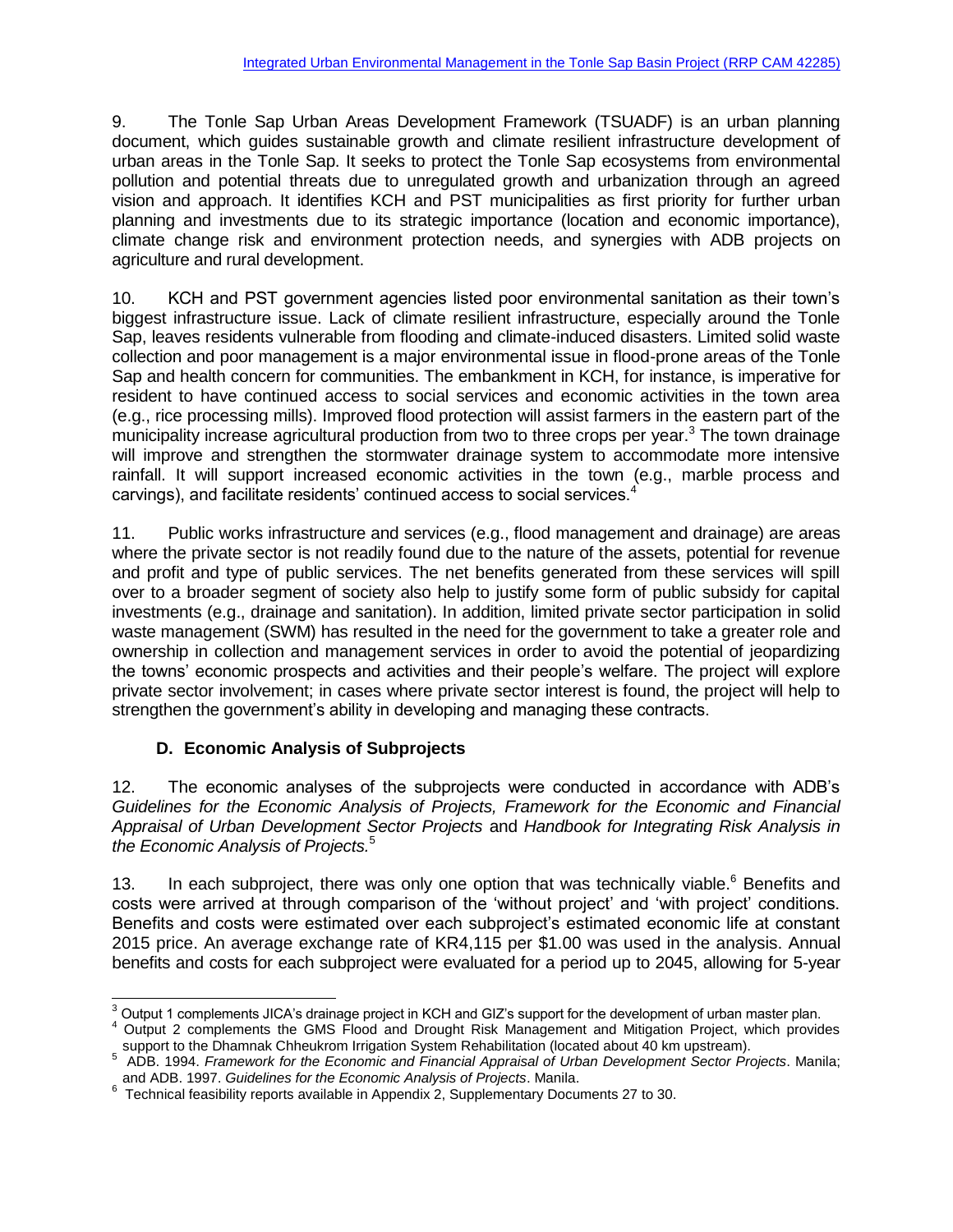9. The Tonle Sap Urban Areas Development Framework (TSUADF) is an urban planning document, which guides sustainable growth and climate resilient infrastructure development of urban areas in the Tonle Sap. It seeks to protect the Tonle Sap ecosystems from environmental pollution and potential threats due to unregulated growth and urbanization through an agreed vision and approach. It identifies KCH and PST municipalities as first priority for further urban planning and investments due to its strategic importance (location and economic importance), climate change risk and environment protection needs, and synergies with ADB projects on agriculture and rural development.

10. KCH and PST government agencies listed poor environmental sanitation as their town's biggest infrastructure issue. Lack of climate resilient infrastructure, especially around the Tonle Sap, leaves residents vulnerable from flooding and climate-induced disasters. Limited solid waste collection and poor management is a major environmental issue in flood-prone areas of the Tonle Sap and health concern for communities. The embankment in KCH, for instance, is imperative for resident to have continued access to social services and economic activities in the town area (e.g., rice processing mills). Improved flood protection will assist farmers in the eastern part of the municipality increase agricultural production from two to three crops per year.[3] The town drainage will improve and strengthen the stormwater drainage system to accommodate more intensive rainfall. It will support increased economic activities in the town (e.g., marble process and carvings), and facilitate residents' continued access to social services.[4]

11. Public works infrastructure and services (e.g., flood management and drainage) are areas where the private sector is not readily found due to the nature of the assets, potential for revenue and profit and type of public services. The net benefits generated from these services will spill over to a broader segment of society also help to justify some form of public subsidy for capital investments (e.g., drainage and sanitation). In addition, limited private sector participation in solid waste management (SWM) has resulted in the need for the government to take a greater role and ownership in collection and management services in order to avoid the potential of jeopardizing the towns' economic prospects and activities and their people's welfare. The project will explore private sector involvement; in cases where private sector interest is found, the project will help to strengthen the government's ability in developing and managing these contracts.

## D. Economic Analysis of Subprojects

12. The economic analyses of the subprojects were conducted in accordance with ADB's *Guidelines for the Economic Analysis of Projects, Framework for the Economic and Financial Appraisal of Urban Development Sector Projects* and *Handbook for Integrating Risk Analysis in the Economic Analysis of Projects.*[5]

13. In each subproject, there was only one option that was technically viable.[6] Benefits and costs were arrived at through comparison of the 'without project' and 'with project' conditions. Benefits and costs were estimated over each subproject's estimated economic life at constant 2015 price. An average exchange rate of KR4,115 per $1.00 was used in the analysis. Annual benefits and costs for each subproject were evaluated for a period up to 2045, allowing for 5-year

---

[3] Output 1 complements JICA's drainage project in KCH and GIZ's support for the development of urban master plan.

[4] Output 2 complements the GMS Flood and Drought Risk Management and Mitigation Project, which provides support to the Dhamnak Chheukrom Irrigation System Rehabilitation (located about 40 km upstream).

[5] ADB. 1994. *Framework for the Economic and Financial Appraisal of Urban Development Sector Projects*. Manila; and ADB. 1997. *Guidelines for the Economic Analysis of Projects*. Manila.

[6] Technical feasibility reports available in Appendix 2, Supplementary Documents 27 to 30.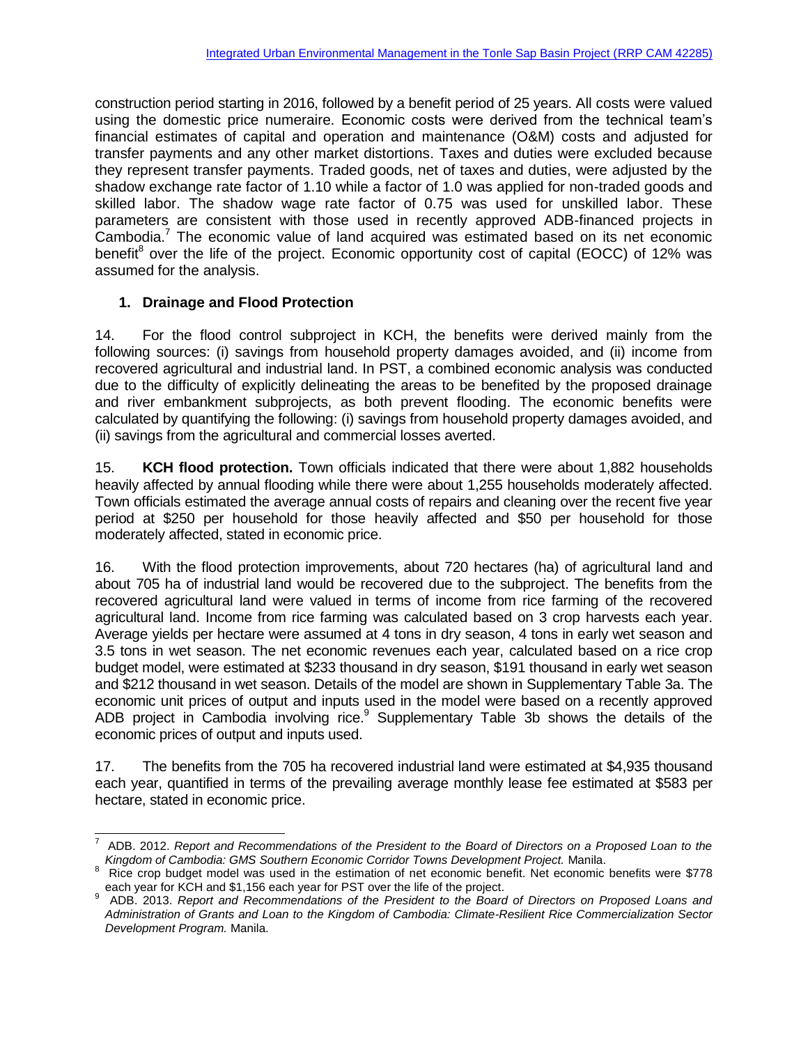construction period starting in 2016, followed by a benefit period of 25 years. All costs were valued using the domestic price numeraire. Economic costs were derived from the technical team's financial estimates of capital and operation and maintenance (O&M) costs and adjusted for transfer payments and any other market distortions. Taxes and duties were excluded because they represent transfer payments. Traded goods, net of taxes and duties, were adjusted by the shadow exchange rate factor of 1.10 while a factor of 1.0 was applied for non-traded goods and skilled labor. The shadow wage rate factor of 0.75 was used for unskilled labor. These parameters are consistent with those used in recently approved ADB-financed projects in Cambodia.[7] The economic value of land acquired was estimated based on its net economic benefit[8] over the life of the project. Economic opportunity cost of capital (EOCC) of 12% was assumed for the analysis.

### 1. Drainage and Flood Protection

14. For the flood control subproject in KCH, the benefits were derived mainly from the following sources: (i) savings from household property damages avoided, and (ii) income from recovered agricultural and industrial land. In PST, a combined economic analysis was conducted due to the difficulty of explicitly delineating the areas to be benefited by the proposed drainage and river embankment subprojects, as both prevent flooding. The economic benefits were calculated by quantifying the following: (i) savings from household property damages avoided, and (ii) savings from the agricultural and commercial losses averted.

15. **KCH flood protection.** Town officials indicated that there were about 1,882 households heavily affected by annual flooding while there were about 1,255 households moderately affected. Town officials estimated the average annual costs of repairs and cleaning over the recent five year period at $250 per household for those heavily affected and $50 per household for those moderately affected, stated in economic price.

16. With the flood protection improvements, about 720 hectares (ha) of agricultural land and about 705 ha of industrial land would be recovered due to the subproject. The benefits from the recovered agricultural land were valued in terms of income from rice farming of the recovered agricultural land. Income from rice farming was calculated based on 3 crop harvests each year. Average yields per hectare were assumed at 4 tons in dry season, 4 tons in early wet season and 3.5 tons in wet season. The net economic revenues each year, calculated based on a rice crop budget model, were estimated at $233 thousand in dry season, $191 thousand in early wet season and $212 thousand in wet season. Details of the model are shown in Supplementary Table 3a. The economic unit prices of output and inputs used in the model were based on a recently approved ADB project in Cambodia involving rice.[9] Supplementary Table 3b shows the details of the economic prices of output and inputs used.

17. The benefits from the 705 ha recovered industrial land were estimated at $4,935 thousand each year, quantified in terms of the prevailing average monthly lease fee estimated at $583 per hectare, stated in economic price.

---

[7] ADB. 2012. *Report and Recommendations of the President to the Board of Directors on a Proposed Loan to the Kingdom of Cambodia: GMS Southern Economic Corridor Towns Development Project.* Manila.

[8] Rice crop budget model was used in the estimation of net economic benefit. Net economic benefits were $778 each year for KCH and $1,156 each year for PST over the life of the project.

[9] ADB. 2013. *Report and Recommendations of the President to the Board of Directors on Proposed Loans and Administration of Grants and Loan to the Kingdom of Cambodia: Climate-Resilient Rice Commercialization Sector Development Program.* Manila.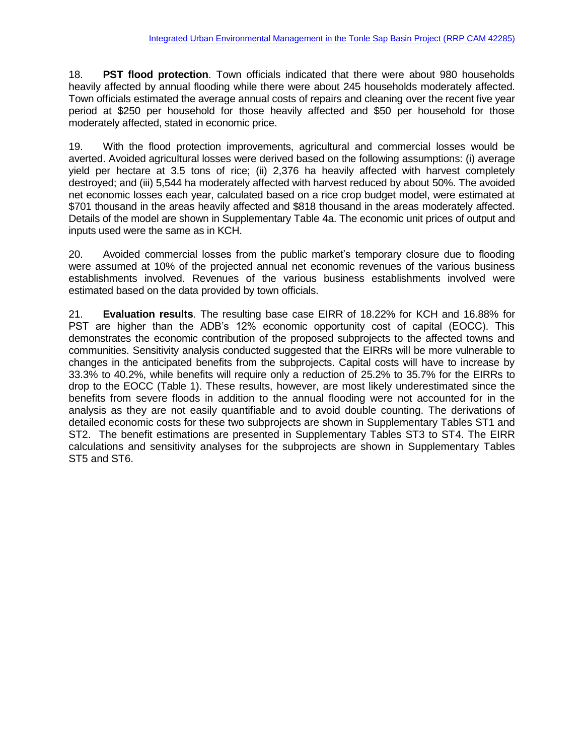18. **PST flood protection**. Town officials indicated that there were about 980 households heavily affected by annual flooding while there were about 245 households moderately affected. Town officials estimated the average annual costs of repairs and cleaning over the recent five year period at $250 per household for those heavily affected and $50 per household for those moderately affected, stated in economic price.

19. With the flood protection improvements, agricultural and commercial losses would be averted. Avoided agricultural losses were derived based on the following assumptions: (i) average yield per hectare at 3.5 tons of rice; (ii) 2,376 ha heavily affected with harvest completely destroyed; and (iii) 5,544 ha moderately affected with harvest reduced by about 50%. The avoided net economic losses each year, calculated based on a rice crop budget model, were estimated at $701 thousand in the areas heavily affected and $818 thousand in the areas moderately affected. Details of the model are shown in Supplementary Table 4a. The economic unit prices of output and inputs used were the same as in KCH.

20. Avoided commercial losses from the public market's temporary closure due to flooding were assumed at 10% of the projected annual net economic revenues of the various business establishments involved. Revenues of the various business establishments involved were estimated based on the data provided by town officials.

21. **Evaluation results**. The resulting base case EIRR of 18.22% for KCH and 16.88% for PST are higher than the ADB's 12% economic opportunity cost of capital (EOCC). This demonstrates the economic contribution of the proposed subprojects to the affected towns and communities. Sensitivity analysis conducted suggested that the EIRRs will be more vulnerable to changes in the anticipated benefits from the subprojects. Capital costs will have to increase by 33.3% to 40.2%, while benefits will require only a reduction of 25.2% to 35.7% for the EIRRs to drop to the EOCC (Table 1). These results, however, are most likely underestimated since the benefits from severe floods in addition to the annual flooding were not accounted for in the analysis as they are not easily quantifiable and to avoid double counting. The derivations of detailed economic costs for these two subprojects are shown in Supplementary Tables ST1 and ST2. The benefit estimations are presented in Supplementary Tables ST3 to ST4. The EIRR calculations and sensitivity analyses for the subprojects are shown in Supplementary Tables ST5 and ST6.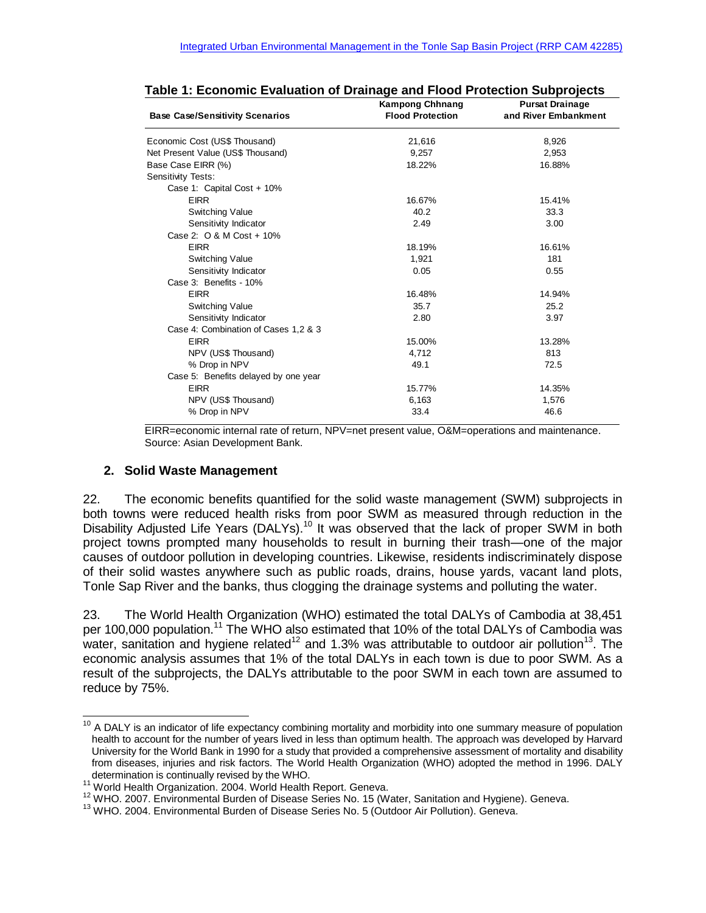**Table 1: Economic Evaluation of Drainage and Flood Protection Subprojects**

| Base Case/Sensitivity Scenarios | Kampong Chhnang Flood Protection | Pursat Drainage and River Embankment |
|---|---|---|
| Economic Cost (US$ Thousand) | 21,616 | 8,926 |
| Net Present Value (US$ Thousand) | 9,257 | 2,953 |
| Base Case EIRR (%) | 18.22% | 16.88% |
| Sensitivity Tests: | | |
| Case 1: Capital Cost + 10% | | |
| EIRR | 16.67% | 15.41% |
| Switching Value | 40.2 | 33.3 |
| Sensitivity Indicator | 2.49 | 3.00 |
| Case 2: O & M Cost + 10% | | |
| EIRR | 18.19% | 16.61% |
| Switching Value | 1,921 | 181 |
| Sensitivity Indicator | 0.05 | 0.55 |
| Case 3: Benefits - 10% | | |
| EIRR | 16.48% | 14.94% |
| Switching Value | 35.7 | 25.2 |
| Sensitivity Indicator | 2.80 | 3.97 |
| Case 4: Combination of Cases 1,2 & 3 | | |
| EIRR | 15.00% | 13.28% |
| NPV (US$ Thousand) | 4,712 | 813 |
| % Drop in NPV | 49.1 | 72.5 |
| Case 5: Benefits delayed by one year | | |
| EIRR | 15.77% | 14.35% |
| NPV (US$ Thousand) | 6,163 | 1,576 |
| % Drop in NPV | 33.4 | 46.6 |

EIRR=economic internal rate of return, NPV=net present value, O&M=operations and maintenance.
Source: Asian Development Bank.

### 2. Solid Waste Management

22. The economic benefits quantified for the solid waste management (SWM) subprojects in both towns were reduced health risks from poor SWM as measured through reduction in the Disability Adjusted Life Years (DALYs).[10] It was observed that the lack of proper SWM in both project towns prompted many households to result in burning their trash—one of the major causes of outdoor pollution in developing countries. Likewise, residents indiscriminately dispose of their solid wastes anywhere such as public roads, drains, house yards, vacant land plots, Tonle Sap River and the banks, thus clogging the drainage systems and polluting the water.

23. The World Health Organization (WHO) estimated the total DALYs of Cambodia at 38,451 per 100,000 population.[11] The WHO also estimated that 10% of the total DALYs of Cambodia was water, sanitation and hygiene related[12] and 1.3% was attributable to outdoor air pollution[13]. The economic analysis assumes that 1% of the total DALYs in each town is due to poor SWM. As a result of the subprojects, the DALYs attributable to the poor SWM in each town are assumed to reduce by 75%.

[10] A DALY is an indicator of life expectancy combining mortality and morbidity into one summary measure of population health to account for the number of years lived in less than optimum health. The approach was developed by Harvard University for the World Bank in 1990 for a study that provided a comprehensive assessment of mortality and disability from diseases, injuries and risk factors. The World Health Organization (WHO) adopted the method in 1996. DALY determination is continually revised by the WHO.

[11] World Health Organization. 2004. World Health Report. Geneva.

[12] WHO. 2007. Environmental Burden of Disease Series No. 15 (Water, Sanitation and Hygiene). Geneva.

[13] WHO. 2004. Environmental Burden of Disease Series No. 5 (Outdoor Air Pollution). Geneva.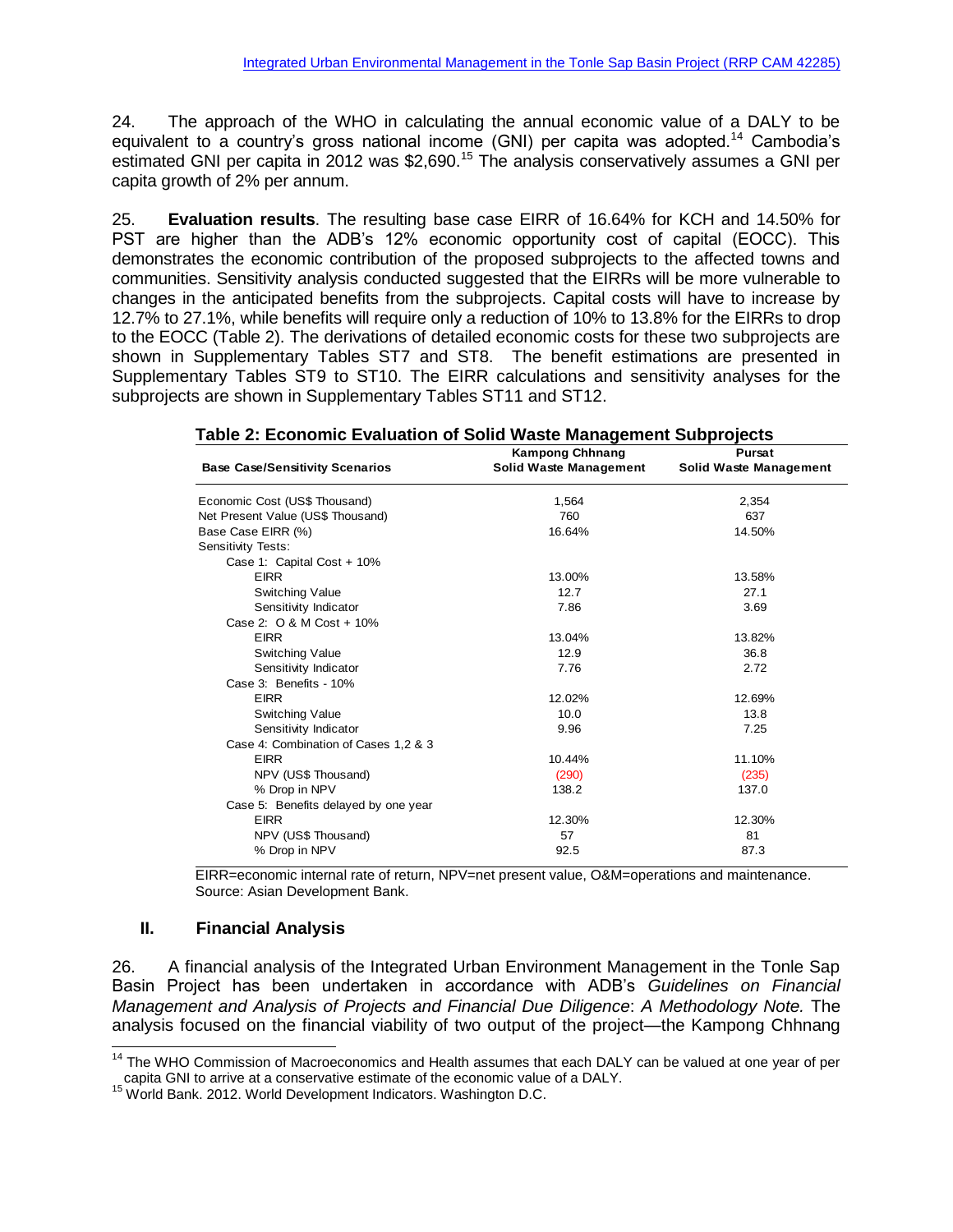24. The approach of the WHO in calculating the annual economic value of a DALY to be equivalent to a country's gross national income (GNI) per capita was adopted.[14] Cambodia's estimated GNI per capita in 2012 was $2,690.[15] The analysis conservatively assumes a GNI per capita growth of 2% per annum.

25. **Evaluation results**. The resulting base case EIRR of 16.64% for KCH and 14.50% for PST are higher than the ADB's 12% economic opportunity cost of capital (EOCC). This demonstrates the economic contribution of the proposed subprojects to the affected towns and communities. Sensitivity analysis conducted suggested that the EIRRs will be more vulnerable to changes in the anticipated benefits from the subprojects. Capital costs will have to increase by 12.7% to 27.1%, while benefits will require only a reduction of 10% to 13.8% for the EIRRs to drop to the EOCC (Table 2). The derivations of detailed economic costs for these two subprojects are shown in Supplementary Tables ST7 and ST8. The benefit estimations are presented in Supplementary Tables ST9 to ST10. The EIRR calculations and sensitivity analyses for the subprojects are shown in Supplementary Tables ST11 and ST12.

**Table 2: Economic Evaluation of Solid Waste Management Subprojects**

| Base Case/Sensitivity Scenarios | Kampong Chhnang Solid Waste Management | Pursat Solid Waste Management |
|---|---|---|
| Economic Cost (US$ Thousand) | 1,564 | 2,354 |
| Net Present Value (US$ Thousand) | 760 | 637 |
| Base Case EIRR (%) | 16.64% | 14.50% |
| Sensitivity Tests: | | |
| Case 1: Capital Cost + 10% | | |
| EIRR | 13.00% | 13.58% |
| Switching Value | 12.7 | 27.1 |
| Sensitivity Indicator | 7.86 | 3.69 |
| Case 2: O & M Cost + 10% | | |
| EIRR | 13.04% | 13.82% |
| Switching Value | 12.9 | 36.8 |
| Sensitivity Indicator | 7.76 | 2.72 |
| Case 3: Benefits - 10% | | |
| EIRR | 12.02% | 12.69% |
| Switching Value | 10.0 | 13.8 |
| Sensitivity Indicator | 9.96 | 7.25 |
| Case 4: Combination of Cases 1,2 & 3 | | |
| EIRR | 10.44% | 11.10% |
| NPV (US$ Thousand) | (290) | (235) |
| % Drop in NPV | 138.2 | 137.0 |
| Case 5: Benefits delayed by one year | | |
| EIRR | 12.30% | 12.30% |
| NPV (US$ Thousand) | 57 | 81 |
| % Drop in NPV | 92.5 | 87.3 |

EIRR=economic internal rate of return, NPV=net present value, O&M=operations and maintenance.
Source: Asian Development Bank.

## II. Financial Analysis

26. A financial analysis of the Integrated Urban Environment Management in the Tonle Sap Basin Project has been undertaken in accordance with ADB's *Guidelines on Financial Management and Analysis of Projects and Financial Due Diligence*: *A Methodology Note.* The analysis focused on the financial viability of two output of the project—the Kampong Chhnang

[14] The WHO Commission of Macroeconomics and Health assumes that each DALY can be valued at one year of per capita GNI to arrive at a conservative estimate of the economic value of a DALY.

[15] World Bank. 2012. World Development Indicators. Washington D.C.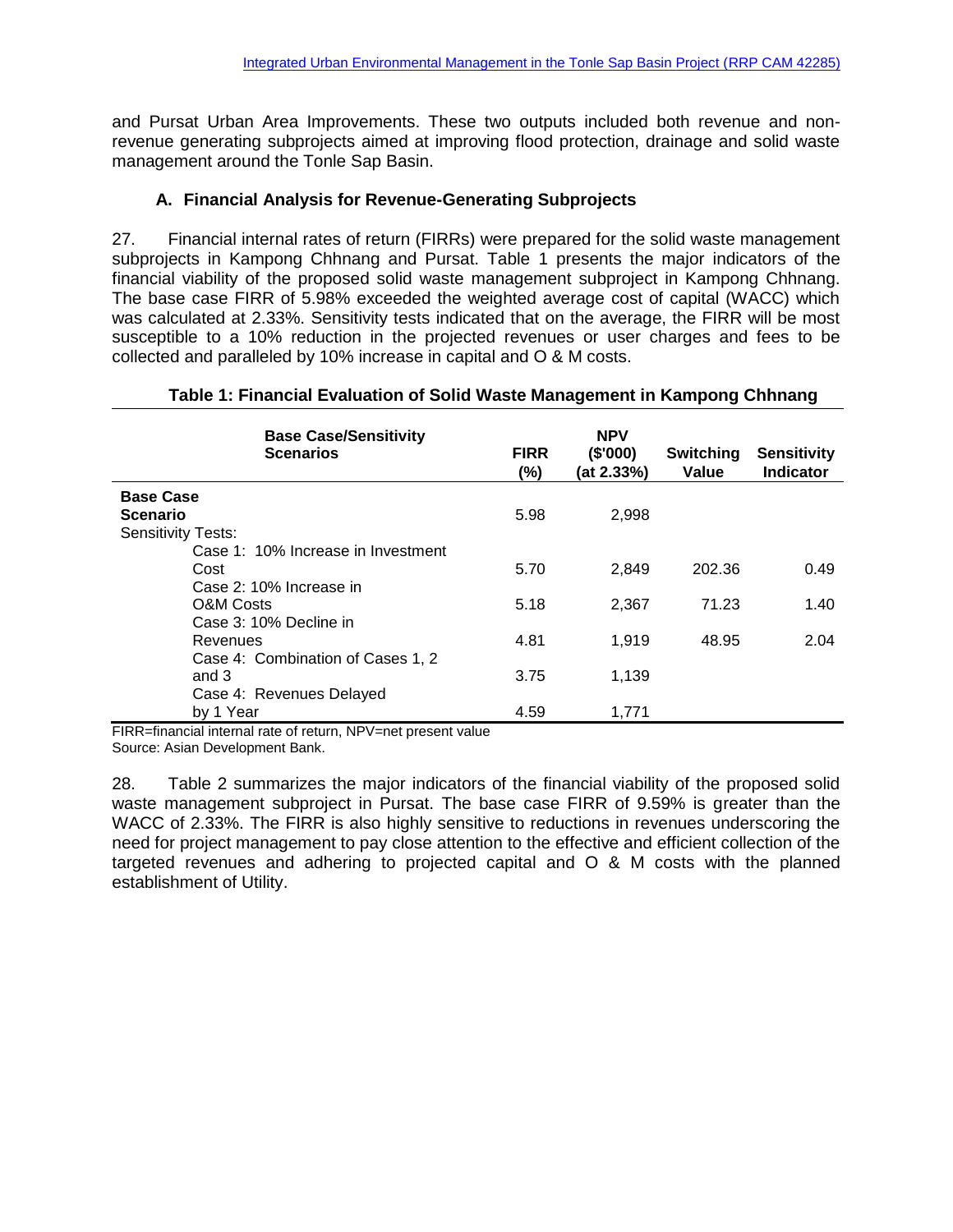and Pursat Urban Area Improvements. These two outputs included both revenue and non-revenue generating subprojects aimed at improving flood protection, drainage and solid waste management around the Tonle Sap Basin.

### A. Financial Analysis for Revenue-Generating Subprojects

27. Financial internal rates of return (FIRRs) were prepared for the solid waste management subprojects in Kampong Chhnang and Pursat. Table 1 presents the major indicators of the financial viability of the proposed solid waste management subproject in Kampong Chhnang. The base case FIRR of 5.98% exceeded the weighted average cost of capital (WACC) which was calculated at 2.33%. Sensitivity tests indicated that on the average, the FIRR will be most susceptible to a 10% reduction in the projected revenues or user charges and fees to be collected and paralleled by 10% increase in capital and O & M costs.

**Table 1: Financial Evaluation of Solid Waste Management in Kampong Chhnang**

| Base Case/Sensitivity Scenarios | FIRR (%) | NPV ($'000) (at 2.33%) | Switching Value | Sensitivity Indicator |
|---|---|---|---|---|
| **Base Case Scenario** | 5.98 | 2,998 | | |
| Sensitivity Tests: | | | | |
| Case 1: 10% Increase in Investment Cost | 5.70 | 2,849 | 202.36 | 0.49 |
| Case 2: 10% Increase in O&M Costs | 5.18 | 2,367 | 71.23 | 1.40 |
| Case 3: 10% Decline in Revenues | 4.81 | 1,919 | 48.95 | 2.04 |
| Case 4: Combination of Cases 1, 2 and 3 | 3.75 | 1,139 | | |
| Case 4: Revenues Delayed by 1 Year | 4.59 | 1,771 | | |

FIRR=financial internal rate of return, NPV=net present value
Source: Asian Development Bank.

28. Table 2 summarizes the major indicators of the financial viability of the proposed solid waste management subproject in Pursat. The base case FIRR of 9.59% is greater than the WACC of 2.33%. The FIRR is also highly sensitive to reductions in revenues underscoring the need for project management to pay close attention to the effective and efficient collection of the targeted revenues and adhering to projected capital and O & M costs with the planned establishment of Utility.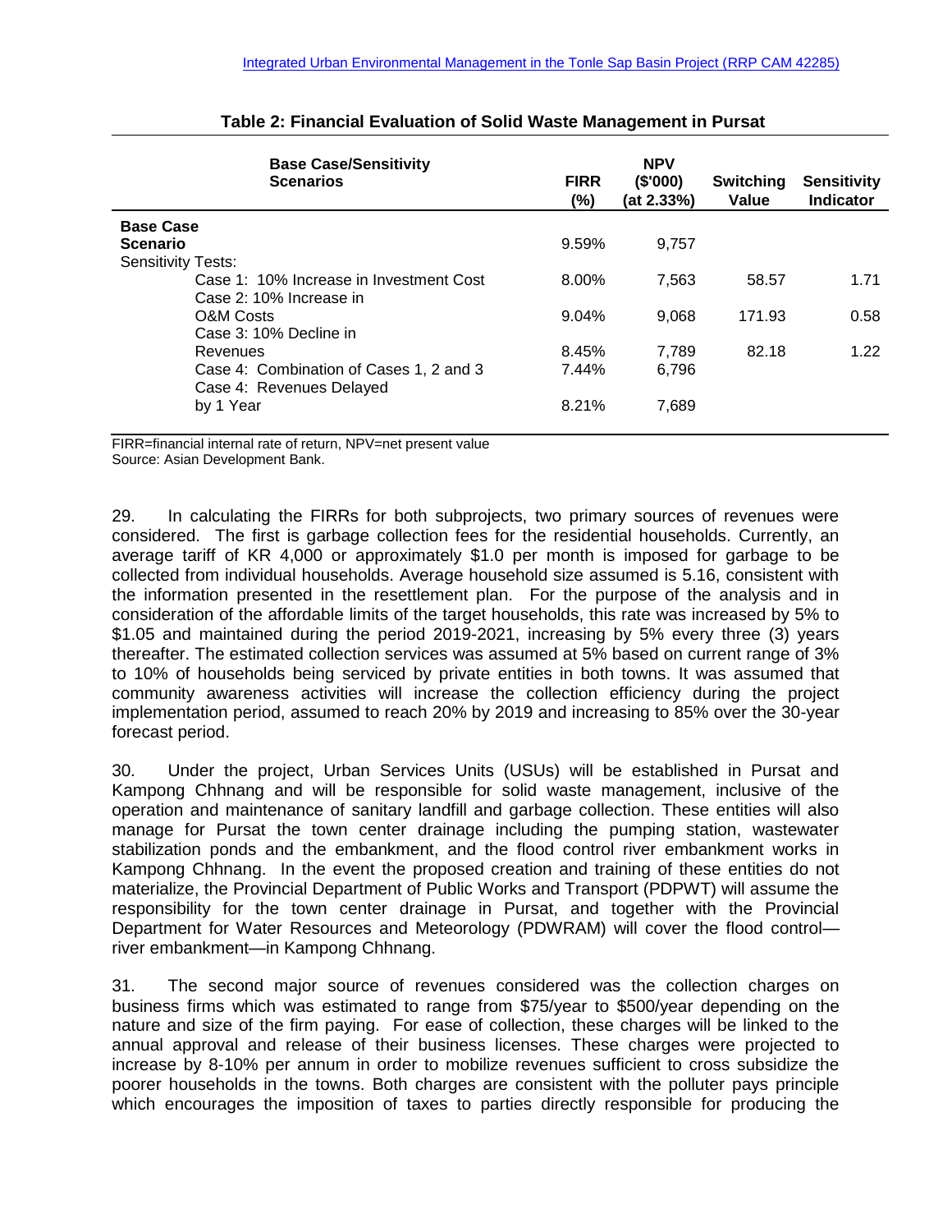**Table 2: Financial Evaluation of Solid Waste Management in Pursat**

| Base Case/Sensitivity Scenarios | FIRR (%) | NPV ($'000) (at 2.33%) | Switching Value | Sensitivity Indicator |
|---|---|---|---|---|
| **Base Case Scenario** | 9.59% | 9,757 | | |
| Sensitivity Tests: | | | | |
| Case 1: 10% Increase in Investment Cost | 8.00% | 7,563 | 58.57 | 1.71 |
| Case 2: 10% Increase in O&M Costs | 9.04% | 9,068 | 171.93 | 0.58 |
| Case 3: 10% Decline in Revenues | 8.45% | 7,789 | 82.18 | 1.22 |
| Case 4: Combination of Cases 1, 2 and 3 | 7.44% | 6,796 | | |
| Case 4: Revenues Delayed by 1 Year | 8.21% | 7,689 | | |

FIRR=financial internal rate of return, NPV=net present value
Source: Asian Development Bank.

29. In calculating the FIRRs for both subprojects, two primary sources of revenues were considered. The first is garbage collection fees for the residential households. Currently, an average tariff of KR 4,000 or approximately $1.0 per month is imposed for garbage to be collected from individual households. Average household size assumed is 5.16, consistent with the information presented in the resettlement plan. For the purpose of the analysis and in consideration of the affordable limits of the target households, this rate was increased by 5% to $1.05 and maintained during the period 2019-2021, increasing by 5% every three (3) years thereafter. The estimated collection services was assumed at 5% based on current range of 3% to 10% of households being serviced by private entities in both towns. It was assumed that community awareness activities will increase the collection efficiency during the project implementation period, assumed to reach 20% by 2019 and increasing to 85% over the 30-year forecast period.

30. Under the project, Urban Services Units (USUs) will be established in Pursat and Kampong Chhnang and will be responsible for solid waste management, inclusive of the operation and maintenance of sanitary landfill and garbage collection. These entities will also manage for Pursat the town center drainage including the pumping station, wastewater stabilization ponds and the embankment, and the flood control river embankment works in Kampong Chhnang. In the event the proposed creation and training of these entities do not materialize, the Provincial Department of Public Works and Transport (PDPWT) will assume the responsibility for the town center drainage in Pursat, and together with the Provincial Department for Water Resources and Meteorology (PDWRAM) will cover the flood control—river embankment—in Kampong Chhnang.

31. The second major source of revenues considered was the collection charges on business firms which was estimated to range from $75/year to $500/year depending on the nature and size of the firm paying. For ease of collection, these charges will be linked to the annual approval and release of their business licenses. These charges were projected to increase by 8-10% per annum in order to mobilize revenues sufficient to cross subsidize the poorer households in the towns. Both charges are consistent with the polluter pays principle which encourages the imposition of taxes to parties directly responsible for producing the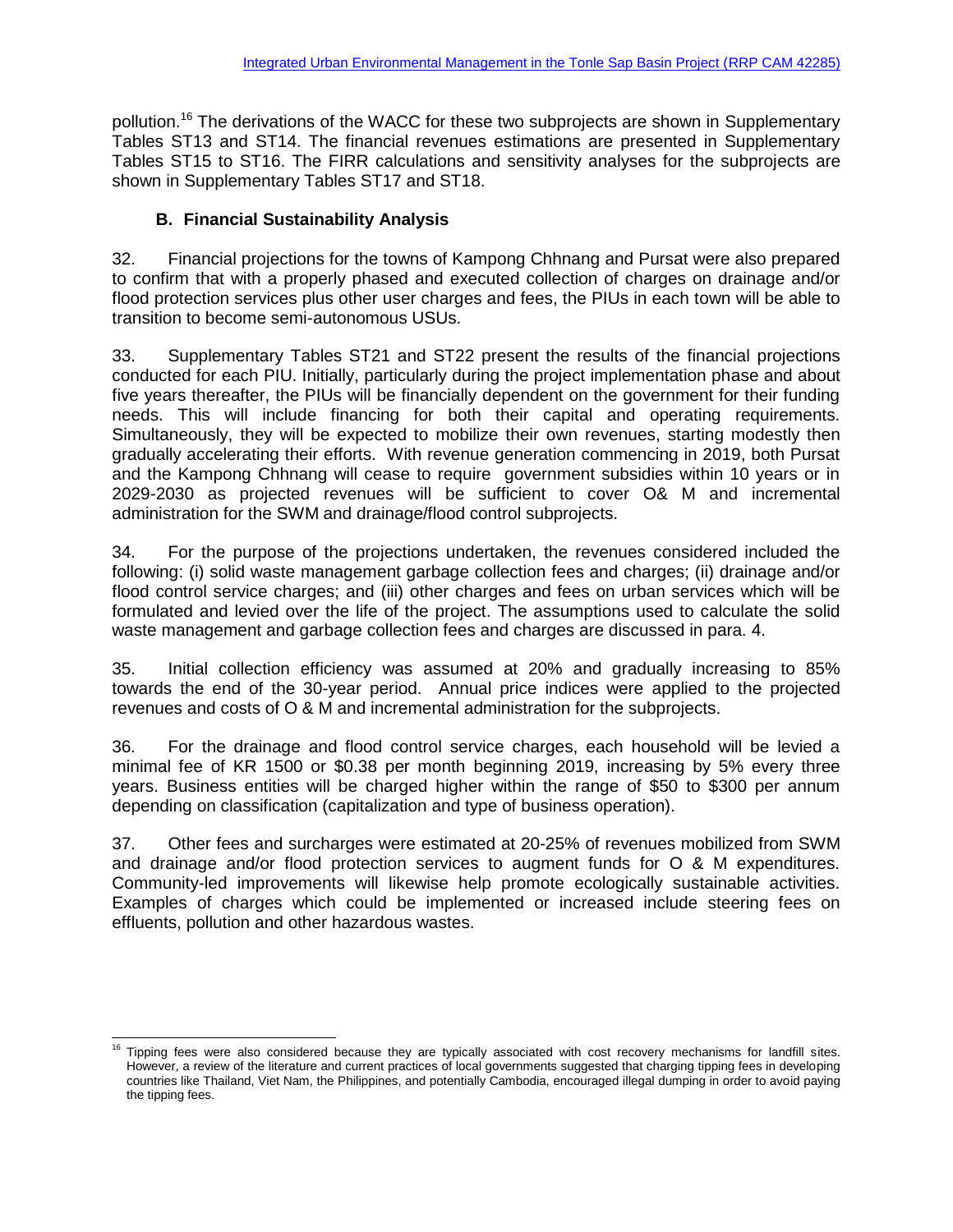pollution.[16] The derivations of the WACC for these two subprojects are shown in Supplementary Tables ST13 and ST14. The financial revenues estimations are presented in Supplementary Tables ST15 to ST16. The FIRR calculations and sensitivity analyses for the subprojects are shown in Supplementary Tables ST17 and ST18.

### B. Financial Sustainability Analysis

32. Financial projections for the towns of Kampong Chhnang and Pursat were also prepared to confirm that with a properly phased and executed collection of charges on drainage and/or flood protection services plus other user charges and fees, the PIUs in each town will be able to transition to become semi-autonomous USUs.

33. Supplementary Tables ST21 and ST22 present the results of the financial projections conducted for each PIU. Initially, particularly during the project implementation phase and about five years thereafter, the PIUs will be financially dependent on the government for their funding needs. This will include financing for both their capital and operating requirements. Simultaneously, they will be expected to mobilize their own revenues, starting modestly then gradually accelerating their efforts. With revenue generation commencing in 2019, both Pursat and the Kampong Chhnang will cease to require government subsidies within 10 years or in 2029-2030 as projected revenues will be sufficient to cover O& M and incremental administration for the SWM and drainage/flood control subprojects.

34. For the purpose of the projections undertaken, the revenues considered included the following: (i) solid waste management garbage collection fees and charges; (ii) drainage and/or flood control service charges; and (iii) other charges and fees on urban services which will be formulated and levied over the life of the project. The assumptions used to calculate the solid waste management and garbage collection fees and charges are discussed in para. 4.

35. Initial collection efficiency was assumed at 20% and gradually increasing to 85% towards the end of the 30-year period. Annual price indices were applied to the projected revenues and costs of O & M and incremental administration for the subprojects.

36. For the drainage and flood control service charges, each household will be levied a minimal fee of KR 1500 or $0.38 per month beginning 2019, increasing by 5% every three years. Business entities will be charged higher within the range of $50 to $300 per annum depending on classification (capitalization and type of business operation).

37. Other fees and surcharges were estimated at 20-25% of revenues mobilized from SWM and drainage and/or flood protection services to augment funds for O & M expenditures. Community-led improvements will likewise help promote ecologically sustainable activities. Examples of charges which could be implemented or increased include steering fees on effluents, pollution and other hazardous wastes.

---

[16] Tipping fees were also considered because they are typically associated with cost recovery mechanisms for landfill sites. However, a review of the literature and current practices of local governments suggested that charging tipping fees in developing countries like Thailand, Viet Nam, the Philippines, and potentially Cambodia, encouraged illegal dumping in order to avoid paying the tipping fees.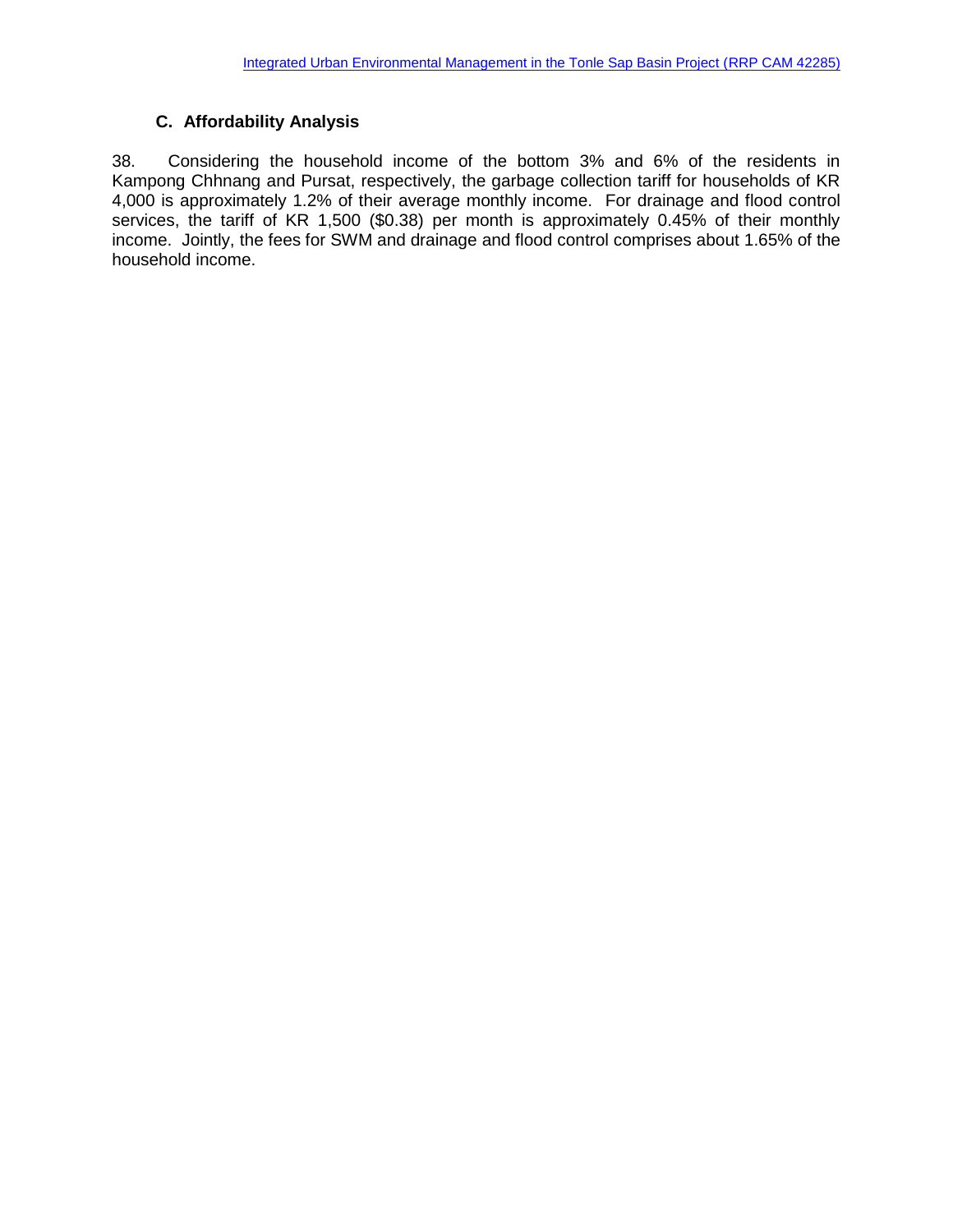### C. Affordability Analysis

38. Considering the household income of the bottom 3% and 6% of the residents in Kampong Chhnang and Pursat, respectively, the garbage collection tariff for households of KR 4,000 is approximately 1.2% of their average monthly income. For drainage and flood control services, the tariff of KR 1,500 ($0.38) per month is approximately 0.45% of their monthly income. Jointly, the fees for SWM and drainage and flood control comprises about 1.65% of the household income.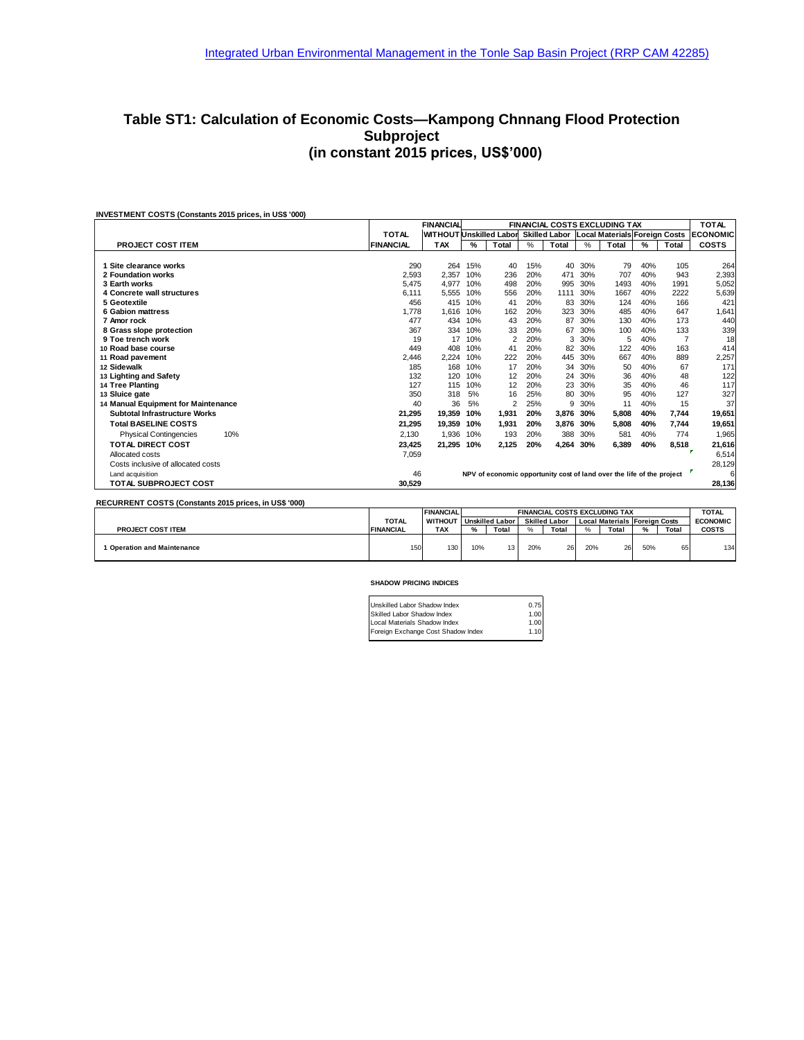Integrated Urban Environmental Management in the Tonle Sap Basin Project (RRP CAM 42285)

# Table ST1: Calculation of Economic Costs—Kampong Chnnang Flood Protection Subproject (in constant 2015 prices, US$'000)

**INVESTMENT COSTS (Constants 2015 prices, in US$ '000)**

| PROJECT COST ITEM | TOTAL FINANCIAL | FINANCIAL WITHOUT TAX | FINANCIAL COSTS EXCLUDING TAX | | | | | | | | TOTAL ECONOMIC COSTS |
|---|---|---|---|---|---|---|---|---|---|---|---|
| | | | Unskilled Labor | | Skilled Labor | | Local Materials | | Foreign Costs | | |
| | | | % | Total | % | Total | % | Total | % | Total | |
| 1 Site clearance works | 290 | 264 | 15% | 40 | 15% | 40 | 30% | 79 | 40% | 105 | 264 |
| 2 Foundation works | 2,593 | 2,357 | 10% | 236 | 20% | 471 | 30% | 707 | 40% | 943 | 2,393 |
| 3 Earth works | 5,475 | 4,977 | 10% | 498 | 20% | 995 | 30% | 1493 | 40% | 1991 | 5,052 |
| 4 Concrete wall structures | 6,111 | 5,555 | 10% | 556 | 20% | 1111 | 30% | 1667 | 40% | 2222 | 5,639 |
| 5 Geotextile | 456 | 415 | 10% | 41 | 20% | 83 | 30% | 124 | 40% | 166 | 421 |
| 6 Gabion mattress | 1,778 | 1,616 | 10% | 162 | 20% | 323 | 30% | 485 | 40% | 647 | 1,641 |
| 7 Amor rock | 477 | 434 | 10% | 43 | 20% | 87 | 30% | 130 | 40% | 173 | 440 |
| 8 Grass slope protection | 367 | 334 | 10% | 33 | 20% | 67 | 30% | 100 | 40% | 133 | 339 |
| 9 Toe trench work | 19 | 17 | 10% | 2 | 20% | 3 | 30% | 5 | 40% | 7 | 18 |
| 10 Road base course | 449 | 408 | 10% | 41 | 20% | 82 | 30% | 122 | 40% | 163 | 414 |
| 11 Road pavement | 2,446 | 2,224 | 10% | 222 | 20% | 445 | 30% | 667 | 40% | 889 | 2,257 |
| 12 Sidewalk | 185 | 168 | 10% | 17 | 20% | 34 | 30% | 50 | 40% | 67 | 171 |
| 13 Lighting and Safety | 132 | 120 | 10% | 12 | 20% | 24 | 30% | 36 | 40% | 48 | 122 |
| 14 Tree Planting | 127 | 115 | 10% | 12 | 20% | 23 | 30% | 35 | 40% | 46 | 117 |
| 13 Sluice gate | 350 | 318 | 5% | 16 | 25% | 80 | 30% | 95 | 40% | 127 | 327 |
| 14 Manual Equipment for Maintenance | 40 | 36 | 5% | 2 | 25% | 9 | 30% | 11 | 40% | 15 | 37 |
| **Subtotal Infrastructure Works** | **21,295** | **19,359** | **10%** | **1,931** | **20%** | **3,876** | **30%** | **5,808** | **40%** | **7,744** | **19,651** |
| **Total BASELINE COSTS** | **21,295** | **19,359** | **10%** | **1,931** | **20%** | **3,876** | **30%** | **5,808** | **40%** | **7,744** | **19,651** |
| Physical Contingencies 10% | 2,130 | 1,936 | 10% | 193 | 20% | 388 | 30% | 581 | 40% | 774 | 1,965 |
| **TOTAL DIRECT COST** | **23,425** | **21,295** | **10%** | **2,125** | **20%** | **4,264** | **30%** | **6,389** | **40%** | **8,518** | **21,616** |
| Allocated costs | 7,059 | | | | | | | | | | 6,514 |
| Costs inclusive of allocated costs | | | | | | | | | | | 28,129 |
| Land acquisition | 46 | | NPV of economic opportunity cost of land over the life of the project | | | | | | | | 6 |
| **TOTAL SUBPROJECT COST** | **30,529** | | | | | | | | | | **28,136** |

**RECURRENT COSTS (Constants 2015 prices, in US$ '000)**

| PROJECT COST ITEM | TOTAL FINANCIAL | FINANCIAL WITHOUT TAX | FINANCIAL COSTS EXCLUDING TAX | | | | | | | | TOTAL ECONOMIC COSTS |
|---|---|---|---|---|---|---|---|---|---|---|---|
| | | | Unskilled Labor | | Skilled Labor | | Local Materials | | Foreign Costs | | |
| | | | % | Total | % | Total | % | Total | % | Total | |
| 1 Operation and Maintenance | 150 | 130 | 10% | 13 | 20% | 26 | 20% | 26 | 50% | 65 | 134 |

**SHADOW PRICING INDICES**

| Index | Value |
|---|---|
| Unskilled Labor Shadow Index | 0.75 |
| Skilled Labor Shadow Index | 1.00 |
| Local Materials Shadow Index | 1.00 |
| Foreign Exchange Cost Shadow Index | 1.10 |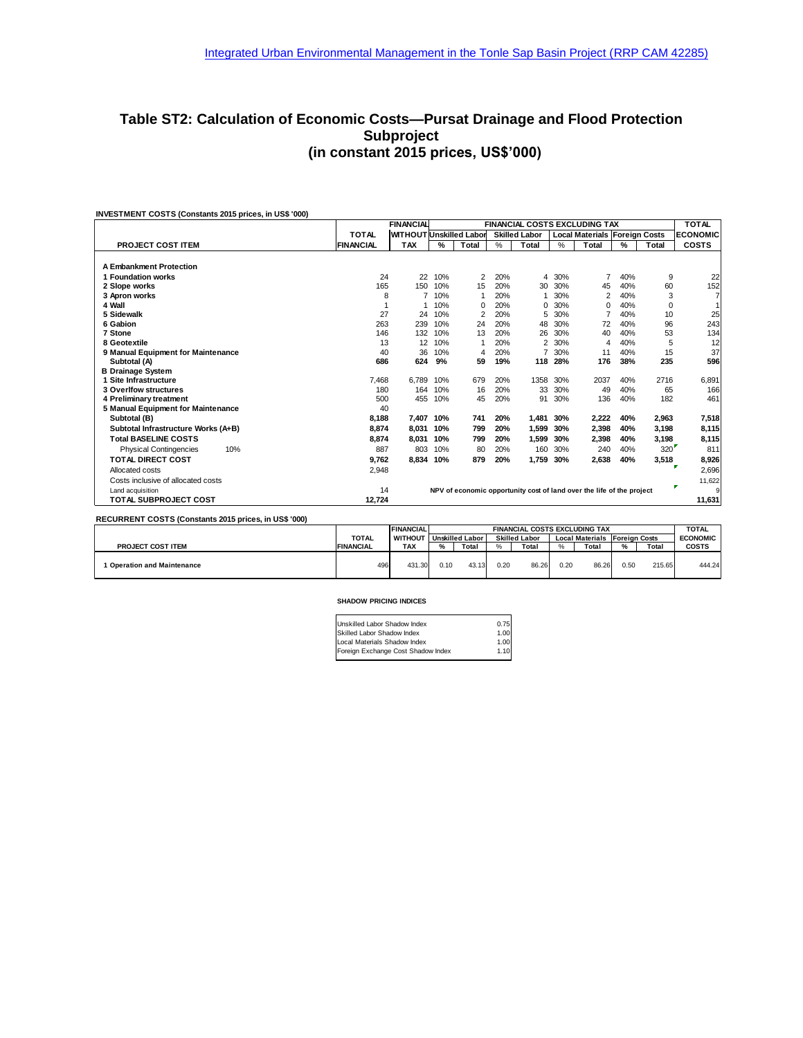Integrated Urban Environmental Management in the Tonle Sap Basin Project (RRP CAM 42285)

# Table ST2: Calculation of Economic Costs—Pursat Drainage and Flood Protection Subproject (in constant 2015 prices, US$'000)

**INVESTMENT COSTS (Constants 2015 prices, in US$ '000)**

| PROJECT COST ITEM | TOTAL FINANCIAL | FINANCIAL WITHOUT TAX | Unskilled Labor % | Unskilled Labor Total | Skilled Labor % | Skilled Labor Total | Local Materials % | Local Materials Total | Foreign Costs % | Foreign Costs Total | TOTAL ECONOMIC COSTS |
|---|---|---|---|---|---|---|---|---|---|---|---|
| **A Embankment Protection** | | | | | | | | | | | |
| **1 Foundation works** | 24 | 22 | 10% | 2 | 20% | 4 | 30% | 7 | 40% | 9 | 22 |
| **2 Slope works** | 165 | 150 | 10% | 15 | 20% | 30 | 30% | 45 | 40% | 60 | 152 |
| **3 Apron works** | 8 | 7 | 10% | 1 | 20% | 1 | 30% | 2 | 40% | 3 | 7 |
| **4 Wall** | 1 | 1 | 10% | 0 | 20% | 0 | 30% | 0 | 40% | 0 | 1 |
| **5 Sidewalk** | 27 | 24 | 10% | 2 | 20% | 5 | 30% | 7 | 40% | 10 | 25 |
| **6 Gabion** | 263 | 239 | 10% | 24 | 20% | 48 | 30% | 72 | 40% | 96 | 243 |
| **7 Stone** | 146 | 132 | 10% | 13 | 20% | 26 | 30% | 40 | 40% | 53 | 134 |
| **8 Geotextile** | 13 | 12 | 10% | 1 | 20% | 2 | 30% | 4 | 40% | 5 | 12 |
| **9 Manual Equipment for Maintenance** | 40 | 36 | 10% | 4 | 20% | 7 | 30% | 11 | 40% | 15 | 37 |
| **Subtotal (A)** | **686** | **624** | **9%** | **59** | **19%** | **118** | **28%** | **176** | **38%** | **235** | **596** |
| **B Drainage System** | | | | | | | | | | | |
| **1 Site Infrastructure** | 7,468 | 6,789 | 10% | 679 | 20% | 1358 | 30% | 2037 | 40% | 2716 | 6,891 |
| **3 Overlfow structures** | 180 | 164 | 10% | 16 | 20% | 33 | 30% | 49 | 40% | 65 | 166 |
| **4 Preliminary treatment** | 500 | 455 | 10% | 45 | 20% | 91 | 30% | 136 | 40% | 182 | 461 |
| **5 Manual Equipment for Maintenance** | 40 | | | | | | | | | | |
| **Subtotal (B)** | **8,188** | **7,407** | **10%** | **741** | **20%** | **1,481** | **30%** | **2,222** | **40%** | **2,963** | **7,518** |
| **Subtotal Infrastructure Works (A+B)** | **8,874** | **8,031** | **10%** | **799** | **20%** | **1,599** | **30%** | **2,398** | **40%** | **3,198** | **8,115** |
| **Total BASELINE COSTS** | **8,874** | **8,031** | **10%** | **799** | **20%** | **1,599** | **30%** | **2,398** | **40%** | **3,198** | **8,115** |
| Physical Contingencies 10% | 887 | 803 | 10% | 80 | 20% | 160 | 30% | 240 | 40% | 320 | 811 |
| **TOTAL DIRECT COST** | **9,762** | **8,834** | **10%** | **879** | **20%** | **1,759** | **30%** | **2,638** | **40%** | **3,518** | **8,926** |
| Allocated costs | 2,948 | | | | | | | | | | 2,696 |
| Costs inclusive of allocated costs | | | | | | | | | | | 11,622 |
| Land acquisition | 14 | NPV of economic opportunity cost of land over the life of the project | | | | | | | | | 9 |
| **TOTAL SUBPROJECT COST** | **12,724** | | | | | | | | | | **11,631** |

**RECURRENT COSTS (Constants 2015 prices, in US$ '000)**

| PROJECT COST ITEM | TOTAL FINANCIAL | FINANCIAL WITHOUT TAX | Unskilled Labor % | Unskilled Labor Total | Skilled Labor % | Skilled Labor Total | Local Materials % | Local Materials Total | Foreign Costs % | Foreign Costs Total | TOTAL ECONOMIC COSTS |
|---|---|---|---|---|---|---|---|---|---|---|---|
| 1 Operation and Maintenance | 496 | 431.30 | 0.10 | 43.13 | 0.20 | 86.26 | 0.20 | 86.26 | 0.50 | 215.65 | 444.24 |

**SHADOW PRICING INDICES**

| Index | Value |
|---|---|
| Unskilled Labor Shadow Index | 0.75 |
| Skilled Labor Shadow Index | 1.00 |
| Local Materials Shadow Index | 1.00 |
| Foreign Exchange Cost Shadow Index | 1.10 |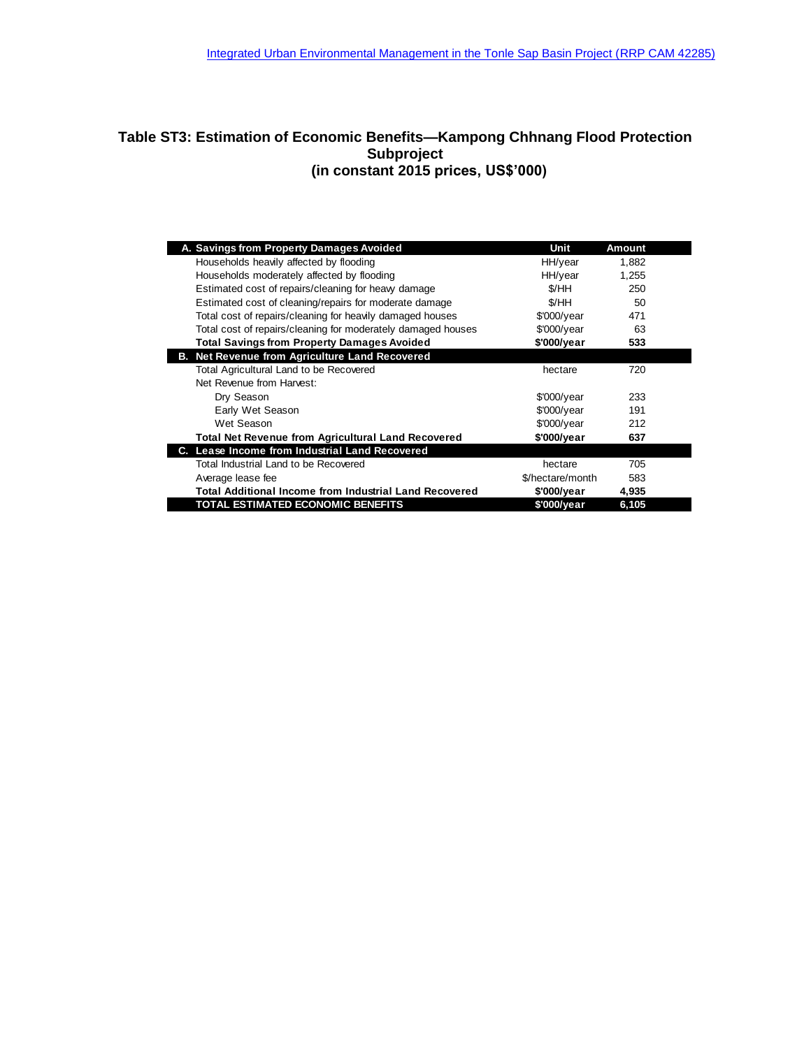# Table ST3: Estimation of Economic Benefits—Kampong Chhnang Flood Protection Subproject (in constant 2015 prices, US$'000)

| A. Savings from Property Damages Avoided | Unit | Amount |
|---|---|---|
| Households heavily affected by flooding | HH/year | 1,882 |
| Households moderately affected by flooding | HH/year | 1,255 |
| Estimated cost of repairs/cleaning for heavy damage | $/HH | 250 |
| Estimated cost of cleaning/repairs for moderate damage | $/HH | 50 |
| Total cost of repairs/cleaning for heavily damaged houses | $'000/year | 471 |
| Total cost of repairs/cleaning for moderately damaged houses | $'000/year | 63 |
| **Total Savings from Property Damages Avoided** | **$'000/year** | **533** |
| **B. Net Revenue from Agriculture Land Recovered** | | |
| Total Agricultural Land to be Recovered | hectare | 720 |
| Net Revenue from Harvest: | | |
| Dry Season | $'000/year | 233 |
| Early Wet Season | $'000/year | 191 |
| Wet Season | $'000/year | 212 |
| **Total Net Revenue from Agricultural Land Recovered** | **$'000/year** | **637** |
| **C. Lease Income from Industrial Land Recovered** | | |
| Total Industrial Land to be Recovered | hectare | 705 |
| Average lease fee | $/hectare/month | 583 |
| **Total Additional Income from Industrial Land Recovered** | **$'000/year** | **4,935** |
| **TOTAL ESTIMATED ECONOMIC BENEFITS** | **$'000/year** | **6,105** |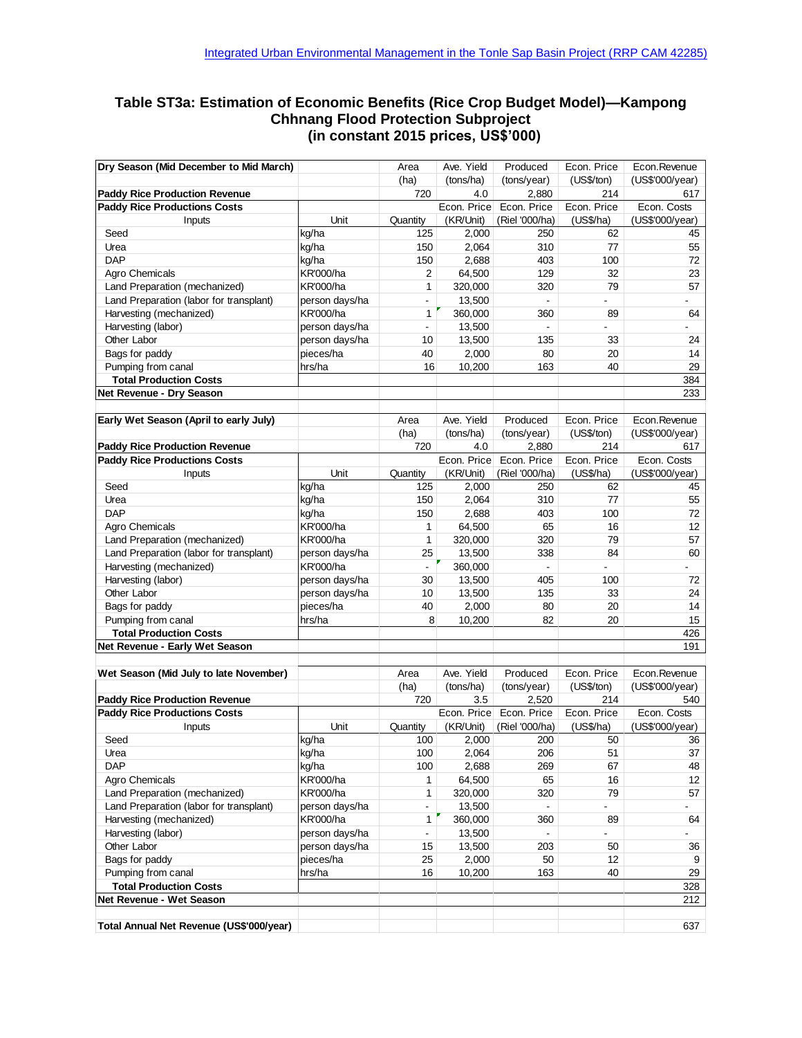Integrated Urban Environmental Management in the Tonle Sap Basin Project (RRP CAM 42285)

## Table ST3a: Estimation of Economic Benefits (Rice Crop Budget Model)—Kampong Chhnang Flood Protection Subproject (in constant 2015 prices, US$'000)

| Dry Season (Mid December to Mid March) | | Area | Ave. Yield | Produced | Econ. Price | Econ.Revenue |
|---|---|---|---|---|---|---|
| | | (ha) | (tons/ha) | (tons/year) | (US$/ton) | (US$'000/year) |
| **Paddy Rice Production Revenue** | | 720 | 4.0 | 2,880 | 214 | 617 |
| **Paddy Rice Productions Costs** | | | Econ. Price | Econ. Price | Econ. Price | Econ. Costs |
| Inputs | Unit | Quantity | (KR/Unit) | (Riel '000/ha) | (US$/ha) | (US$'000/year) |
| Seed | kg/ha | 125 | 2,000 | 250 | 62 | 45 |
| Urea | kg/ha | 150 | 2,064 | 310 | 77 | 55 |
| DAP | kg/ha | 150 | 2,688 | 403 | 100 | 72 |
| Agro Chemicals | KR'000/ha | 2 | 64,500 | 129 | 32 | 23 |
| Land Preparation (mechanized) | KR'000/ha | 1 | 320,000 | 320 | 79 | 57 |
| Land Preparation (labor for transplant) | person days/ha | - | 13,500 | - | - | - |
| Harvesting (mechanized) | KR'000/ha | 1 | 360,000 | 360 | 89 | 64 |
| Harvesting (labor) | person days/ha | - | 13,500 | - | - | - |
| Other Labor | person days/ha | 10 | 13,500 | 135 | 33 | 24 |
| Bags for paddy | pieces/ha | 40 | 2,000 | 80 | 20 | 14 |
| Pumping from canal | hrs/ha | 16 | 10,200 | 163 | 40 | 29 |
| **Total Production Costs** | | | | | | 384 |
| **Net Revenue - Dry Season** | | | | | | 233 |

| Early Wet Season (April to early July) | | Area | Ave. Yield | Produced | Econ. Price | Econ.Revenue |
|---|---|---|---|---|---|---|
| | | (ha) | (tons/ha) | (tons/year) | (US$/ton) | (US$'000/year) |
| **Paddy Rice Production Revenue** | | 720 | 4.0 | 2,880 | 214 | 617 |
| **Paddy Rice Productions Costs** | | | Econ. Price | Econ. Price | Econ. Price | Econ. Costs |
| Inputs | Unit | Quantity | (KR/Unit) | (Riel '000/ha) | (US$/ha) | (US$'000/year) |
| Seed | kg/ha | 125 | 2,000 | 250 | 62 | 45 |
| Urea | kg/ha | 150 | 2,064 | 310 | 77 | 55 |
| DAP | kg/ha | 150 | 2,688 | 403 | 100 | 72 |
| Agro Chemicals | KR'000/ha | 1 | 64,500 | 65 | 16 | 12 |
| Land Preparation (mechanized) | KR'000/ha | 1 | 320,000 | 320 | 79 | 57 |
| Land Preparation (labor for transplant) | person days/ha | 25 | 13,500 | 338 | 84 | 60 |
| Harvesting (mechanized) | KR'000/ha | - | 360,000 | - | - | - |
| Harvesting (labor) | person days/ha | 30 | 13,500 | 405 | 100 | 72 |
| Other Labor | person days/ha | 10 | 13,500 | 135 | 33 | 24 |
| Bags for paddy | pieces/ha | 40 | 2,000 | 80 | 20 | 14 |
| Pumping from canal | hrs/ha | 8 | 10,200 | 82 | 20 | 15 |
| **Total Production Costs** | | | | | | 426 |
| **Net Revenue - Early Wet Season** | | | | | | 191 |

| Wet Season (Mid July to late November) | | Area | Ave. Yield | Produced | Econ. Price | Econ.Revenue |
|---|---|---|---|---|---|---|
| | | (ha) | (tons/ha) | (tons/year) | (US$/ton) | (US$'000/year) |
| **Paddy Rice Production Revenue** | | 720 | 3.5 | 2,520 | 214 | 540 |
| **Paddy Rice Productions Costs** | | | Econ. Price | Econ. Price | Econ. Price | Econ. Costs |
| Inputs | Unit | Quantity | (KR/Unit) | (Riel '000/ha) | (US$/ha) | (US$'000/year) |
| Seed | kg/ha | 100 | 2,000 | 200 | 50 | 36 |
| Urea | kg/ha | 100 | 2,064 | 206 | 51 | 37 |
| DAP | kg/ha | 100 | 2,688 | 269 | 67 | 48 |
| Agro Chemicals | KR'000/ha | 1 | 64,500 | 65 | 16 | 12 |
| Land Preparation (mechanized) | KR'000/ha | 1 | 320,000 | 320 | 79 | 57 |
| Land Preparation (labor for transplant) | person days/ha | - | 13,500 | - | - | - |
| Harvesting (mechanized) | KR'000/ha | 1 | 360,000 | 360 | 89 | 64 |
| Harvesting (labor) | person days/ha | - | 13,500 | - | - | - |
| Other Labor | person days/ha | 15 | 13,500 | 203 | 50 | 36 |
| Bags for paddy | pieces/ha | 25 | 2,000 | 50 | 12 | 9 |
| Pumping from canal | hrs/ha | 16 | 10,200 | 163 | 40 | 29 |
| **Total Production Costs** | | | | | | 328 |
| **Net Revenue - Wet Season** | | | | | | 212 |
| | | | | | | |
| **Total Annual Net Revenue (US$'000/year)** | | | | | | 637 |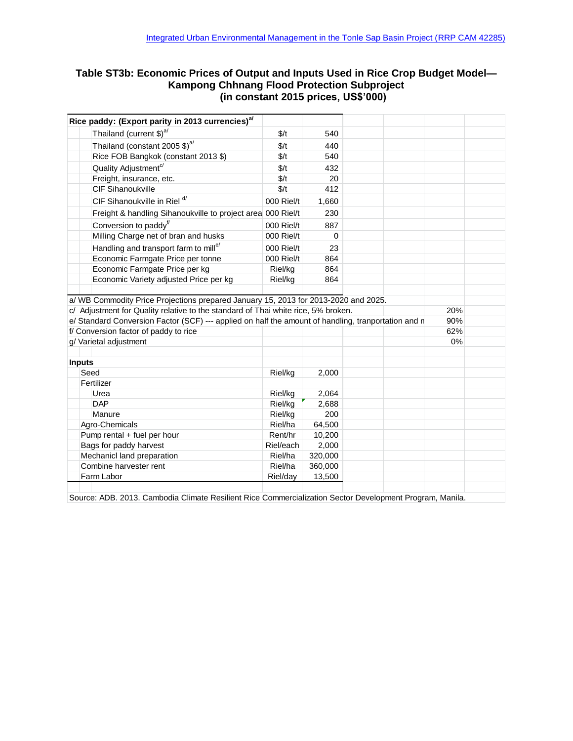[Integrated Urban Environmental Management in the Tonle Sap Basin Project (RRP CAM 42285)]

# Table ST3b: Economic Prices of Output and Inputs Used in Rice Crop Budget Model—Kampong Chhnang Flood Protection Subproject (in constant 2015 prices, US$'000)

| Rice paddy: (Export parity in 2013 currencies)[a] | | |
|---|---|---|
| Thailand (current $)[a] | $/t | 540 |
| Thailand (constant 2005 $)[a] | $/t | 440 |
| Rice FOB Bangkok (constant 2013 $) | $/t | 540 |
| Quality Adjustment[c] | $/t | 432 |
| Freight, insurance, etc. | $/t | 20 |
| CIF Sihanoukville | $/t | 412 |
| CIF Sihanoukville in Riel [d] | 000 Riel/t | 1,660 |
| Freight & handling Sihanoukville to project area | 000 Riel/t | 230 |
| Conversion to paddy[f] | 000 Riel/t | 887 |
| Milling Charge net of bran and husks | 000 Riel/t | 0 |
| Handling and transport farm to mill[e] | 000 Riel/t | 23 |
| Economic Farmgate Price per tonne | 000 Riel/t | 864 |
| Economic Farmgate Price per kg | Riel/kg | 864 |
| Economic Variety adjusted Price per kg | Riel/kg | 864 |

| Notes | |
|---|---|
| a/ WB Commodity Price Projections prepared January 15, 2013 for 2013-2020 and 2025. | |
| c/ Adjustment for Quality relative to the standard of Thai white rice, 5% broken. | 20% |
| e/ Standard Conversion Factor (SCF) --- applied on half the amount of handling, tranportation and n | 90% |
| f/ Conversion factor of paddy to rice | 62% |
| g/ Varietal adjustment | 0% |

| Inputs | | |
|---|---|---|
| Seed | Riel/kg | 2,000 |
| Fertilizer | | |
| Urea | Riel/kg | 2,064 |
| DAP | Riel/kg | 2,688 |
| Manure | Riel/kg | 200 |
| Agro-Chemicals | Riel/ha | 64,500 |
| Pump rental + fuel per hour | Rent/hr | 10,200 |
| Bags for paddy harvest | Riel/each | 2,000 |
| Mechanicl land preparation | Riel/ha | 320,000 |
| Combine harvester rent | Riel/ha | 360,000 |
| Farm Labor | Riel/day | 13,500 |

Source: ADB. 2013. Cambodia Climate Resilient Rice Commercialization Sector Development Program, Manila.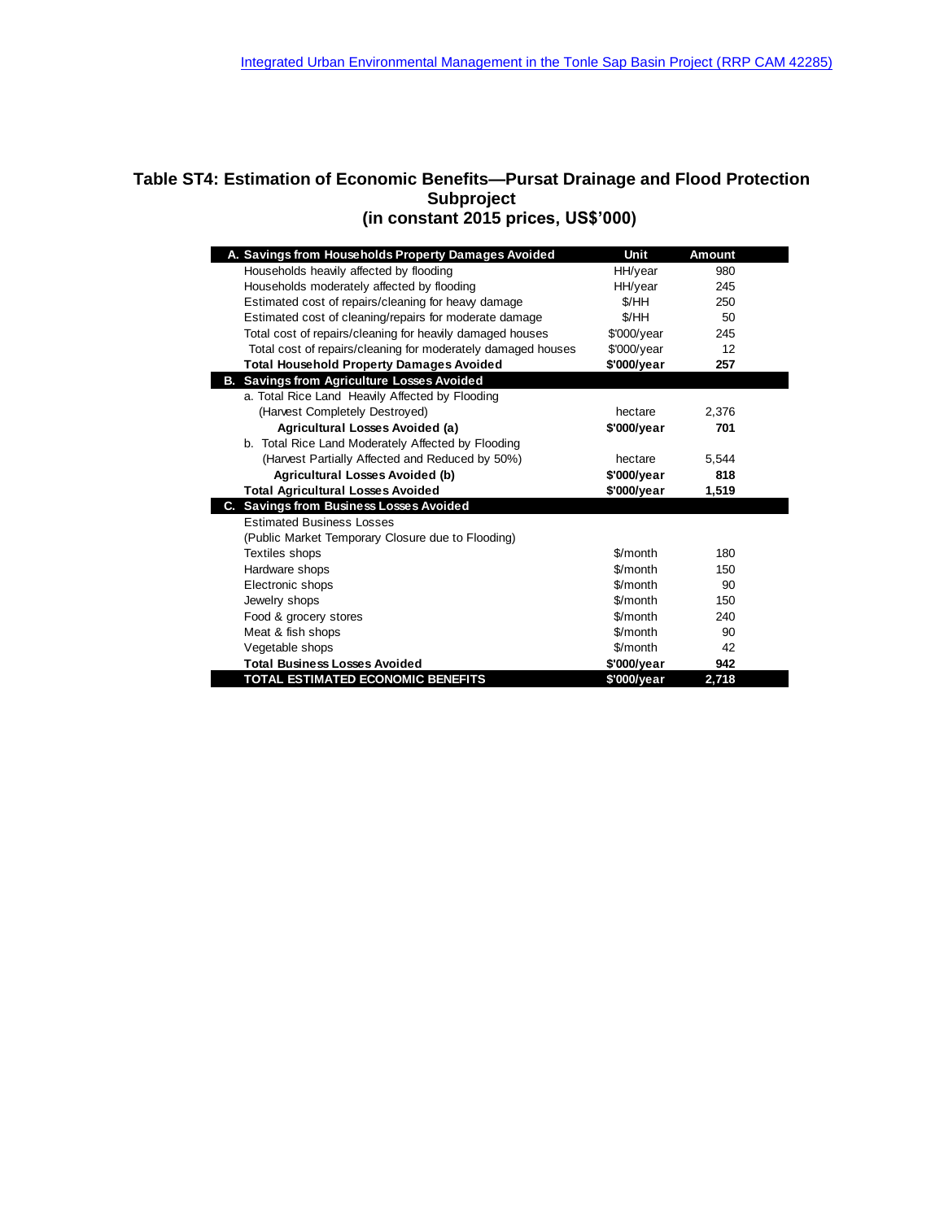# Table ST4: Estimation of Economic Benefits—Pursat Drainage and Flood Protection Subproject (in constant 2015 prices, US$'000)

| A. Savings from Households Property Damages Avoided | Unit | Amount |
|---|---|---|
| Households heavily affected by flooding | HH/year | 980 |
| Households moderately affected by flooding | HH/year | 245 |
| Estimated cost of repairs/cleaning for heavy damage | $/HH | 250 |
| Estimated cost of cleaning/repairs for moderate damage | $/HH | 50 |
| Total cost of repairs/cleaning for heavily damaged houses | $'000/year | 245 |
| Total cost of repairs/cleaning for moderately damaged houses | $'000/year | 12 |
| **Total Household Property Damages Avoided** | **$'000/year** | **257** |
| **B. Savings from Agriculture Losses Avoided** | | |
| a. Total Rice Land Heavily Affected by Flooding | | |
| (Harvest Completely Destroyed) | hectare | 2,376 |
| **Agricultural Losses Avoided (a)** | **$'000/year** | **701** |
| b. Total Rice Land Moderately Affected by Flooding | | |
| (Harvest Partially Affected and Reduced by 50%) | hectare | 5,544 |
| **Agricultural Losses Avoided (b)** | **$'000/year** | **818** |
| **Total Agricultural Losses Avoided** | **$'000/year** | **1,519** |
| **C. Savings from Business Losses Avoided** | | |
| Estimated Business Losses | | |
| (Public Market Temporary Closure due to Flooding) | | |
| Textiles shops | $/month | 180 |
| Hardware shops | $/month | 150 |
| Electronic shops | $/month | 90 |
| Jewelry shops | $/month | 150 |
| Food & grocery stores | $/month | 240 |
| Meat & fish shops | $/month | 90 |
| Vegetable shops | $/month | 42 |
| **Total Business Losses Avoided** | **$'000/year** | **942** |
| **TOTAL ESTIMATED ECONOMIC BENEFITS** | **$'000/year** | **2,718** |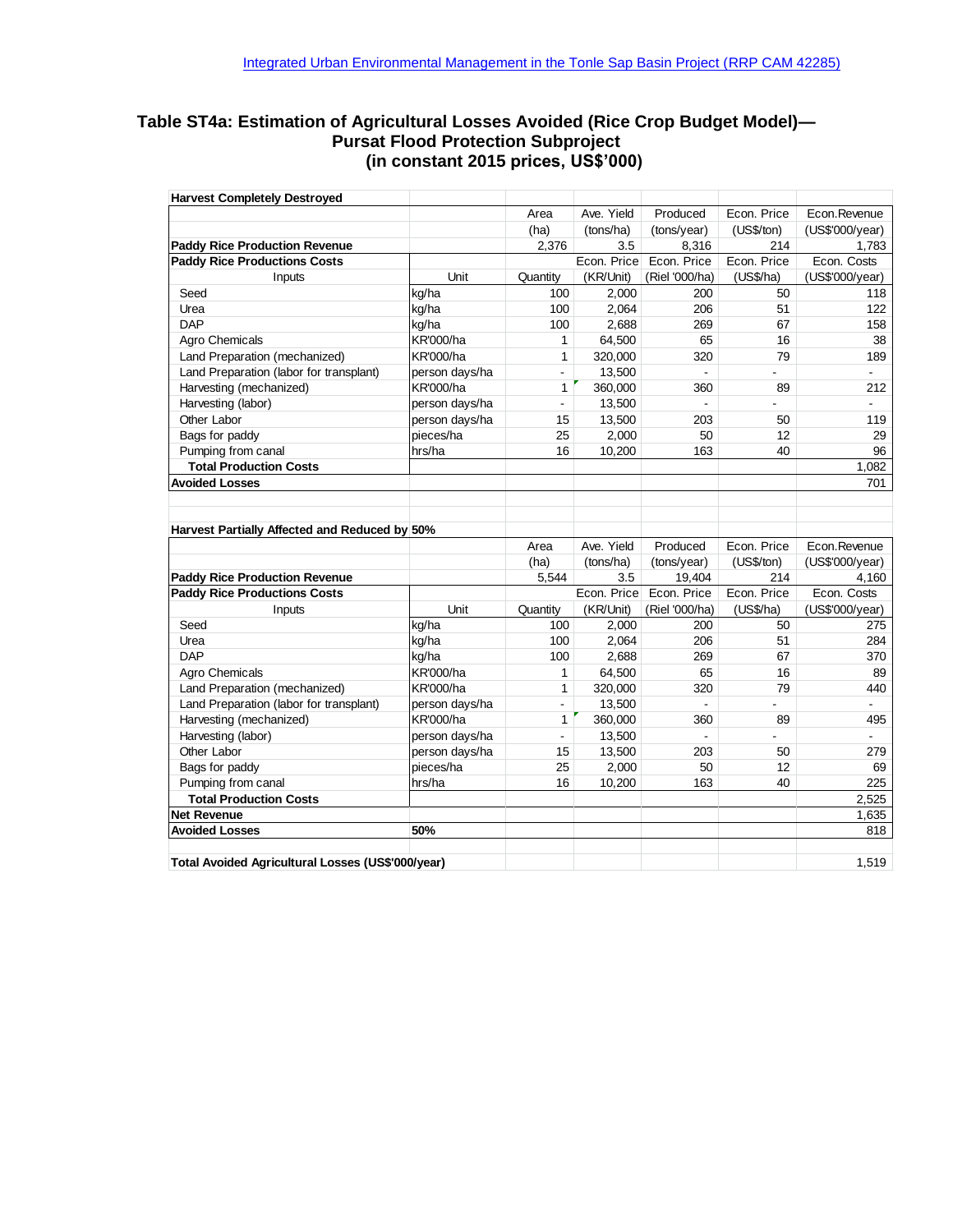## Table ST4a: Estimation of Agricultural Losses Avoided (Rice Crop Budget Model)—Pursat Flood Protection Subproject (in constant 2015 prices, US$'000)

| **Harvest Completely Destroyed** | | | | | | |
|---|---|---|---|---|---|---|
| | | Area | Ave. Yield | Produced | Econ. Price | Econ.Revenue |
| | | (ha) | (tons/ha) | (tons/year) | (US$/ton) | (US$'000/year) |
| **Paddy Rice Production Revenue** | | 2,376 | 3.5 | 8,316 | 214 | 1,783 |
| **Paddy Rice Productions Costs** | | | Econ. Price | Econ. Price | Econ. Price | Econ. Costs |
| Inputs | Unit | Quantity | (KR/Unit) | (Riel '000/ha) | (US$/ha) | (US$'000/year) |
| Seed | kg/ha | 100 | 2,000 | 200 | 50 | 118 |
| Urea | kg/ha | 100 | 2,064 | 206 | 51 | 122 |
| DAP | kg/ha | 100 | 2,688 | 269 | 67 | 158 |
| Agro Chemicals | KR'000/ha | 1 | 64,500 | 65 | 16 | 38 |
| Land Preparation (mechanized) | KR'000/ha | 1 | 320,000 | 320 | 79 | 189 |
| Land Preparation (labor for transplant) | person days/ha | - | 13,500 | - | - | - |
| Harvesting (mechanized) | KR'000/ha | 1 | 360,000 | 360 | 89 | 212 |
| Harvesting (labor) | person days/ha | - | 13,500 | - | - | - |
| Other Labor | person days/ha | 15 | 13,500 | 203 | 50 | 119 |
| Bags for paddy | pieces/ha | 25 | 2,000 | 50 | 12 | 29 |
| Pumping from canal | hrs/ha | 16 | 10,200 | 163 | 40 | 96 |
| **Total Production Costs** | | | | | | 1,082 |
| **Avoided Losses** | | | | | | 701 |

| **Harvest Partially Affected and Reduced by** | **50%** | | | | | |
|---|---|---|---|---|---|---|
| | | Area | Ave. Yield | Produced | Econ. Price | Econ.Revenue |
| | | (ha) | (tons/ha) | (tons/year) | (US$/ton) | (US$'000/year) |
| **Paddy Rice Production Revenue** | | 5,544 | 3.5 | 19,404 | 214 | 4,160 |
| **Paddy Rice Productions Costs** | | | Econ. Price | Econ. Price | Econ. Price | Econ. Costs |
| Inputs | Unit | Quantity | (KR/Unit) | (Riel '000/ha) | (US$/ha) | (US$'000/year) |
| Seed | kg/ha | 100 | 2,000 | 200 | 50 | 275 |
| Urea | kg/ha | 100 | 2,064 | 206 | 51 | 284 |
| DAP | kg/ha | 100 | 2,688 | 269 | 67 | 370 |
| Agro Chemicals | KR'000/ha | 1 | 64,500 | 65 | 16 | 89 |
| Land Preparation (mechanized) | KR'000/ha | 1 | 320,000 | 320 | 79 | 440 |
| Land Preparation (labor for transplant) | person days/ha | - | 13,500 | - | - | - |
| Harvesting (mechanized) | KR'000/ha | 1 | 360,000 | 360 | 89 | 495 |
| Harvesting (labor) | person days/ha | - | 13,500 | - | - | - |
| Other Labor | person days/ha | 15 | 13,500 | 203 | 50 | 279 |
| Bags for paddy | pieces/ha | 25 | 2,000 | 50 | 12 | 69 |
| Pumping from canal | hrs/ha | 16 | 10,200 | 163 | 40 | 225 |
| **Total Production Costs** | | | | | | 2,525 |
| **Net Revenue** | | | | | | 1,635 |
| **Avoided Losses** | **50%** | | | | | 818 |
| | | | | | | |
| **Total Avoided Agricultural Losses (US$'000/year)** | | | | | | 1,519 |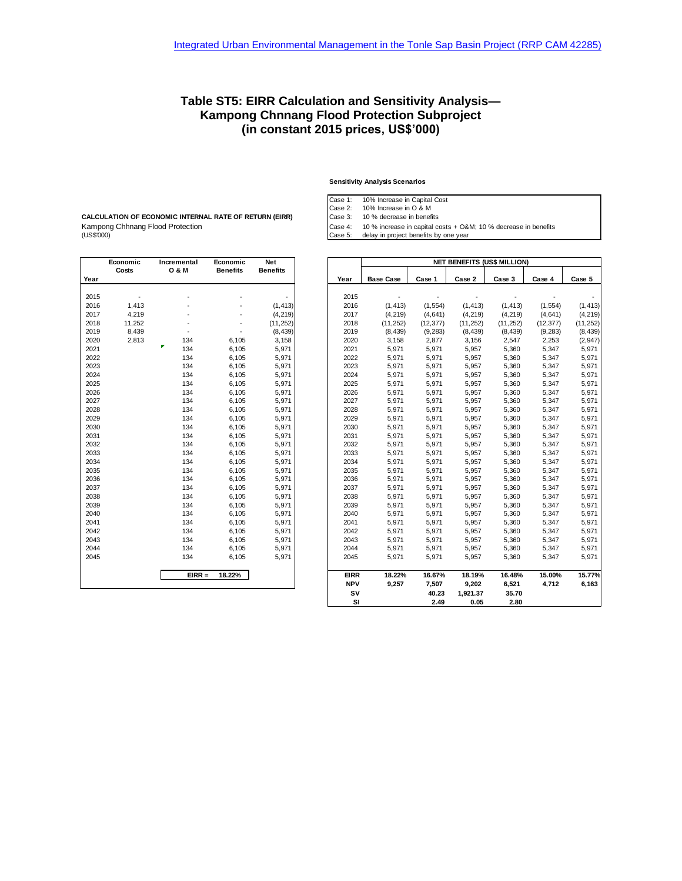Integrated Urban Environmental Management in the Tonle Sap Basin Project (RRP CAM 42285)

# Table ST5: EIRR Calculation and Sensitivity Analysis— Kampong Chnnang Flood Protection Subproject (in constant 2015 prices, US$'000)

**Sensitivity Analysis Scenarios**

| | |
|---|---|
| Case 1: | 10% Increase in Capital Cost |
| Case 2: | 10% Increase in O & M |
| Case 3: | 10 % decrease in benefits |
| Case 4: | 10 % increase in capital costs + O&M; 10 % decrease in benefits |
| Case 5: | delay in project benefits by one year |

**CALCULATION OF ECONOMIC INTERNAL RATE OF RETURN (EIRR)**
Kampong Chhnang Flood Protection
(US$'000)

| Year | Economic Costs | Incremental O & M | Economic Benefits | Net Benefits |
|---|---|---|---|---|
| 2015 | - | - | - | - |
| 2016 | 1,413 | - | - | (1,413) |
| 2017 | 4,219 | - | - | (4,219) |
| 2018 | 11,252 | - | - | (11,252) |
| 2019 | 8,439 | - | - | (8,439) |
| 2020 | 2,813 | 134 | 6,105 | 3,158 |
| 2021 | | 134 | 6,105 | 5,971 |
| 2022 | | 134 | 6,105 | 5,971 |
| 2023 | | 134 | 6,105 | 5,971 |
| 2024 | | 134 | 6,105 | 5,971 |
| 2025 | | 134 | 6,105 | 5,971 |
| 2026 | | 134 | 6,105 | 5,971 |
| 2027 | | 134 | 6,105 | 5,971 |
| 2028 | | 134 | 6,105 | 5,971 |
| 2029 | | 134 | 6,105 | 5,971 |
| 2030 | | 134 | 6,105 | 5,971 |
| 2031 | | 134 | 6,105 | 5,971 |
| 2032 | | 134 | 6,105 | 5,971 |
| 2033 | | 134 | 6,105 | 5,971 |
| 2034 | | 134 | 6,105 | 5,971 |
| 2035 | | 134 | 6,105 | 5,971 |
| 2036 | | 134 | 6,105 | 5,971 |
| 2037 | | 134 | 6,105 | 5,971 |
| 2038 | | 134 | 6,105 | 5,971 |
| 2039 | | 134 | 6,105 | 5,971 |
| 2040 | | 134 | 6,105 | 5,971 |
| 2041 | | 134 | 6,105 | 5,971 |
| 2042 | | 134 | 6,105 | 5,971 |
| 2043 | | 134 | 6,105 | 5,971 |
| 2044 | | 134 | 6,105 | 5,971 |
| 2045 | | 134 | 6,105 | 5,971 |
| | | EIRR = | 18.22% | |

| | NET BENEFITS (US$ MILLION) | | | | | |
|---|---|---|---|---|---|---|
| Year | Base Case | Case 1 | Case 2 | Case 3 | Case 4 | Case 5 |
| 2015 | - | - | - | - | - | - |
| 2016 | (1,413) | (1,554) | (1,413) | (1,413) | (1,554) | (1,413) |
| 2017 | (4,219) | (4,641) | (4,219) | (4,219) | (4,641) | (4,219) |
| 2018 | (11,252) | (12,377) | (11,252) | (11,252) | (12,377) | (11,252) |
| 2019 | (8,439) | (9,283) | (8,439) | (8,439) | (9,283) | (8,439) |
| 2020 | 3,158 | 2,877 | 3,156 | 2,547 | 2,253 | (2,947) |
| 2021 | 5,971 | 5,971 | 5,957 | 5,360 | 5,347 | 5,971 |
| 2022 | 5,971 | 5,971 | 5,957 | 5,360 | 5,347 | 5,971 |
| 2023 | 5,971 | 5,971 | 5,957 | 5,360 | 5,347 | 5,971 |
| 2024 | 5,971 | 5,971 | 5,957 | 5,360 | 5,347 | 5,971 |
| 2025 | 5,971 | 5,971 | 5,957 | 5,360 | 5,347 | 5,971 |
| 2026 | 5,971 | 5,971 | 5,957 | 5,360 | 5,347 | 5,971 |
| 2027 | 5,971 | 5,971 | 5,957 | 5,360 | 5,347 | 5,971 |
| 2028 | 5,971 | 5,971 | 5,957 | 5,360 | 5,347 | 5,971 |
| 2029 | 5,971 | 5,971 | 5,957 | 5,360 | 5,347 | 5,971 |
| 2030 | 5,971 | 5,971 | 5,957 | 5,360 | 5,347 | 5,971 |
| 2031 | 5,971 | 5,971 | 5,957 | 5,360 | 5,347 | 5,971 |
| 2032 | 5,971 | 5,971 | 5,957 | 5,360 | 5,347 | 5,971 |
| 2033 | 5,971 | 5,971 | 5,957 | 5,360 | 5,347 | 5,971 |
| 2034 | 5,971 | 5,971 | 5,957 | 5,360 | 5,347 | 5,971 |
| 2035 | 5,971 | 5,971 | 5,957 | 5,360 | 5,347 | 5,971 |
| 2036 | 5,971 | 5,971 | 5,957 | 5,360 | 5,347 | 5,971 |
| 2037 | 5,971 | 5,971 | 5,957 | 5,360 | 5,347 | 5,971 |
| 2038 | 5,971 | 5,971 | 5,957 | 5,360 | 5,347 | 5,971 |
| 2039 | 5,971 | 5,971 | 5,957 | 5,360 | 5,347 | 5,971 |
| 2040 | 5,971 | 5,971 | 5,957 | 5,360 | 5,347 | 5,971 |
| 2041 | 5,971 | 5,971 | 5,957 | 5,360 | 5,347 | 5,971 |
| 2042 | 5,971 | 5,971 | 5,957 | 5,360 | 5,347 | 5,971 |
| 2043 | 5,971 | 5,971 | 5,957 | 5,360 | 5,347 | 5,971 |
| 2044 | 5,971 | 5,971 | 5,957 | 5,360 | 5,347 | 5,971 |
| 2045 | 5,971 | 5,971 | 5,957 | 5,360 | 5,347 | 5,971 |
| **EIRR** | **18.22%** | **16.67%** | **18.19%** | **16.48%** | **15.00%** | **15.77%** |
| **NPV** | **9,257** | **7,507** | **9,202** | **6,521** | **4,712** | **6,163** |
| **SV** | | **40.23** | **1,921.37** | **35.70** | | |
| **SI** | | **2.49** | **0.05** | **2.80** | | |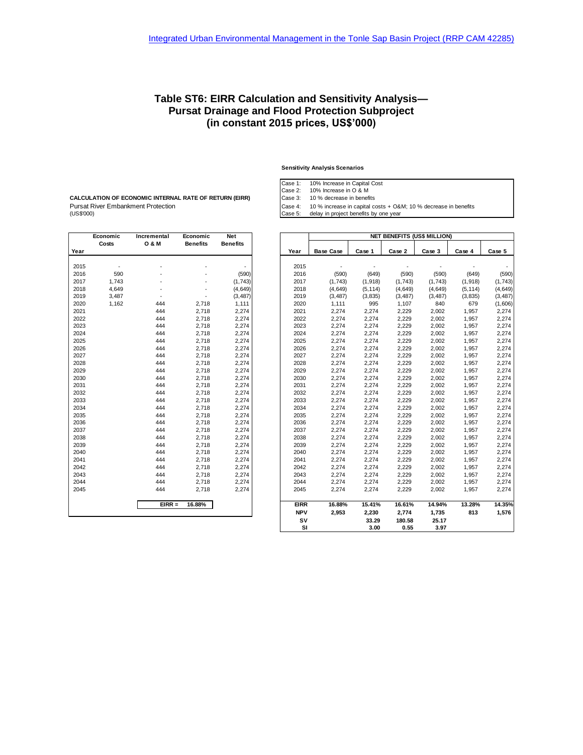Integrated Urban Environmental Management in the Tonle Sap Basin Project (RRP CAM 42285)

# Table ST6: EIRR Calculation and Sensitivity Analysis—Pursat Drainage and Flood Protection Subproject (in constant 2015 prices, US$'000)

**Sensitivity Analysis Scenarios**

| | |
|---|---|
| Case 1: | 10% Increase in Capital Cost |
| Case 2: | 10% Increase in O & M |
| Case 3: | 10 % decrease in benefits |
| Case 4: | 10 % increase in capital costs + O&M; 10 % decrease in benefits |
| Case 5: | delay in project benefits by one year |

**CALCULATION OF ECONOMIC INTERNAL RATE OF RETURN (EIRR)**
Pursat River Embankment Protection
(US$'000)

| Year | Economic Costs | Incremental O & M | Economic Benefits | Net Benefits |
|---|---|---|---|---|
| 2015 | - | - | - | - |
| 2016 | 590 | - | - | (590) |
| 2017 | 1,743 | - | - | (1,743) |
| 2018 | 4,649 | - | - | (4,649) |
| 2019 | 3,487 | - | - | (3,487) |
| 2020 | 1,162 | 444 | 2,718 | 1,111 |
| 2021 | | 444 | 2,718 | 2,274 |
| 2022 | | 444 | 2,718 | 2,274 |
| 2023 | | 444 | 2,718 | 2,274 |
| 2024 | | 444 | 2,718 | 2,274 |
| 2025 | | 444 | 2,718 | 2,274 |
| 2026 | | 444 | 2,718 | 2,274 |
| 2027 | | 444 | 2,718 | 2,274 |
| 2028 | | 444 | 2,718 | 2,274 |
| 2029 | | 444 | 2,718 | 2,274 |
| 2030 | | 444 | 2,718 | 2,274 |
| 2031 | | 444 | 2,718 | 2,274 |
| 2032 | | 444 | 2,718 | 2,274 |
| 2033 | | 444 | 2,718 | 2,274 |
| 2034 | | 444 | 2,718 | 2,274 |
| 2035 | | 444 | 2,718 | 2,274 |
| 2036 | | 444 | 2,718 | 2,274 |
| 2037 | | 444 | 2,718 | 2,274 |
| 2038 | | 444 | 2,718 | 2,274 |
| 2039 | | 444 | 2,718 | 2,274 |
| 2040 | | 444 | 2,718 | 2,274 |
| 2041 | | 444 | 2,718 | 2,274 |
| 2042 | | 444 | 2,718 | 2,274 |
| 2043 | | 444 | 2,718 | 2,274 |
| 2044 | | 444 | 2,718 | 2,274 |
| 2045 | | 444 | 2,718 | 2,274 |
| | | EIRR = | 16.88% | |

| Year | NET BENEFITS (US$ MILLION) Base Case | Case 1 | Case 2 | Case 3 | Case 4 | Case 5 |
|---|---|---|---|---|---|---|
| 2015 | - | - | - | - | - | - |
| 2016 | (590) | (649) | (590) | (590) | (649) | (590) |
| 2017 | (1,743) | (1,918) | (1,743) | (1,743) | (1,918) | (1,743) |
| 2018 | (4,649) | (5,114) | (4,649) | (4,649) | (5,114) | (4,649) |
| 2019 | (3,487) | (3,835) | (3,487) | (3,487) | (3,835) | (3,487) |
| 2020 | 1,111 | 995 | 1,107 | 840 | 679 | (1,606) |
| 2021 | 2,274 | 2,274 | 2,229 | 2,002 | 1,957 | 2,274 |
| 2022 | 2,274 | 2,274 | 2,229 | 2,002 | 1,957 | 2,274 |
| 2023 | 2,274 | 2,274 | 2,229 | 2,002 | 1,957 | 2,274 |
| 2024 | 2,274 | 2,274 | 2,229 | 2,002 | 1,957 | 2,274 |
| 2025 | 2,274 | 2,274 | 2,229 | 2,002 | 1,957 | 2,274 |
| 2026 | 2,274 | 2,274 | 2,229 | 2,002 | 1,957 | 2,274 |
| 2027 | 2,274 | 2,274 | 2,229 | 2,002 | 1,957 | 2,274 |
| 2028 | 2,274 | 2,274 | 2,229 | 2,002 | 1,957 | 2,274 |
| 2029 | 2,274 | 2,274 | 2,229 | 2,002 | 1,957 | 2,274 |
| 2030 | 2,274 | 2,274 | 2,229 | 2,002 | 1,957 | 2,274 |
| 2031 | 2,274 | 2,274 | 2,229 | 2,002 | 1,957 | 2,274 |
| 2032 | 2,274 | 2,274 | 2,229 | 2,002 | 1,957 | 2,274 |
| 2033 | 2,274 | 2,274 | 2,229 | 2,002 | 1,957 | 2,274 |
| 2034 | 2,274 | 2,274 | 2,229 | 2,002 | 1,957 | 2,274 |
| 2035 | 2,274 | 2,274 | 2,229 | 2,002 | 1,957 | 2,274 |
| 2036 | 2,274 | 2,274 | 2,229 | 2,002 | 1,957 | 2,274 |
| 2037 | 2,274 | 2,274 | 2,229 | 2,002 | 1,957 | 2,274 |
| 2038 | 2,274 | 2,274 | 2,229 | 2,002 | 1,957 | 2,274 |
| 2039 | 2,274 | 2,274 | 2,229 | 2,002 | 1,957 | 2,274 |
| 2040 | 2,274 | 2,274 | 2,229 | 2,002 | 1,957 | 2,274 |
| 2041 | 2,274 | 2,274 | 2,229 | 2,002 | 1,957 | 2,274 |
| 2042 | 2,274 | 2,274 | 2,229 | 2,002 | 1,957 | 2,274 |
| 2043 | 2,274 | 2,274 | 2,229 | 2,002 | 1,957 | 2,274 |
| 2044 | 2,274 | 2,274 | 2,229 | 2,002 | 1,957 | 2,274 |
| 2045 | 2,274 | 2,274 | 2,229 | 2,002 | 1,957 | 2,274 |
| **EIRR** | **16.88%** | **15.41%** | **16.61%** | **14.94%** | **13.28%** | **14.35%** |
| **NPV** | **2,953** | **2,230** | **2,774** | **1,735** | **813** | **1,576** |
| **SV** | | **33.29** | **180.58** | **25.17** | | |
| **SI** | | **3.00** | **0.55** | **3.97** | | |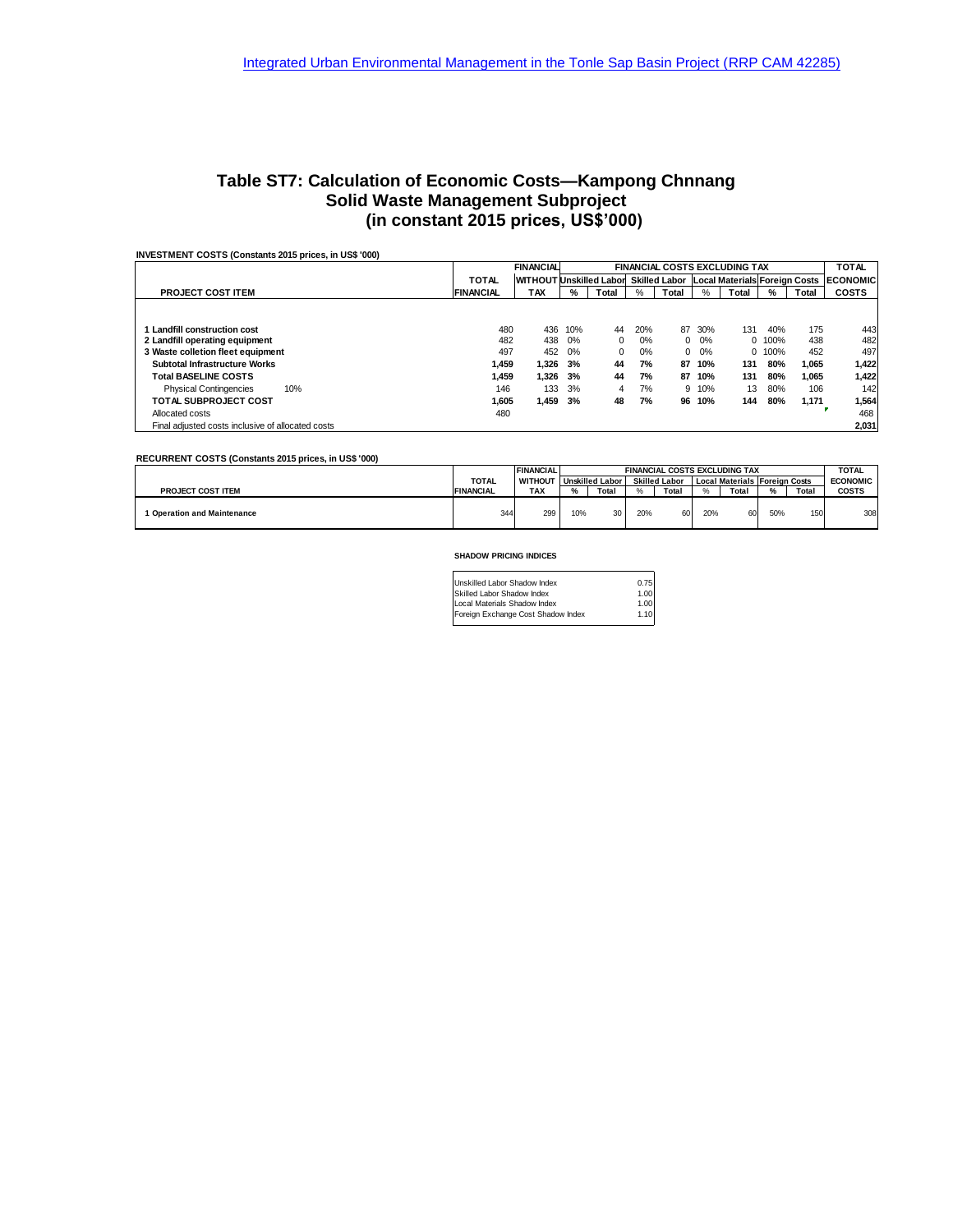Integrated Urban Environmental Management in the Tonle Sap Basin Project (RRP CAM 42285)

# Table ST7: Calculation of Economic Costs—Kampong Chnnang Solid Waste Management Subproject (in constant 2015 prices, US$'000)

**INVESTMENT COSTS (Constants 2015 prices, in US$ '000)**

| PROJECT COST ITEM | TOTAL FINANCIAL | FINANCIAL WITHOUT TAX | FINANCIAL COSTS EXCLUDING TAX | | | | | | | | TOTAL ECONOMIC COSTS |
|---|---|---|---|---|---|---|---|---|---|---|---|
| | | | Unskilled Labor | | Skilled Labor | | Local Materials | | Foreign Costs | | |
| | | | % | Total | % | Total | % | Total | % | Total | |
| 1 Landfill construction cost | 480 | 436 | 10% | 44 | 20% | 87 | 30% | 131 | 40% | 175 | 443 |
| 2 Landfill operating equipment | 482 | 438 | 0% | 0 | 0% | 0 | 0% | 0 | 100% | 438 | 482 |
| 3 Waste colletion fleet equipment | 497 | 452 | 0% | 0 | 0% | 0 | 0% | 0 | 100% | 452 | 497 |
| **Subtotal Infrastructure Works** | **1,459** | **1,326** | **3%** | **44** | **7%** | **87** | **10%** | **131** | **80%** | **1,065** | **1,422** |
| **Total BASELINE COSTS** | **1,459** | **1,326** | **3%** | **44** | **7%** | **87** | **10%** | **131** | **80%** | **1,065** | **1,422** |
| Physical Contingencies 10% | 146 | 133 | 3% | 4 | 7% | 9 | 10% | 13 | 80% | 106 | 142 |
| **TOTAL SUBPROJECT COST** | **1,605** | **1,459** | **3%** | **48** | **7%** | **96** | **10%** | **144** | **80%** | **1,171** | **1,564** |
| Allocated costs | 480 | | | | | | | | | | 468 |
| Final adjusted costs inclusive of allocated costs | | | | | | | | | | | **2,031** |

**RECURRENT COSTS (Constants 2015 prices, in US$ '000)**

| PROJECT COST ITEM | TOTAL FINANCIAL | FINANCIAL WITHOUT TAX | FINANCIAL COSTS EXCLUDING TAX | | | | | | | | TOTAL ECONOMIC COSTS |
|---|---|---|---|---|---|---|---|---|---|---|---|
| | | | Unskilled Labor | | Skilled Labor | | Local Materials | | Foreign Costs | | |
| | | | % | Total | % | Total | % | Total | % | Total | |
| 1 Operation and Maintenance | 344 | 299 | 10% | 30 | 20% | 60 | 20% | 60 | 50% | 150 | 308 |

**SHADOW PRICING INDICES**

| Index | Value |
|---|---|
| Unskilled Labor Shadow Index | 0.75 |
| Skilled Labor Shadow Index | 1.00 |
| Local Materials Shadow Index | 1.00 |
| Foreign Exchange Cost Shadow Index | 1.10 |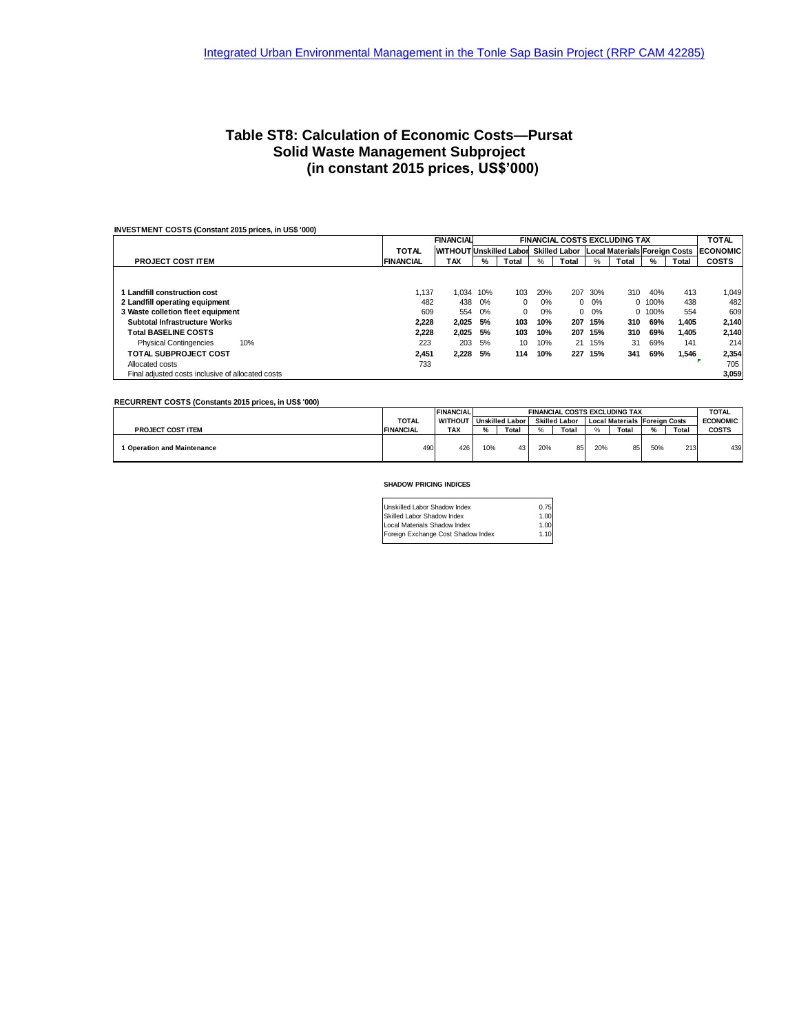# Table ST8: Calculation of Economic Costs—Pursat Solid Waste Management Subproject (in constant 2015 prices, US$'000)

**INVESTMENT COSTS (Constant 2015 prices, in US$ '000)**

| PROJECT COST ITEM | TOTAL FINANCIAL | FINANCIAL WITHOUT TAX | Unskilled Labor % | Unskilled Labor Total | Skilled Labor % | Skilled Labor Total | Local Materials % | Local Materials Total | Foreign Costs % | Foreign Costs Total | TOTAL ECONOMIC COSTS |
|---|---|---|---|---|---|---|---|---|---|---|---|
| 1 Landfill construction cost | 1,137 | 1,034 | 10% | 103 | 20% | 207 | 30% | 310 | 40% | 413 | 1,049 |
| 2 Landfill operating equipment | 482 | 438 | 0% | 0 | 0% | 0 | 0% | 0 | 100% | 438 | 482 |
| 3 Waste colletion fleet equipment | 609 | 554 | 0% | 0 | 0% | 0 | 0% | 0 | 100% | 554 | 609 |
| **Subtotal Infrastructure Works** | **2,228** | **2,025** | **5%** | **103** | **10%** | **207** | **15%** | **310** | **69%** | **1,405** | **2,140** |
| **Total BASELINE COSTS** | **2,228** | **2,025** | **5%** | **103** | **10%** | **207** | **15%** | **310** | **69%** | **1,405** | **2,140** |
| Physical Contingencies 10% | 223 | 203 | 5% | 10 | 10% | 21 | 15% | 31 | 69% | 141 | 214 |
| **TOTAL SUBPROJECT COST** | **2,451** | **2,228** | **5%** | **114** | **10%** | **227** | **15%** | **341** | **69%** | **1,546** | **2,354** |
| Allocated costs | 733 | | | | | | | | | | 705 |
| Final adjusted costs inclusive of allocated costs | | | | | | | | | | | **3,059** |

**RECURRENT COSTS (Constants 2015 prices, in US$ '000)**

| PROJECT COST ITEM | TOTAL FINANCIAL | FINANCIAL WITHOUT TAX | Unskilled Labor % | Unskilled Labor Total | Skilled Labor % | Skilled Labor Total | Local Materials % | Local Materials Total | Foreign Costs % | Foreign Costs Total | TOTAL ECONOMIC COSTS |
|---|---|---|---|---|---|---|---|---|---|---|---|
| 1 Operation and Maintenance | 490 | 426 | 10% | 43 | 20% | 85 | 20% | 85 | 50% | 213 | 439 |

**SHADOW PRICING INDICES**

| Index | Value |
|---|---|
| Unskilled Labor Shadow Index | 0.75 |
| Skilled Labor Shadow Index | 1.00 |
| Local Materials Shadow Index | 1.00 |
| Foreign Exchange Cost Shadow Index | 1.10 |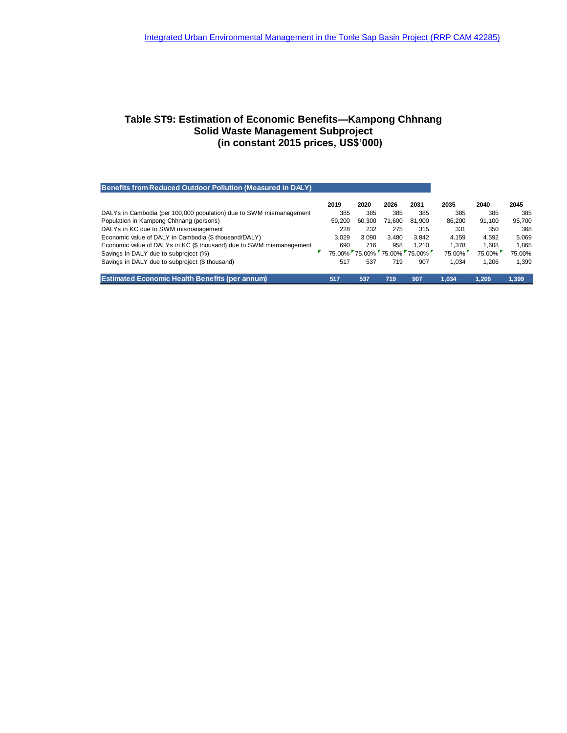# Table ST9: Estimation of Economic Benefits—Kampong Chhnang Solid Waste Management Subproject (in constant 2015 prices, US$'000)

**Benefits from Reduced Outdoor Pollution (Measured in DALY)**

| | 2019 | 2020 | 2026 | 2031 | 2035 | 2040 | 2045 |
|---|---|---|---|---|---|---|---|
| DALYs in Cambodia (per 100,000 population) due to SWM mismanagement | 385 | 385 | 385 | 385 | 385 | 385 | 385 |
| Population in Kampong Chhnang (persons) | 59,200 | 60,300 | 71,600 | 81,900 | 86,200 | 91,100 | 95,700 |
| DALYs in KC due to SWM mismanagement | 228 | 232 | 275 | 315 | 331 | 350 | 368 |
| Economic value of DALY in Cambodia ($ thousand/DALY) | 3.029 | 3.090 | 3.480 | 3.842 | 4.159 | 4.592 | 5.069 |
| Economic value of DALYs in KC ($ thousand) due to SWM mismanagement | 690 | 716 | 958 | 1,210 | 1,378 | 1,608 | 1,865 |
| Savings in DALY due to subproject (%) | 75.00% | 75.00% | 75.00% | 75.00% | 75.00% | 75.00% | 75.00% |
| Savings in DALY due to subproject ($ thousand) | 517 | 537 | 719 | 907 | 1,034 | 1,206 | 1,399 |
| **Estimated Economic Health Benefits (per annum)** | **517** | **537** | **719** | **907** | **1,034** | **1,206** | **1,399** |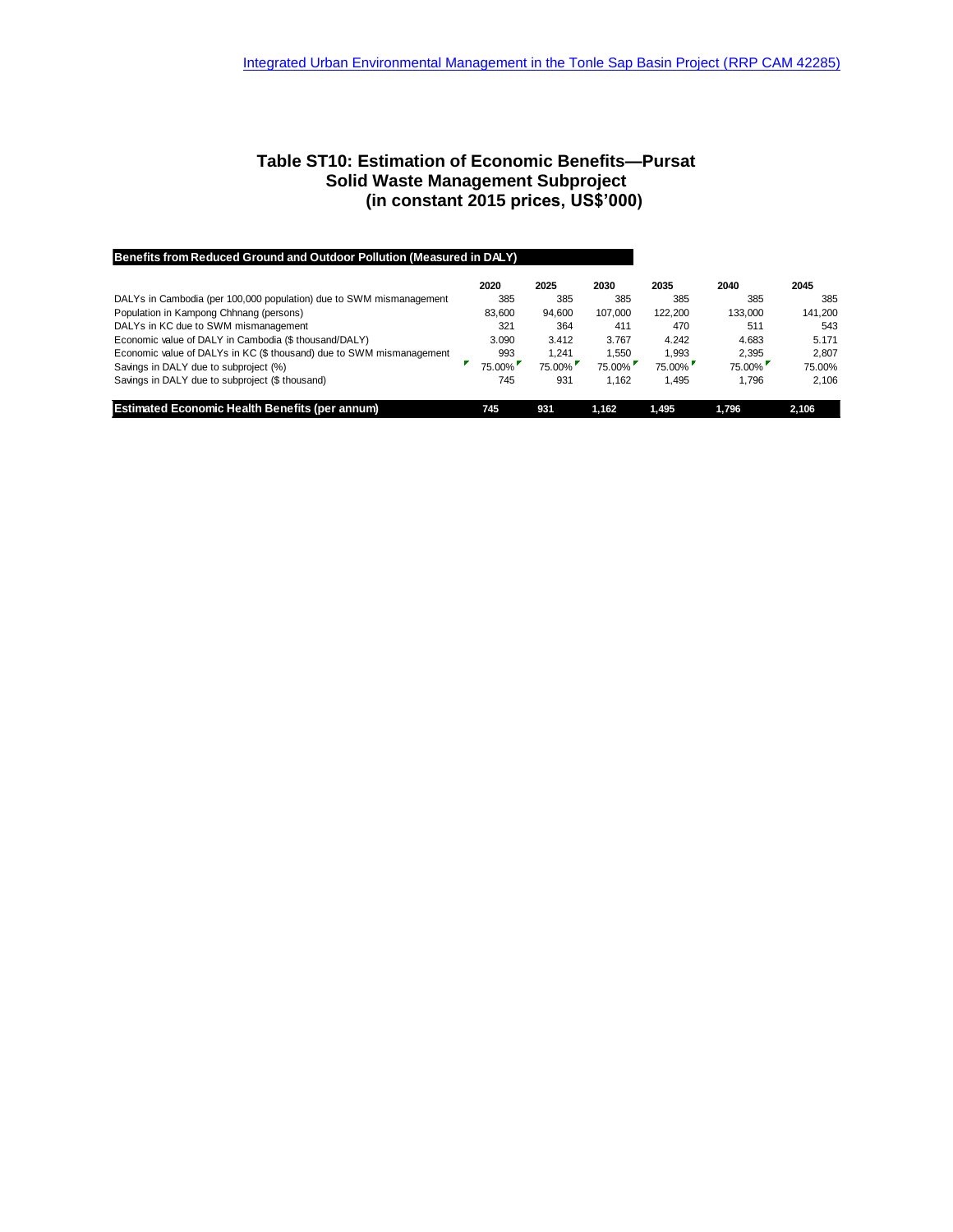Integrated Urban Environmental Management in the Tonle Sap Basin Project (RRP CAM 42285)

# Table ST10: Estimation of Economic Benefits—Pursat Solid Waste Management Subproject (in constant 2015 prices, US$'000)

| Benefits from Reduced Ground and Outdoor Pollution (Measured in DALY) | 2020 | 2025 | 2030 | 2035 | 2040 | 2045 |
|---|---|---|---|---|---|---|
| DALYs in Cambodia (per 100,000 population) due to SWM mismanagement | 385 | 385 | 385 | 385 | 385 | 385 |
| Population in Kampong Chhnang (persons) | 83,600 | 94,600 | 107,000 | 122,200 | 133,000 | 141,200 |
| DALYs in KC due to SWM mismanagement | 321 | 364 | 411 | 470 | 511 | 543 |
| Economic value of DALY in Cambodia ($ thousand/DALY) | 3.090 | 3.412 | 3.767 | 4.242 | 4.683 | 5.171 |
| Economic value of DALYs in KC ($ thousand) due to SWM mismanagement | 993 | 1,241 | 1,550 | 1,993 | 2,395 | 2,807 |
| Savings in DALY due to subproject (%) | 75.00% | 75.00% | 75.00% | 75.00% | 75.00% | 75.00% |
| Savings in DALY due to subproject ($ thousand) | 745 | 931 | 1,162 | 1,495 | 1,796 | 2,106 |
| **Estimated Economic Health Benefits (per annum)** | **745** | **931** | **1,162** | **1,495** | **1,796** | **2,106** |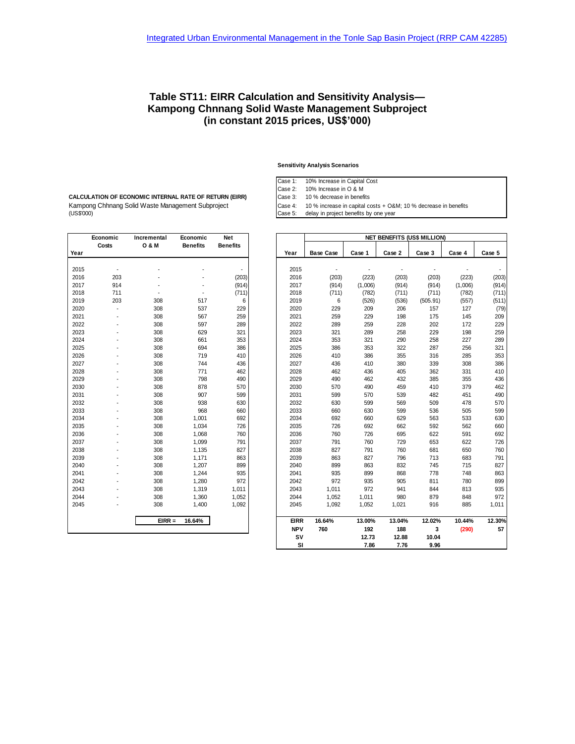Integrated Urban Environmental Management in the Tonle Sap Basin Project (RRP CAM 42285)

# Table ST11: EIRR Calculation and Sensitivity Analysis— Kampong Chnnang Solid Waste Management Subproject (in constant 2015 prices, US$'000)

**Sensitivity Analysis Scenarios**

| | |
|---|---|
| Case 1: | 10% Increase in Capital Cost |
| Case 2: | 10% Increase in O & M |
| Case 3: | 10 % decrease in benefits |
| Case 4: | 10 % increase in capital costs + O&M; 10 % decrease in benefits |
| Case 5: | delay in project benefits by one year |

**CALCULATION OF ECONOMIC INTERNAL RATE OF RETURN (EIRR)**
Kampong Chhnang Solid Waste Management Subproject
(US$'000)

| Year | Economic Costs | Incremental O & M | Economic Benefits | Net Benefits |
|---|---|---|---|---|
| 2015 | - | - | - | - |
| 2016 | 203 | - | - | (203) |
| 2017 | 914 | - | - | (914) |
| 2018 | 711 | - | - | (711) |
| 2019 | 203 | 308 | 517 | 6 |
| 2020 | - | 308 | 537 | 229 |
| 2021 | - | 308 | 567 | 259 |
| 2022 | - | 308 | 597 | 289 |
| 2023 | - | 308 | 629 | 321 |
| 2024 | - | 308 | 661 | 353 |
| 2025 | - | 308 | 694 | 386 |
| 2026 | - | 308 | 719 | 410 |
| 2027 | - | 308 | 744 | 436 |
| 2028 | - | 308 | 771 | 462 |
| 2029 | - | 308 | 798 | 490 |
| 2030 | - | 308 | 878 | 570 |
| 2031 | - | 308 | 907 | 599 |
| 2032 | - | 308 | 938 | 630 |
| 2033 | - | 308 | 968 | 660 |
| 2034 | - | 308 | 1,001 | 692 |
| 2035 | - | 308 | 1,034 | 726 |
| 2036 | - | 308 | 1,068 | 760 |
| 2037 | - | 308 | 1,099 | 791 |
| 2038 | - | 308 | 1,135 | 827 |
| 2039 | - | 308 | 1,171 | 863 |
| 2040 | - | 308 | 1,207 | 899 |
| 2041 | - | 308 | 1,244 | 935 |
| 2042 | - | 308 | 1,280 | 972 |
| 2043 | - | 308 | 1,319 | 1,011 |
| 2044 | - | 308 | 1,360 | 1,052 |
| 2045 | - | 308 | 1,400 | 1,092 |
| | | EIRR = | 16.64% | |

| Year | NET BENEFITS (US$ MILLION) | | | | | |
|---|---|---|---|---|---|---|
| | Base Case | Case 1 | Case 2 | Case 3 | Case 4 | Case 5 |
| 2015 | - | - | - | - | - | - |
| 2016 | (203) | (223) | (203) | (203) | (223) | (203) |
| 2017 | (914) | (1,006) | (914) | (914) | (1,006) | (914) |
| 2018 | (711) | (782) | (711) | (711) | (782) | (711) |
| 2019 | 6 | (526) | (536) | (505.91) | (557) | (511) |
| 2020 | 229 | 209 | 206 | 157 | 127 | (79) |
| 2021 | 259 | 229 | 198 | 175 | 145 | 209 |
| 2022 | 289 | 259 | 228 | 202 | 172 | 229 |
| 2023 | 321 | 289 | 258 | 229 | 198 | 259 |
| 2024 | 353 | 321 | 290 | 258 | 227 | 289 |
| 2025 | 386 | 353 | 322 | 287 | 256 | 321 |
| 2026 | 410 | 386 | 355 | 316 | 285 | 353 |
| 2027 | 436 | 410 | 380 | 339 | 308 | 386 |
| 2028 | 462 | 436 | 405 | 362 | 331 | 410 |
| 2029 | 490 | 462 | 432 | 385 | 355 | 436 |
| 2030 | 570 | 490 | 459 | 410 | 379 | 462 |
| 2031 | 599 | 570 | 539 | 482 | 451 | 490 |
| 2032 | 630 | 599 | 569 | 509 | 478 | 570 |
| 2033 | 660 | 630 | 599 | 536 | 505 | 599 |
| 2034 | 692 | 660 | 629 | 563 | 533 | 630 |
| 2035 | 726 | 692 | 662 | 592 | 562 | 660 |
| 2036 | 760 | 726 | 695 | 622 | 591 | 692 |
| 2037 | 791 | 760 | 729 | 653 | 622 | 726 |
| 2038 | 827 | 791 | 760 | 681 | 650 | 760 |
| 2039 | 863 | 827 | 796 | 713 | 683 | 791 |
| 2040 | 899 | 863 | 832 | 745 | 715 | 827 |
| 2041 | 935 | 899 | 868 | 778 | 748 | 863 |
| 2042 | 972 | 935 | 905 | 811 | 780 | 899 |
| 2043 | 1,011 | 972 | 941 | 844 | 813 | 935 |
| 2044 | 1,052 | 1,011 | 980 | 879 | 848 | 972 |
| 2045 | 1,092 | 1,052 | 1,021 | 916 | 885 | 1,011 |
| **EIRR** | **16.64%** | **13.00%** | **13.04%** | **12.02%** | **10.44%** | **12.30%** |
| **NPV** | **760** | **192** | **188** | **3** | **(290)** | **57** |
| **SV** | | **12.73** | **12.88** | **10.04** | | |
| **SI** | | **7.86** | **7.76** | **9.96** | | |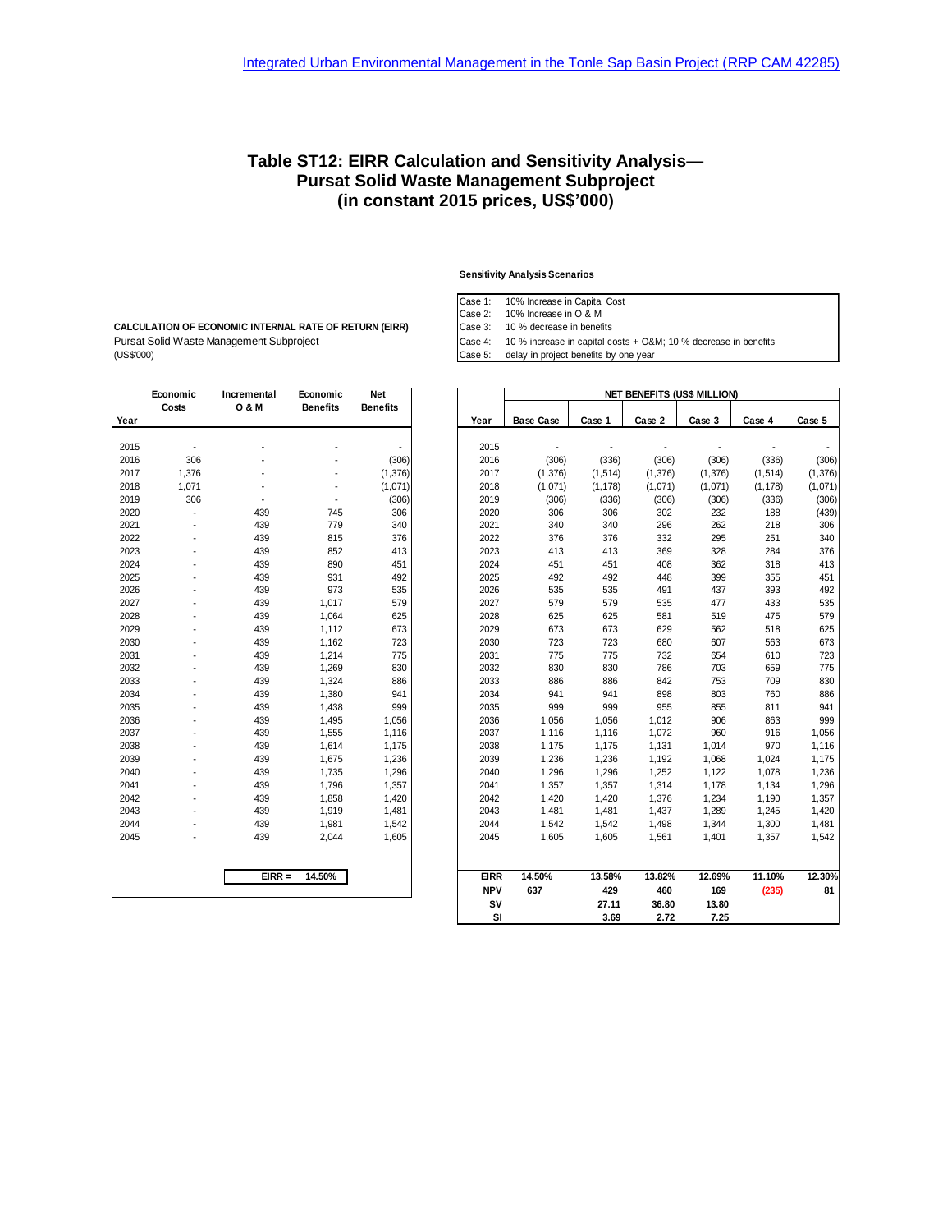# Table ST12: EIRR Calculation and Sensitivity Analysis—Pursat Solid Waste Management Subproject (in constant 2015 prices, US$'000)

**Sensitivity Analysis Scenarios**

| | |
|---|---|
| Case 1: | 10% Increase in Capital Cost |
| Case 2: | 10% Increase in O & M |
| Case 3: | 10 % decrease in benefits |
| Case 4: | 10 % increase in capital costs + O&M; 10 % decrease in benefits |
| Case 5: | delay in project benefits by one year |

**CALCULATION OF ECONOMIC INTERNAL RATE OF RETURN (EIRR)**
Pursat Solid Waste Management Subproject
(US$'000)

| Year | Economic Costs | Incremental O & M | Economic Benefits | Net Benefits |
|---|---|---|---|---|
| 2015 | - | - | - | - |
| 2016 | 306 | - | - | (306) |
| 2017 | 1,376 | - | - | (1,376) |
| 2018 | 1,071 | - | - | (1,071) |
| 2019 | 306 | - | - | (306) |
| 2020 | - | 439 | 745 | 306 |
| 2021 | - | 439 | 779 | 340 |
| 2022 | - | 439 | 815 | 376 |
| 2023 | - | 439 | 852 | 413 |
| 2024 | - | 439 | 890 | 451 |
| 2025 | - | 439 | 931 | 492 |
| 2026 | - | 439 | 973 | 535 |
| 2027 | - | 439 | 1,017 | 579 |
| 2028 | - | 439 | 1,064 | 625 |
| 2029 | - | 439 | 1,112 | 673 |
| 2030 | - | 439 | 1,162 | 723 |
| 2031 | - | 439 | 1,214 | 775 |
| 2032 | - | 439 | 1,269 | 830 |
| 2033 | - | 439 | 1,324 | 886 |
| 2034 | - | 439 | 1,380 | 941 |
| 2035 | - | 439 | 1,438 | 999 |
| 2036 | - | 439 | 1,495 | 1,056 |
| 2037 | - | 439 | 1,555 | 1,116 |
| 2038 | - | 439 | 1,614 | 1,175 |
| 2039 | - | 439 | 1,675 | 1,236 |
| 2040 | - | 439 | 1,735 | 1,296 |
| 2041 | - | 439 | 1,796 | 1,357 |
| 2042 | - | 439 | 1,858 | 1,420 |
| 2043 | - | 439 | 1,919 | 1,481 |
| 2044 | - | 439 | 1,981 | 1,542 |
| 2045 | - | 439 | 2,044 | 1,605 |
| | | EIRR = | 14.50% | |

| | NET BENEFITS (US$ MILLION) | | | | | |
|---|---|---|---|---|---|---|
| **Year** | **Base Case** | **Case 1** | **Case 2** | **Case 3** | **Case 4** | **Case 5** |
| 2015 | - | - | - | - | - | - |
| 2016 | (306) | (336) | (306) | (306) | (336) | (306) |
| 2017 | (1,376) | (1,514) | (1,376) | (1,376) | (1,514) | (1,376) |
| 2018 | (1,071) | (1,178) | (1,071) | (1,071) | (1,178) | (1,071) |
| 2019 | (306) | (336) | (306) | (306) | (336) | (306) |
| 2020 | 306 | 306 | 302 | 232 | 188 | (439) |
| 2021 | 340 | 340 | 296 | 262 | 218 | 306 |
| 2022 | 376 | 376 | 332 | 295 | 251 | 340 |
| 2023 | 413 | 413 | 369 | 328 | 284 | 376 |
| 2024 | 451 | 451 | 408 | 362 | 318 | 413 |
| 2025 | 492 | 492 | 448 | 399 | 355 | 451 |
| 2026 | 535 | 535 | 491 | 437 | 393 | 492 |
| 2027 | 579 | 579 | 535 | 477 | 433 | 535 |
| 2028 | 625 | 625 | 581 | 519 | 475 | 579 |
| 2029 | 673 | 673 | 629 | 562 | 518 | 625 |
| 2030 | 723 | 723 | 680 | 607 | 563 | 673 |
| 2031 | 775 | 775 | 732 | 654 | 610 | 723 |
| 2032 | 830 | 830 | 786 | 703 | 659 | 775 |
| 2033 | 886 | 886 | 842 | 753 | 709 | 830 |
| 2034 | 941 | 941 | 898 | 803 | 760 | 886 |
| 2035 | 999 | 999 | 955 | 855 | 811 | 941 |
| 2036 | 1,056 | 1,056 | 1,012 | 906 | 863 | 999 |
| 2037 | 1,116 | 1,116 | 1,072 | 960 | 916 | 1,056 |
| 2038 | 1,175 | 1,175 | 1,131 | 1,014 | 970 | 1,116 |
| 2039 | 1,236 | 1,236 | 1,192 | 1,068 | 1,024 | 1,175 |
| 2040 | 1,296 | 1,296 | 1,252 | 1,122 | 1,078 | 1,236 |
| 2041 | 1,357 | 1,357 | 1,314 | 1,178 | 1,134 | 1,296 |
| 2042 | 1,420 | 1,420 | 1,376 | 1,234 | 1,190 | 1,357 |
| 2043 | 1,481 | 1,481 | 1,437 | 1,289 | 1,245 | 1,420 |
| 2044 | 1,542 | 1,542 | 1,498 | 1,344 | 1,300 | 1,481 |
| 2045 | 1,605 | 1,605 | 1,561 | 1,401 | 1,357 | 1,542 |
| **EIRR** | **14.50%** | **13.58%** | **13.82%** | **12.69%** | **11.10%** | **12.30%** |
| **NPV** | **637** | **429** | **460** | **169** | **(235)** | **81** |
| **SV** | | **27.11** | **36.80** | **13.80** | | |
| **SI** | | **3.69** | **2.72** | **7.25** | | |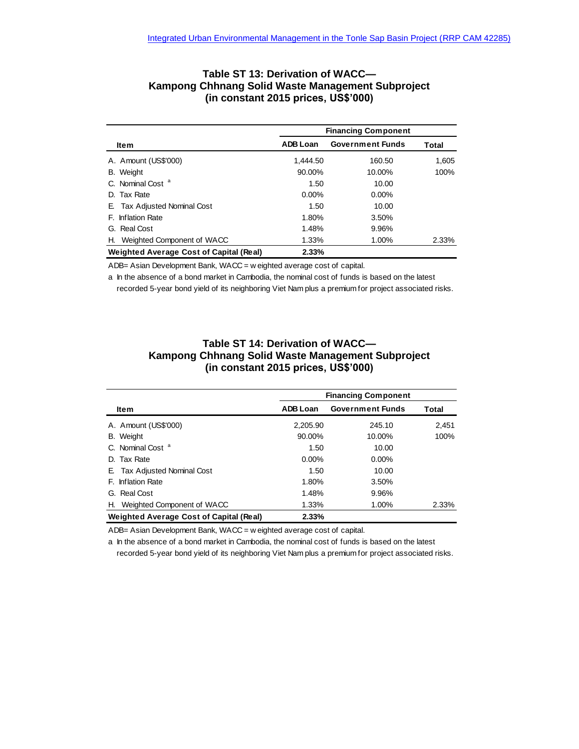## Table ST 13: Derivation of WACC— Kampong Chhnang Solid Waste Management Subproject (in constant 2015 prices, US$'000)

| Item | Financing Component | | |
|---|---|---|---|
| | ADB Loan | Government Funds | Total |
| A. Amount (US$'000) | 1,444.50 | 160.50 | 1,605 |
| B. Weight | 90.00% | 10.00% | 100% |
| C. Nominal Cost [a] | 1.50 | 10.00 | |
| D. Tax Rate | 0.00% | 0.00% | |
| E. Tax Adjusted Nominal Cost | 1.50 | 10.00 | |
| F. Inflation Rate | 1.80% | 3.50% | |
| G. Real Cost | 1.48% | 9.96% | |
| H. Weighted Component of WACC | 1.33% | 1.00% | 2.33% |
| **Weighted Average Cost of Capital (Real)** | **2.33%** | | |

ADB= Asian Development Bank, WACC = weighted average cost of capital.

a In the absence of a bond market in Cambodia, the nominal cost of funds is based on the latest recorded 5-year bond yield of its neighboring Viet Nam plus a premium for project associated risks.

## Table ST 14: Derivation of WACC— Kampong Chhnang Solid Waste Management Subproject (in constant 2015 prices, US$'000)

| Item | Financing Component | | |
|---|---|---|---|
| | ADB Loan | Government Funds | Total |
| A. Amount (US$'000) | 2,205.90 | 245.10 | 2,451 |
| B. Weight | 90.00% | 10.00% | 100% |
| C. Nominal Cost [a] | 1.50 | 10.00 | |
| D. Tax Rate | 0.00% | 0.00% | |
| E. Tax Adjusted Nominal Cost | 1.50 | 10.00 | |
| F. Inflation Rate | 1.80% | 3.50% | |
| G. Real Cost | 1.48% | 9.96% | |
| H. Weighted Component of WACC | 1.33% | 1.00% | 2.33% |
| **Weighted Average Cost of Capital (Real)** | **2.33%** | | |

ADB= Asian Development Bank, WACC = weighted average cost of capital.

a In the absence of a bond market in Cambodia, the nominal cost of funds is based on the latest recorded 5-year bond yield of its neighboring Viet Nam plus a premium for project associated risks.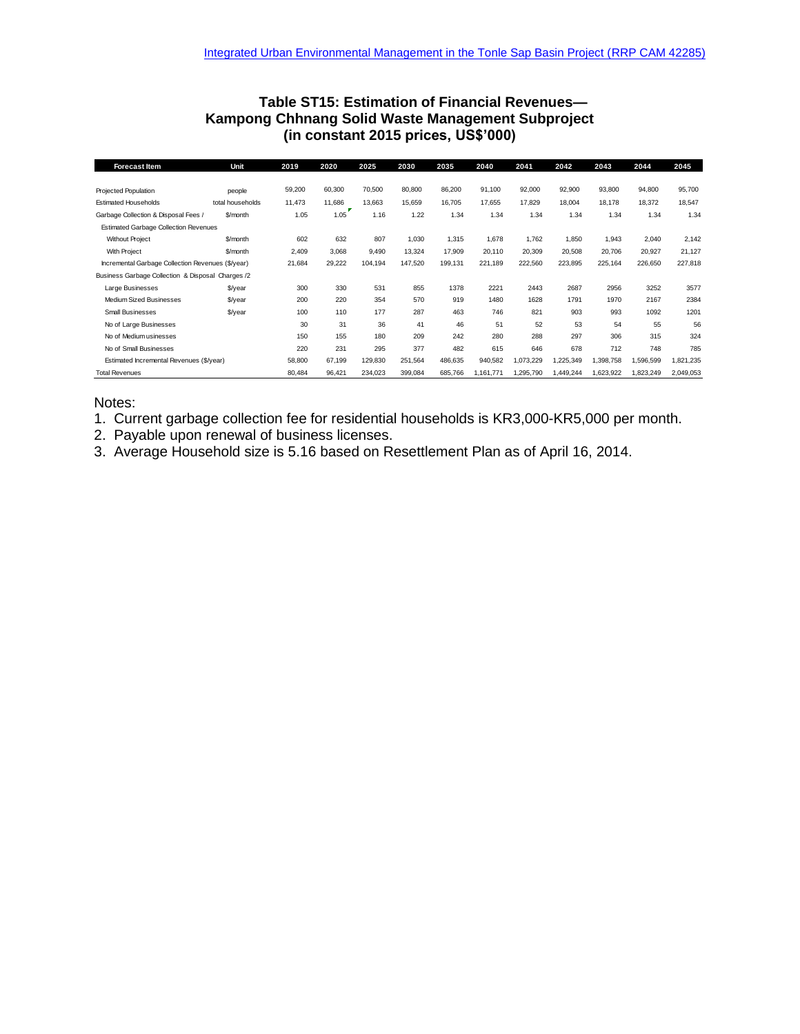Integrated Urban Environmental Management in the Tonle Sap Basin Project (RRP CAM 42285)

## Table ST15: Estimation of Financial Revenues— Kampong Chhnang Solid Waste Management Subproject (in constant 2015 prices, US$'000)

| Forecast Item | Unit | 2019 | 2020 | 2025 | 2030 | 2035 | 2040 | 2041 | 2042 | 2043 | 2044 | 2045 |
|---|---|---|---|---|---|---|---|---|---|---|---|---|
| Projected Population | people | 59,200 | 60,300 | 70,500 | 80,800 | 86,200 | 91,100 | 92,000 | 92,900 | 93,800 | 94,800 | 95,700 |
| Estimated Households | total households | 11,473 | 11,686 | 13,663 | 15,659 | 16,705 | 17,655 | 17,829 | 18,004 | 18,178 | 18,372 | 18,547 |
| Garbage Collection & Disposal Fees / | $/month | 1.05 | 1.05 | 1.16 | 1.22 | 1.34 | 1.34 | 1.34 | 1.34 | 1.34 | 1.34 | 1.34 |
| Estimated Garbage Collection Revenues | | | | | | | | | | | | |
| Without Project | $/month | 602 | 632 | 807 | 1,030 | 1,315 | 1,678 | 1,762 | 1,850 | 1,943 | 2,040 | 2,142 |
| With Project | $/month | 2,409 | 3,068 | 9,490 | 13,324 | 17,909 | 20,110 | 20,309 | 20,508 | 20,706 | 20,927 | 21,127 |
| Incremental Garbage Collection Revenues ($/year) | | 21,684 | 29,222 | 104,194 | 147,520 | 199,131 | 221,189 | 222,560 | 223,895 | 225,164 | 226,650 | 227,818 |
| Business Garbage Collection & Disposal Charges /2 | | | | | | | | | | | | |
| Large Businesses | $/year | 300 | 330 | 531 | 855 | 1378 | 2221 | 2443 | 2687 | 2956 | 3252 | 3577 |
| Medium Sized Businesses | $/year | 200 | 220 | 354 | 570 | 919 | 1480 | 1628 | 1791 | 1970 | 2167 | 2384 |
| Small Businesses | $/year | 100 | 110 | 177 | 287 | 463 | 746 | 821 | 903 | 993 | 1092 | 1201 |
| No of Large Businesses | | 30 | 31 | 36 | 41 | 46 | 51 | 52 | 53 | 54 | 55 | 56 |
| No of Medium usinesses | | 150 | 155 | 180 | 209 | 242 | 280 | 288 | 297 | 306 | 315 | 324 |
| No of Small Businesses | | 220 | 231 | 295 | 377 | 482 | 615 | 646 | 678 | 712 | 748 | 785 |
| Estimated Incremental Revenues ($/year) | | 58,800 | 67,199 | 129,830 | 251,564 | 486,635 | 940,582 | 1,073,229 | 1,225,349 | 1,398,758 | 1,596,599 | 1,821,235 |
| Total Revenues | | 80,484 | 96,421 | 234,023 | 399,084 | 685,766 | 1,161,771 | 1,295,790 | 1,449,244 | 1,623,922 | 1,823,249 | 2,049,053 |

Notes:

1. Current garbage collection fee for residential households is KR3,000-KR5,000 per month.
2. Payable upon renewal of business licenses.
3. Average Household size is 5.16 based on Resettlement Plan as of April 16, 2014.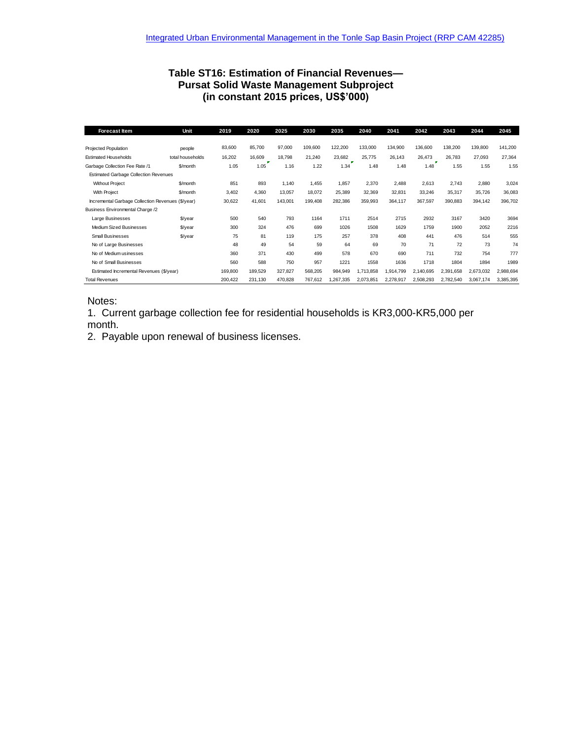# Table ST16: Estimation of Financial Revenues—Pursat Solid Waste Management Subproject (in constant 2015 prices, US$'000)

| Forecast Item | Unit | 2019 | 2020 | 2025 | 2030 | 2035 | 2040 | 2041 | 2042 | 2043 | 2044 | 2045 |
|---|---|---|---|---|---|---|---|---|---|---|---|---|
| Projected Population | people | 83,600 | 85,700 | 97,000 | 109,600 | 122,200 | 133,000 | 134,900 | 136,600 | 138,200 | 139,800 | 141,200 |
| Estimated Households | total households | 16,202 | 16,609 | 18,798 | 21,240 | 23,682 | 25,775 | 26,143 | 26,473 | 26,783 | 27,093 | 27,364 |
| Garbage Collection Fee Rate /1 | $/month | 1.05 | 1.05 | 1.16 | 1.22 | 1.34 | 1.48 | 1.48 | 1.48 | 1.55 | 1.55 | 1.55 |
| Estimated Garbage Collection Revenues | | | | | | | | | | | | |
| Without Project | $/month | 851 | 893 | 1,140 | 1,455 | 1,857 | 2,370 | 2,488 | 2,613 | 2,743 | 2,880 | 3,024 |
| With Project | $/month | 3,402 | 4,360 | 13,057 | 18,072 | 25,389 | 32,369 | 32,831 | 33,246 | 35,317 | 35,726 | 36,083 |
| Incremental Garbage Collection Revenues ($/year) | | 30,622 | 41,601 | 143,001 | 199,408 | 282,386 | 359,993 | 364,117 | 367,597 | 390,883 | 394,142 | 396,702 |
| Business Environmental Charge /2 | | | | | | | | | | | | |
| Large Businesses | $/year | 500 | 540 | 793 | 1164 | 1711 | 2514 | 2715 | 2932 | 3167 | 3420 | 3694 |
| Medium Sized Businesses | $/year | 300 | 324 | 476 | 699 | 1026 | 1508 | 1629 | 1759 | 1900 | 2052 | 2216 |
| Small Businesses | $/year | 75 | 81 | 119 | 175 | 257 | 378 | 408 | 441 | 476 | 514 | 555 |
| No of Large Businesses | | 48 | 49 | 54 | 59 | 64 | 69 | 70 | 71 | 72 | 73 | 74 |
| No of Medium usinesses | | 360 | 371 | 430 | 499 | 578 | 670 | 690 | 711 | 732 | 754 | 777 |
| No of Small Businesses | | 560 | 588 | 750 | 957 | 1221 | 1558 | 1636 | 1718 | 1804 | 1894 | 1989 |
| Estimated Incremental Revenues ($/year) | | 169,800 | 189,529 | 327,827 | 568,205 | 984,949 | 1,713,858 | 1,914,799 | 2,140,695 | 2,391,658 | 2,673,032 | 2,988,694 |
| Total Revenues | | 200,422 | 231,130 | 470,828 | 767,612 | 1,267,335 | 2,073,851 | 2,278,917 | 2,508,293 | 2,782,540 | 3,067,174 | 3,385,395 |

Notes:

1. Current garbage collection fee for residential households is KR3,000-KR5,000 per month.
2. Payable upon renewal of business licenses.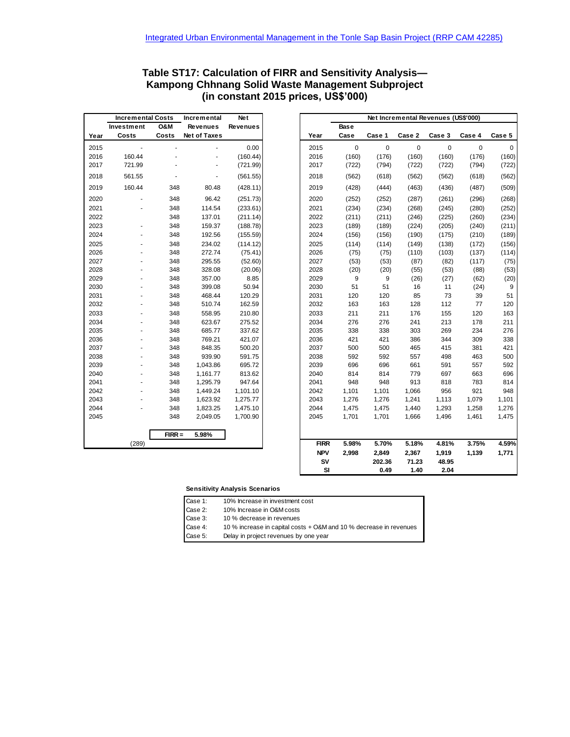## Table ST17: Calculation of FIRR and Sensitivity Analysis— Kampong Chhnang Solid Waste Management Subproject (in constant 2015 prices, US$'000)

| Year | Incremental Costs: Investment Costs | Incremental Costs: O&M Costs | Incremental Revenues Net of Taxes | Net Revenues |
|---|---|---|---|---|
| 2015 | - | - | - | 0.00 |
| 2016 | 160.44 | - | - | (160.44) |
| 2017 | 721.99 | - | - | (721.99) |
| 2018 | 561.55 | - | - | (561.55) |
| 2019 | 160.44 | 348 | 80.48 | (428.11) |
| 2020 | - | 348 | 96.42 | (251.73) |
| 2021 | - | 348 | 114.54 | (233.61) |
| 2022 | | 348 | 137.01 | (211.14) |
| 2023 | - | 348 | 159.37 | (188.78) |
| 2024 | - | 348 | 192.56 | (155.59) |
| 2025 | - | 348 | 234.02 | (114.12) |
| 2026 | - | 348 | 272.74 | (75.41) |
| 2027 | - | 348 | 295.55 | (52.60) |
| 2028 | - | 348 | 328.08 | (20.06) |
| 2029 | - | 348 | 357.00 | 8.85 |
| 2030 | - | 348 | 399.08 | 50.94 |
| 2031 | - | 348 | 468.44 | 120.29 |
| 2032 | - | 348 | 510.74 | 162.59 |
| 2033 | - | 348 | 558.95 | 210.80 |
| 2034 | - | 348 | 623.67 | 275.52 |
| 2035 | - | 348 | 685.77 | 337.62 |
| 2036 | - | 348 | 769.21 | 421.07 |
| 2037 | - | 348 | 848.35 | 500.20 |
| 2038 | - | 348 | 939.90 | 591.75 |
| 2039 | - | 348 | 1,043.86 | 695.72 |
| 2040 | - | 348 | 1,161.77 | 813.62 |
| 2041 | - | 348 | 1,295.79 | 947.64 |
| 2042 | - | 348 | 1,449.24 | 1,101.10 |
| 2043 | - | 348 | 1,623.92 | 1,275.77 |
| 2044 | - | 348 | 1,823.25 | 1,475.10 |
| 2045 | | 348 | 2,049.05 | 1,700.90 |
| | | FIRR = | 5.98% | |
| | (289) | | | |

| Year | Net Incremental Revenues (US$'000): Base Case | Case 1 | Case 2 | Case 3 | Case 4 | Case 5 |
|---|---|---|---|---|---|---|
| 2015 | 0 | 0 | 0 | 0 | 0 | 0 |
| 2016 | (160) | (176) | (160) | (160) | (176) | (160) |
| 2017 | (722) | (794) | (722) | (722) | (794) | (722) |
| 2018 | (562) | (618) | (562) | (562) | (618) | (562) |
| 2019 | (428) | (444) | (463) | (436) | (487) | (509) |
| 2020 | (252) | (252) | (287) | (261) | (296) | (268) |
| 2021 | (234) | (234) | (268) | (245) | (280) | (252) |
| 2022 | (211) | (211) | (246) | (225) | (260) | (234) |
| 2023 | (189) | (189) | (224) | (205) | (240) | (211) |
| 2024 | (156) | (156) | (190) | (175) | (210) | (189) |
| 2025 | (114) | (114) | (149) | (138) | (172) | (156) |
| 2026 | (75) | (75) | (110) | (103) | (137) | (114) |
| 2027 | (53) | (53) | (87) | (82) | (117) | (75) |
| 2028 | (20) | (20) | (55) | (53) | (88) | (53) |
| 2029 | 9 | 9 | (26) | (27) | (62) | (20) |
| 2030 | 51 | 51 | 16 | 11 | (24) | 9 |
| 2031 | 120 | 120 | 85 | 73 | 39 | 51 |
| 2032 | 163 | 163 | 128 | 112 | 77 | 120 |
| 2033 | 211 | 211 | 176 | 155 | 120 | 163 |
| 2034 | 276 | 276 | 241 | 213 | 178 | 211 |
| 2035 | 338 | 338 | 303 | 269 | 234 | 276 |
| 2036 | 421 | 421 | 386 | 344 | 309 | 338 |
| 2037 | 500 | 500 | 465 | 415 | 381 | 421 |
| 2038 | 592 | 592 | 557 | 498 | 463 | 500 |
| 2039 | 696 | 696 | 661 | 591 | 557 | 592 |
| 2040 | 814 | 814 | 779 | 697 | 663 | 696 |
| 2041 | 948 | 948 | 913 | 818 | 783 | 814 |
| 2042 | 1,101 | 1,101 | 1,066 | 956 | 921 | 948 |
| 2043 | 1,276 | 1,276 | 1,241 | 1,113 | 1,079 | 1,101 |
| 2044 | 1,475 | 1,475 | 1,440 | 1,293 | 1,258 | 1,276 |
| 2045 | 1,701 | 1,701 | 1,666 | 1,496 | 1,461 | 1,475 |
| **FIRR** | **5.98%** | **5.70%** | **5.18%** | **4.81%** | **3.75%** | **4.59%** |
| **NPV** | **2,998** | **2,849** | **2,367** | **1,919** | **1,139** | **1,771** |
| **SV** | | **202.36** | **71.23** | **48.95** | | |
| **SI** | | **0.49** | **1.40** | **2.04** | | |

**Sensitivity Analysis Scenarios**

| | |
|---|---|
| Case 1: | 10% Increase in investment cost |
| Case 2: | 10% Increase in O&M costs |
| Case 3: | 10 % decrease in revenues |
| Case 4: | 10 % increase in capital costs + O&M and 10 % decrease in revenues |
| Case 5: | Delay in project revenues by one year |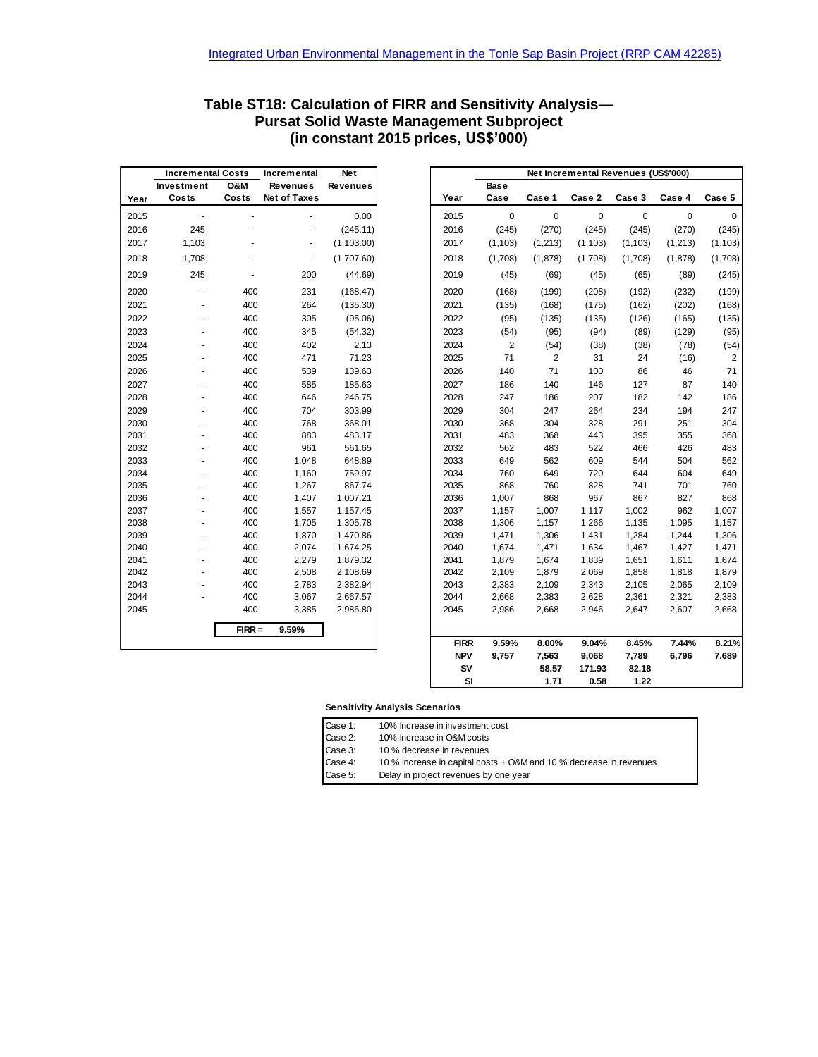Integrated Urban Environmental Management in the Tonle Sap Basin Project (RRP CAM 42285)

## Table ST18: Calculation of FIRR and Sensitivity Analysis—Pursat Solid Waste Management Subproject (in constant 2015 prices, US$'000)

| Year | Incremental Costs | | Incremental Revenues Net of Taxes | Net Revenues |
|---|---|---|---|---|
| | Investment Costs | O&M Costs | | |
| 2015 | - | - | - | 0.00 |
| 2016 | 245 | - | - | (245.11) |
| 2017 | 1,103 | - | - | (1,103.00) |
| 2018 | 1,708 | - | - | (1,707.60) |
| 2019 | 245 | - | 200 | (44.69) |
| 2020 | - | 400 | 231 | (168.47) |
| 2021 | - | 400 | 264 | (135.30) |
| 2022 | - | 400 | 305 | (95.06) |
| 2023 | - | 400 | 345 | (54.32) |
| 2024 | - | 400 | 402 | 2.13 |
| 2025 | - | 400 | 471 | 71.23 |
| 2026 | - | 400 | 539 | 139.63 |
| 2027 | - | 400 | 585 | 185.63 |
| 2028 | - | 400 | 646 | 246.75 |
| 2029 | - | 400 | 704 | 303.99 |
| 2030 | - | 400 | 768 | 368.01 |
| 2031 | - | 400 | 883 | 483.17 |
| 2032 | - | 400 | 961 | 561.65 |
| 2033 | - | 400 | 1,048 | 648.89 |
| 2034 | - | 400 | 1,160 | 759.97 |
| 2035 | - | 400 | 1,267 | 867.74 |
| 2036 | - | 400 | 1,407 | 1,007.21 |
| 2037 | - | 400 | 1,557 | 1,157.45 |
| 2038 | - | 400 | 1,705 | 1,305.78 |
| 2039 | - | 400 | 1,870 | 1,470.86 |
| 2040 | - | 400 | 2,074 | 1,674.25 |
| 2041 | - | 400 | 2,279 | 1,879.32 |
| 2042 | - | 400 | 2,508 | 2,108.69 |
| 2043 | - | 400 | 2,783 | 2,382.94 |
| 2044 | - | 400 | 3,067 | 2,667.57 |
| 2045 | | 400 | 3,385 | 2,985.80 |
| | | **FIRR =** | **9.59%** | |

| Year | Net Incremental Revenues (US$'000) | | | | | |
|---|---|---|---|---|---|---|
| | Base Case | Case 1 | Case 2 | Case 3 | Case 4 | Case 5 |
| 2015 | 0 | 0 | 0 | 0 | 0 | 0 |
| 2016 | (245) | (270) | (245) | (245) | (270) | (245) |
| 2017 | (1,103) | (1,213) | (1,103) | (1,103) | (1,213) | (1,103) |
| 2018 | (1,708) | (1,878) | (1,708) | (1,708) | (1,878) | (1,708) |
| 2019 | (45) | (69) | (45) | (65) | (89) | (245) |
| 2020 | (168) | (199) | (208) | (192) | (232) | (199) |
| 2021 | (135) | (168) | (175) | (162) | (202) | (168) |
| 2022 | (95) | (135) | (135) | (126) | (165) | (135) |
| 2023 | (54) | (95) | (94) | (89) | (129) | (95) |
| 2024 | 2 | (54) | (38) | (38) | (78) | (54) |
| 2025 | 71 | 2 | 31 | 24 | (16) | 2 |
| 2026 | 140 | 71 | 100 | 86 | 46 | 71 |
| 2027 | 186 | 140 | 146 | 127 | 87 | 140 |
| 2028 | 247 | 186 | 207 | 182 | 142 | 186 |
| 2029 | 304 | 247 | 264 | 234 | 194 | 247 |
| 2030 | 368 | 304 | 328 | 291 | 251 | 304 |
| 2031 | 483 | 368 | 443 | 395 | 355 | 368 |
| 2032 | 562 | 483 | 522 | 466 | 426 | 483 |
| 2033 | 649 | 562 | 609 | 544 | 504 | 562 |
| 2034 | 760 | 649 | 720 | 644 | 604 | 649 |
| 2035 | 868 | 760 | 828 | 741 | 701 | 760 |
| 2036 | 1,007 | 868 | 967 | 867 | 827 | 868 |
| 2037 | 1,157 | 1,007 | 1,117 | 1,002 | 962 | 1,007 |
| 2038 | 1,306 | 1,157 | 1,266 | 1,135 | 1,095 | 1,157 |
| 2039 | 1,471 | 1,306 | 1,431 | 1,284 | 1,244 | 1,306 |
| 2040 | 1,674 | 1,471 | 1,634 | 1,467 | 1,427 | 1,471 |
| 2041 | 1,879 | 1,674 | 1,839 | 1,651 | 1,611 | 1,674 |
| 2042 | 2,109 | 1,879 | 2,069 | 1,858 | 1,818 | 1,879 |
| 2043 | 2,383 | 2,109 | 2,343 | 2,105 | 2,065 | 2,109 |
| 2044 | 2,668 | 2,383 | 2,628 | 2,361 | 2,321 | 2,383 |
| 2045 | 2,986 | 2,668 | 2,946 | 2,647 | 2,607 | 2,668 |
| **FIRR** | **9.59%** | **8.00%** | **9.04%** | **8.45%** | **7.44%** | **8.21%** |
| **NPV** | **9,757** | **7,563** | **9,068** | **7,789** | **6,796** | **7,689** |
| **SV** | | **58.57** | **171.93** | **82.18** | | |
| **SI** | | **1.71** | **0.58** | **1.22** | | |

**Sensitivity Analysis Scenarios**

| | |
|---|---|
| Case 1: | 10% Increase in investment cost |
| Case 2: | 10% Increase in O&M costs |
| Case 3: | 10 % decrease in revenues |
| Case 4: | 10 % increase in capital costs + O&M and 10 % decrease in revenues |
| Case 5: | Delay in project revenues by one year |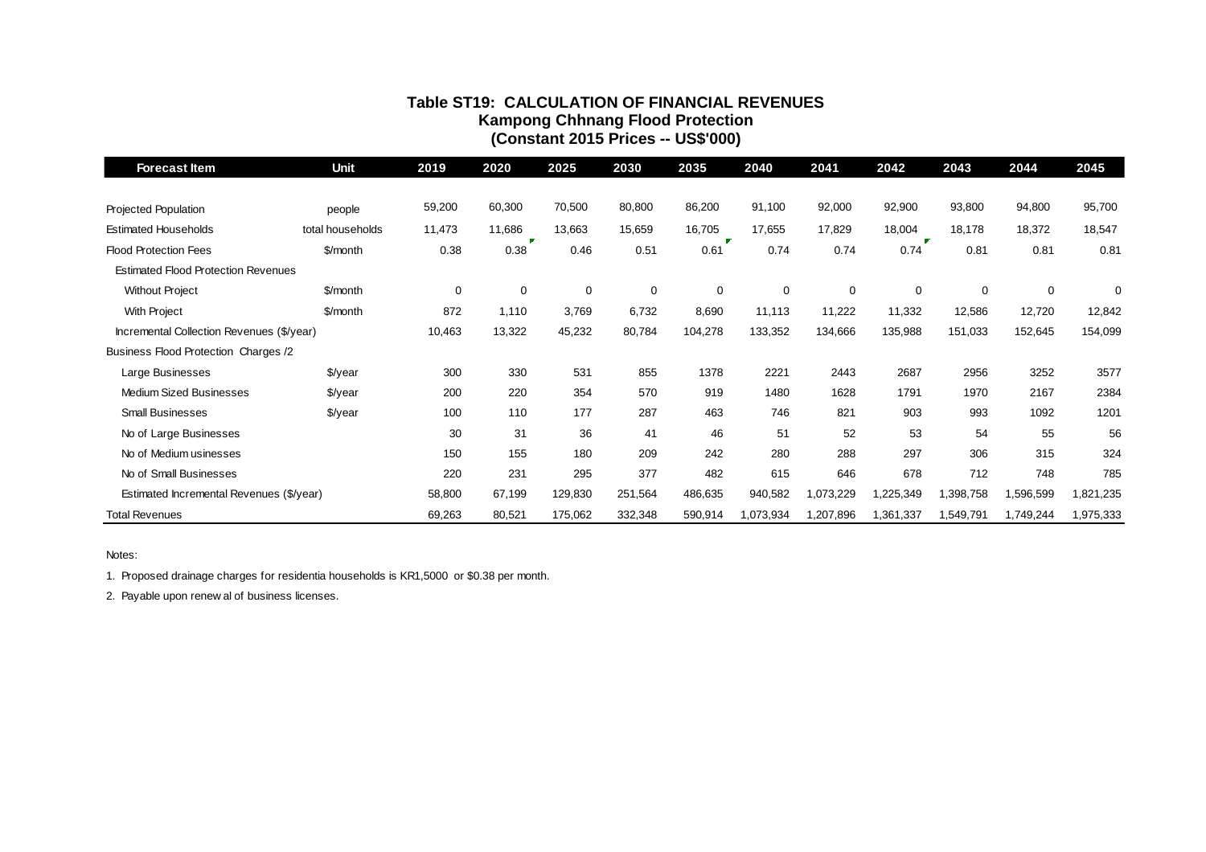## Table ST19: CALCULATION OF FINANCIAL REVENUES
### Kampong Chhnang Flood Protection
### (Constant 2015 Prices -- US$'000)

| Forecast Item | Unit | 2019 | 2020 | 2025 | 2030 | 2035 | 2040 | 2041 | 2042 | 2043 | 2044 | 2045 |
|---|---|---|---|---|---|---|---|---|---|---|---|---|
| Projected Population | people | 59,200 | 60,300 | 70,500 | 80,800 | 86,200 | 91,100 | 92,000 | 92,900 | 93,800 | 94,800 | 95,700 |
| Estimated Households | total households | 11,473 | 11,686 | 13,663 | 15,659 | 16,705 | 17,655 | 17,829 | 18,004 | 18,178 | 18,372 | 18,547 |
| Flood Protection Fees | $/month | 0.38 | 0.38 | 0.46 | 0.51 | 0.61 | 0.74 | 0.74 | 0.74 | 0.81 | 0.81 | 0.81 |
| Estimated Flood Protection Revenues | | | | | | | | | | | | |
| Without Project | $/month | 0 | 0 | 0 | 0 | 0 | 0 | 0 | 0 | 0 | 0 | 0 |
| With Project | $/month | 872 | 1,110 | 3,769 | 6,732 | 8,690 | 11,113 | 11,222 | 11,332 | 12,586 | 12,720 | 12,842 |
| Incremental Collection Revenues ($/year) | | 10,463 | 13,322 | 45,232 | 80,784 | 104,278 | 133,352 | 134,666 | 135,988 | 151,033 | 152,645 | 154,099 |
| Business Flood Protection Charges /2 | | | | | | | | | | | | |
| Large Businesses | $/year | 300 | 330 | 531 | 855 | 1378 | 2221 | 2443 | 2687 | 2956 | 3252 | 3577 |
| Medium Sized Businesses | $/year | 200 | 220 | 354 | 570 | 919 | 1480 | 1628 | 1791 | 1970 | 2167 | 2384 |
| Small Businesses | $/year | 100 | 110 | 177 | 287 | 463 | 746 | 821 | 903 | 993 | 1092 | 1201 |
| No of Large Businesses | | 30 | 31 | 36 | 41 | 46 | 51 | 52 | 53 | 54 | 55 | 56 |
| No of Medium usinesses | | 150 | 155 | 180 | 209 | 242 | 280 | 288 | 297 | 306 | 315 | 324 |
| No of Small Businesses | | 220 | 231 | 295 | 377 | 482 | 615 | 646 | 678 | 712 | 748 | 785 |
| Estimated Incremental Revenues ($/year) | | 58,800 | 67,199 | 129,830 | 251,564 | 486,635 | 940,582 | 1,073,229 | 1,225,349 | 1,398,758 | 1,596,599 | 1,821,235 |
| Total Revenues | | 69,263 | 80,521 | 175,062 | 332,348 | 590,914 | 1,073,934 | 1,207,896 | 1,361,337 | 1,549,791 | 1,749,244 | 1,975,333 |

Notes:

1. Proposed drainage charges for residentia households is KR1,5000 or $0.38 per month.

2. Payable upon renew al of business licenses.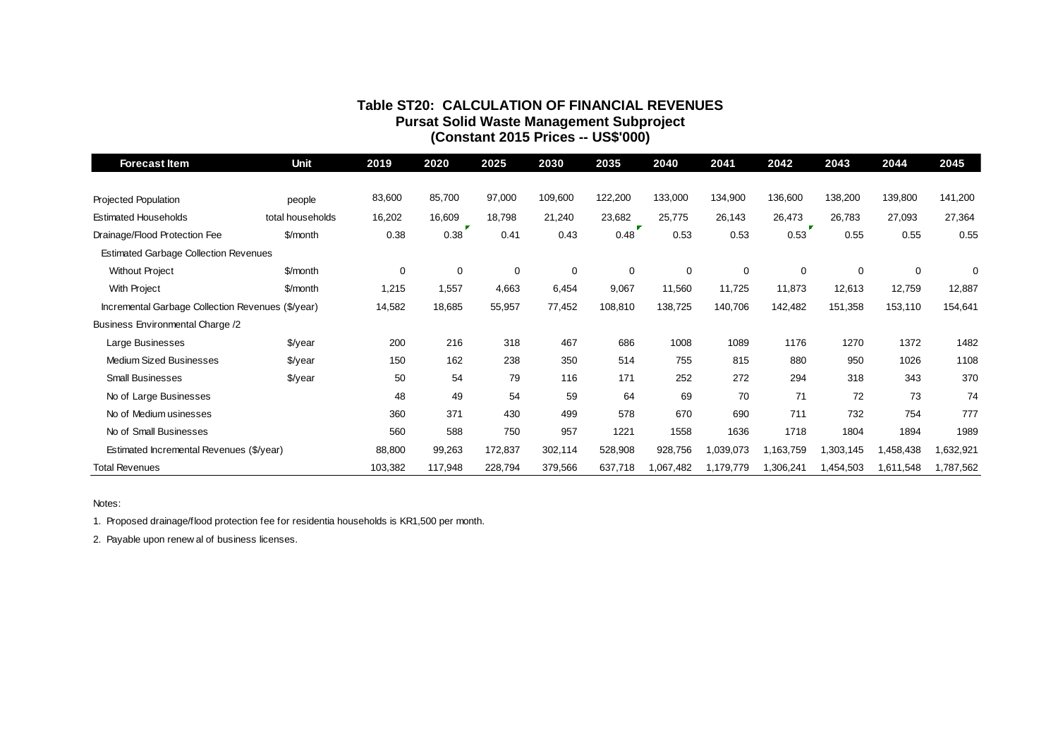**Table ST20: CALCULATION OF FINANCIAL REVENUES**
**Pursat Solid Waste Management Subproject**
**(Constant 2015 Prices -- US$'000)**

| Forecast Item | Unit | 2019 | 2020 | 2025 | 2030 | 2035 | 2040 | 2041 | 2042 | 2043 | 2044 | 2045 |
|---|---|---|---|---|---|---|---|---|---|---|---|---|
| Projected Population | people | 83,600 | 85,700 | 97,000 | 109,600 | 122,200 | 133,000 | 134,900 | 136,600 | 138,200 | 139,800 | 141,200 |
| Estimated Households | total households | 16,202 | 16,609 | 18,798 | 21,240 | 23,682 | 25,775 | 26,143 | 26,473 | 26,783 | 27,093 | 27,364 |
| Drainage/Flood Protection Fee | $/month | 0.38 | 0.38 | 0.41 | 0.43 | 0.48 | 0.53 | 0.53 | 0.53 | 0.55 | 0.55 | 0.55 |
| Estimated Garbage Collection Revenues | | | | | | | | | | | | |
| Without Project | $/month | 0 | 0 | 0 | 0 | 0 | 0 | 0 | 0 | 0 | 0 | 0 |
| With Project | $/month | 1,215 | 1,557 | 4,663 | 6,454 | 9,067 | 11,560 | 11,725 | 11,873 | 12,613 | 12,759 | 12,887 |
| Incremental Garbage Collection Revenues ($/year) | | 14,582 | 18,685 | 55,957 | 77,452 | 108,810 | 138,725 | 140,706 | 142,482 | 151,358 | 153,110 | 154,641 |
| Business Environmental Charge /2 | | | | | | | | | | | | |
| Large Businesses | $/year | 200 | 216 | 318 | 467 | 686 | 1008 | 1089 | 1176 | 1270 | 1372 | 1482 |
| Medium Sized Businesses | $/year | 150 | 162 | 238 | 350 | 514 | 755 | 815 | 880 | 950 | 1026 | 1108 |
| Small Businesses | $/year | 50 | 54 | 79 | 116 | 171 | 252 | 272 | 294 | 318 | 343 | 370 |
| No of Large Businesses | | 48 | 49 | 54 | 59 | 64 | 69 | 70 | 71 | 72 | 73 | 74 |
| No of Medium usinesses | | 360 | 371 | 430 | 499 | 578 | 670 | 690 | 711 | 732 | 754 | 777 |
| No of Small Businesses | | 560 | 588 | 750 | 957 | 1221 | 1558 | 1636 | 1718 | 1804 | 1894 | 1989 |
| Estimated Incremental Revenues ($/year) | | 88,800 | 99,263 | 172,837 | 302,114 | 528,908 | 928,756 | 1,039,073 | 1,163,759 | 1,303,145 | 1,458,438 | 1,632,921 |
| Total Revenues | | 103,382 | 117,948 | 228,794 | 379,566 | 637,718 | 1,067,482 | 1,179,779 | 1,306,241 | 1,454,503 | 1,611,548 | 1,787,562 |

Notes:

1. Proposed drainage/flood protection fee for residentia households is KR1,500 per month.

2. Payable upon renew al of business licenses.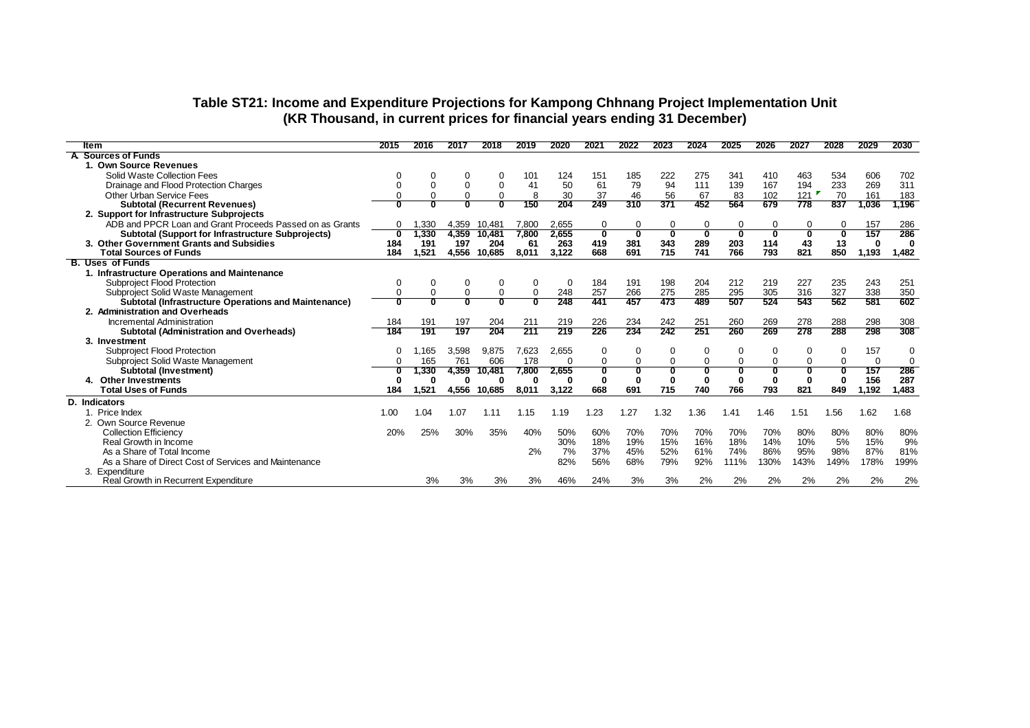# Table ST21: Income and Expenditure Projections for Kampong Chhnang Project Implementation Unit

## (KR Thousand, in current prices for financial years ending 31 December)

| Item | 2015 | 2016 | 2017 | 2018 | 2019 | 2020 | 2021 | 2022 | 2023 | 2024 | 2025 | 2026 | 2027 | 2028 | 2029 | 2030 |
|---|---|---|---|---|---|---|---|---|---|---|---|---|---|---|---|---|
| **A. Sources of Funds** | | | | | | | | | | | | | | | | |
| **1. Own Source Revenues** | | | | | | | | | | | | | | | | |
| Solid Waste Collection Fees | 0 | 0 | 0 | 0 | 101 | 124 | 151 | 185 | 222 | 275 | 341 | 410 | 463 | 534 | 606 | 702 |
| Drainage and Flood Protection Charges | 0 | 0 | 0 | 0 | 41 | 50 | 61 | 79 | 94 | 111 | 139 | 167 | 194 | 233 | 269 | 311 |
| Other Urban Service Fees | 0 | 0 | 0 | 0 | 8 | 30 | 37 | 46 | 56 | 67 | 83 | 102 | 121 | 70 | 161 | 183 |
| **Subtotal (Recurrent Revenues)** | **0** | **0** | **0** | **0** | **150** | **204** | **249** | **310** | **371** | **452** | **564** | **679** | **778** | **837** | **1,036** | **1,196** |
| **2. Support for Infrastructure Subprojects** | | | | | | | | | | | | | | | | |
| ADB and PPCR Loan and Grant Proceeds Passed on as Grants | 0 | 1,330 | 4,359 | 10,481 | 7,800 | 2,655 | 0 | 0 | 0 | 0 | 0 | 0 | 0 | 0 | 157 | 286 |
| **Subtotal (Support for Infrastructure Subprojects)** | **0** | **1,330** | **4,359** | **10,481** | **7,800** | **2,655** | **0** | **0** | **0** | **0** | **0** | **0** | **0** | **0** | **157** | **286** |
| **3. Other Government Grants and Subsidies** | **184** | **191** | **197** | **204** | **61** | **263** | **419** | **381** | **343** | **289** | **203** | **114** | **43** | **13** | **0** | **0** |
| **Total Sources of Funds** | **184** | **1,521** | **4,556** | **10,685** | **8,011** | **3,122** | **668** | **691** | **715** | **741** | **766** | **793** | **821** | **850** | **1,193** | **1,482** |
| **B. Uses of Funds** | | | | | | | | | | | | | | | | |
| **1. Infrastructure Operations and Maintenance** | | | | | | | | | | | | | | | | |
| Subproject Flood Protection | 0 | 0 | 0 | 0 | 0 | 0 | 184 | 191 | 198 | 204 | 212 | 219 | 227 | 235 | 243 | 251 |
| Subproject Solid Waste Management | 0 | 0 | 0 | 0 | 0 | 248 | 257 | 266 | 275 | 285 | 295 | 305 | 316 | 327 | 338 | 350 |
| **Subtotal (Infrastructure Operations and Maintenance)** | **0** | **0** | **0** | **0** | **0** | **248** | **441** | **457** | **473** | **489** | **507** | **524** | **543** | **562** | **581** | **602** |
| **2. Administration and Overheads** | | | | | | | | | | | | | | | | |
| Incremental Administration | 184 | 191 | 197 | 204 | 211 | 219 | 226 | 234 | 242 | 251 | 260 | 269 | 278 | 288 | 298 | 308 |
| **Subtotal (Administration and Overheads)** | **184** | **191** | **197** | **204** | **211** | **219** | **226** | **234** | **242** | **251** | **260** | **269** | **278** | **288** | **298** | **308** |
| **3. Investment** | | | | | | | | | | | | | | | | |
| Subproject Flood Protection | 0 | 1,165 | 3,598 | 9,875 | 7,623 | 2,655 | 0 | 0 | 0 | 0 | 0 | 0 | 0 | 0 | 157 | 0 |
| Subproject Solid Waste Management | 0 | 165 | 761 | 606 | 178 | 0 | 0 | 0 | 0 | 0 | 0 | 0 | 0 | 0 | 0 | 0 |
| **Subtotal (Investment)** | **0** | **1,330** | **4,359** | **10,481** | **7,800** | **2,655** | **0** | **0** | **0** | **0** | **0** | **0** | **0** | **0** | **157** | **286** |
| **4. Other Investments** | **0** | **0** | **0** | **0** | **0** | **0** | **0** | **0** | **0** | **0** | **0** | **0** | **0** | **0** | **156** | **287** |
| **Total Uses of Funds** | **184** | **1,521** | **4,556** | **10,685** | **8,011** | **3,122** | **668** | **691** | **715** | **740** | **766** | **793** | **821** | **849** | **1,192** | **1,483** |
| **D. Indicators** | | | | | | | | | | | | | | | | |
| 1. Price Index | 1.00 | 1.04 | 1.07 | 1.11 | 1.15 | 1.19 | 1.23 | 1.27 | 1.32 | 1.36 | 1.41 | 1.46 | 1.51 | 1.56 | 1.62 | 1.68 |
| 2. Own Source Revenue | | | | | | | | | | | | | | | | |
| Collection Efficiency | 20% | 25% | 30% | 35% | 40% | 50% | 60% | 70% | 70% | 70% | 70% | 70% | 80% | 80% | 80% | 80% |
| Real Growth in Income | | | | | | 30% | 18% | 19% | 15% | 16% | 18% | 14% | 10% | 5% | 15% | 9% |
| As a Share of Total Income | | | | | 2% | 7% | 37% | 45% | 52% | 61% | 74% | 86% | 95% | 98% | 87% | 81% |
| As a Share of Direct Cost of Services and Maintenance | | | | | | 82% | 56% | 68% | 79% | 92% | 111% | 130% | 143% | 149% | 178% | 199% |
| 3. Expenditure | | | | | | | | | | | | | | | | |
| Real Growth in Recurrent Expenditure | | 3% | 3% | 3% | 3% | 46% | 24% | 3% | 3% | 2% | 2% | 2% | 2% | 2% | 2% | 2% |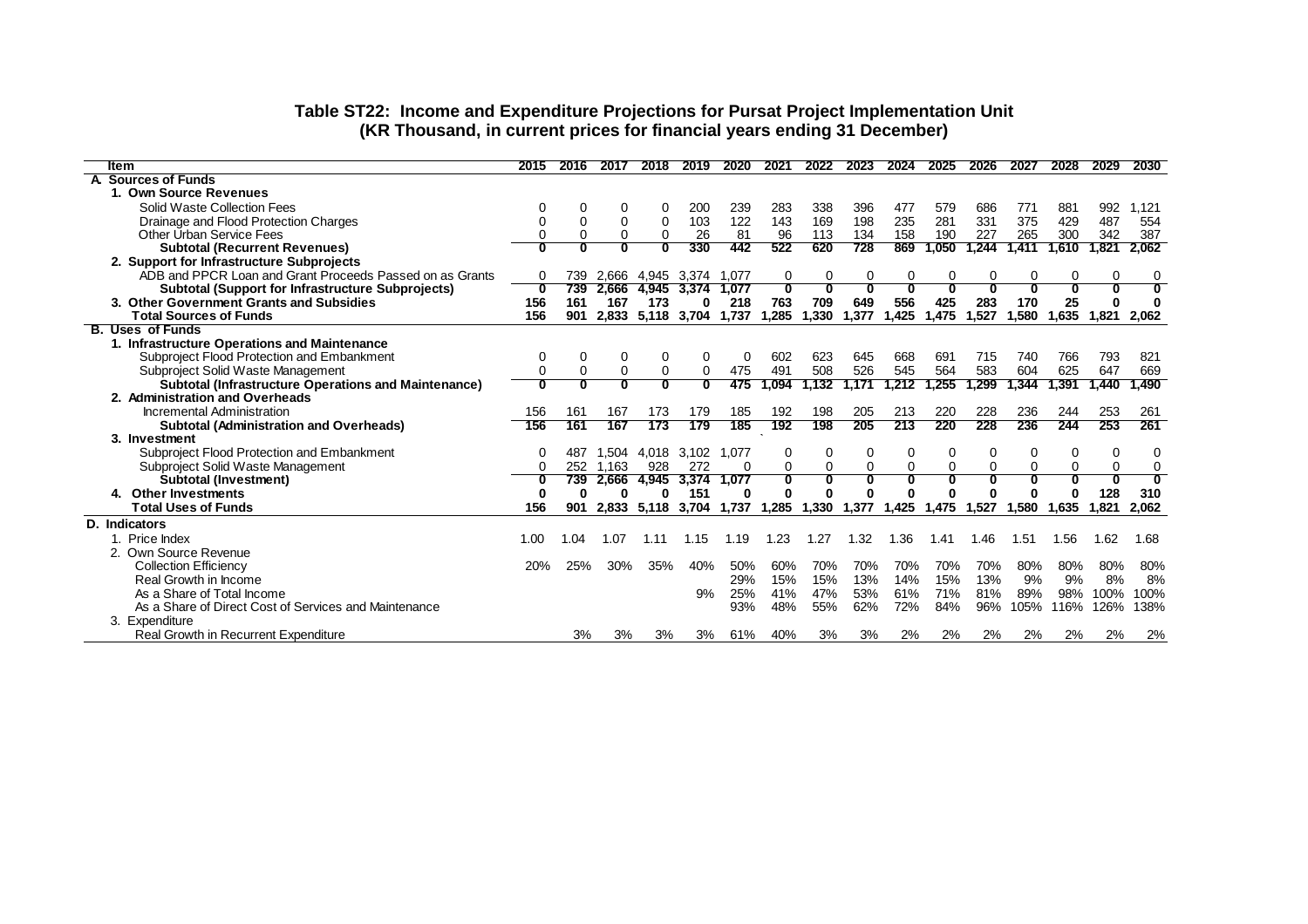# Table ST22: Income and Expenditure Projections for Pursat Project Implementation Unit
## (KR Thousand, in current prices for financial years ending 31 December)

| Item | 2015 | 2016 | 2017 | 2018 | 2019 | 2020 | 2021 | 2022 | 2023 | 2024 | 2025 | 2026 | 2027 | 2028 | 2029 | 2030 |
|---|---|---|---|---|---|---|---|---|---|---|---|---|---|---|---|---|
| **A. Sources of Funds** | | | | | | | | | | | | | | | | |
| **1. Own Source Revenues** | | | | | | | | | | | | | | | | |
| Solid Waste Collection Fees | 0 | 0 | 0 | 0 | 200 | 239 | 283 | 338 | 396 | 477 | 579 | 686 | 771 | 881 | 992 | 1,121 |
| Drainage and Flood Protection Charges | 0 | 0 | 0 | 0 | 103 | 122 | 143 | 169 | 198 | 235 | 281 | 331 | 375 | 429 | 487 | 554 |
| Other Urban Service Fees | 0 | 0 | 0 | 0 | 26 | 81 | 96 | 113 | 134 | 158 | 190 | 227 | 265 | 300 | 342 | 387 |
| **Subtotal (Recurrent Revenues)** | **0** | **0** | **0** | **0** | **330** | **442** | **522** | **620** | **728** | **869** | **1,050** | **1,244** | **1,411** | **1,610** | **1,821** | **2,062** |
| **2. Support for Infrastructure Subprojects** | | | | | | | | | | | | | | | | |
| ADB and PPCR Loan and Grant Proceeds Passed on as Grants | 0 | 739 | 2,666 | 4,945 | 3,374 | 1,077 | 0 | 0 | 0 | 0 | 0 | 0 | 0 | 0 | 0 | 0 |
| **Subtotal (Support for Infrastructure Subprojects)** | **0** | **739** | **2,666** | **4,945** | **3,374** | **1,077** | **0** | **0** | **0** | **0** | **0** | **0** | **0** | **0** | **0** | **0** |
| **3. Other Government Grants and Subsidies** | **156** | **161** | **167** | **173** | **0** | **218** | **763** | **709** | **649** | **556** | **425** | **283** | **170** | **25** | **0** | **0** |
| **Total Sources of Funds** | **156** | **901** | **2,833** | **5,118** | **3,704** | **1,737** | **1,285** | **1,330** | **1,377** | **1,425** | **1,475** | **1,527** | **1,580** | **1,635** | **1,821** | **2,062** |
| **B. Uses of Funds** | | | | | | | | | | | | | | | | |
| **1. Infrastructure Operations and Maintenance** | | | | | | | | | | | | | | | | |
| Subproject Flood Protection and Embankment | 0 | 0 | 0 | 0 | 0 | 0 | 602 | 623 | 645 | 668 | 691 | 715 | 740 | 766 | 793 | 821 |
| Subproject Solid Waste Management | 0 | 0 | 0 | 0 | 0 | 475 | 491 | 508 | 526 | 545 | 564 | 583 | 604 | 625 | 647 | 669 |
| **Subtotal (Infrastructure Operations and Maintenance)** | **0** | **0** | **0** | **0** | **0** | **475** | **1,094** | **1,132** | **1,171** | **1,212** | **1,255** | **1,299** | **1,344** | **1,391** | **1,440** | **1,490** |
| **2. Administration and Overheads** | | | | | | | | | | | | | | | | |
| Incremental Administration | 156 | 161 | 167 | 173 | 179 | 185 | 192 | 198 | 205 | 213 | 220 | 228 | 236 | 244 | 253 | 261 |
| **Subtotal (Administration and Overheads)** | **156** | **161** | **167** | **173** | **179** | **185** | **192** | **198** | **205** | **213** | **220** | **228** | **236** | **244** | **253** | **261** |
| **3. Investment** | | | | | | | | | | | | | | | | |
| Subproject Flood Protection and Embankment | 0 | 487 | 1,504 | 4,018 | 3,102 | 1,077 | 0 | 0 | 0 | 0 | 0 | 0 | 0 | 0 | 0 | 0 |
| Subproject Solid Waste Management | 0 | 252 | 1,163 | 928 | 272 | 0 | 0 | 0 | 0 | 0 | 0 | 0 | 0 | 0 | 0 | 0 |
| **Subtotal (Investment)** | **0** | **739** | **2,666** | **4,945** | **3,374** | **1,077** | **0** | **0** | **0** | **0** | **0** | **0** | **0** | **0** | **0** | **0** |
| **4. Other Investments** | **0** | **0** | **0** | **0** | **151** | **0** | **0** | **0** | **0** | **0** | **0** | **0** | **0** | **0** | **128** | **310** |
| **Total Uses of Funds** | **156** | **901** | **2,833** | **5,118** | **3,704** | **1,737** | **1,285** | **1,330** | **1,377** | **1,425** | **1,475** | **1,527** | **1,580** | **1,635** | **1,821** | **2,062** |
| **D. Indicators** | | | | | | | | | | | | | | | | |
| 1. Price Index | 1.00 | 1.04 | 1.07 | 1.11 | 1.15 | 1.19 | 1.23 | 1.27 | 1.32 | 1.36 | 1.41 | 1.46 | 1.51 | 1.56 | 1.62 | 1.68 |
| 2. Own Source Revenue | | | | | | | | | | | | | | | | |
| Collection Efficiency | 20% | 25% | 30% | 35% | 40% | 50% | 60% | 70% | 70% | 70% | 70% | 70% | 80% | 80% | 80% | 80% |
| Real Growth in Income | | | | | | 29% | 15% | 15% | 13% | 14% | 15% | 13% | 9% | 9% | 8% | 8% |
| As a Share of Total Income | | | | | 9% | 25% | 41% | 47% | 53% | 61% | 71% | 81% | 89% | 98% | 100% | 100% |
| As a Share of Direct Cost of Services and Maintenance | | | | | | 93% | 48% | 55% | 62% | 72% | 84% | 96% | 105% | 116% | 126% | 138% |
| 3. Expenditure | | | | | | | | | | | | | | | | |
| Real Growth in Recurrent Expenditure | | 3% | 3% | 3% | 3% | 61% | 40% | 3% | 3% | 2% | 2% | 2% | 2% | 2% | 2% | 2% |